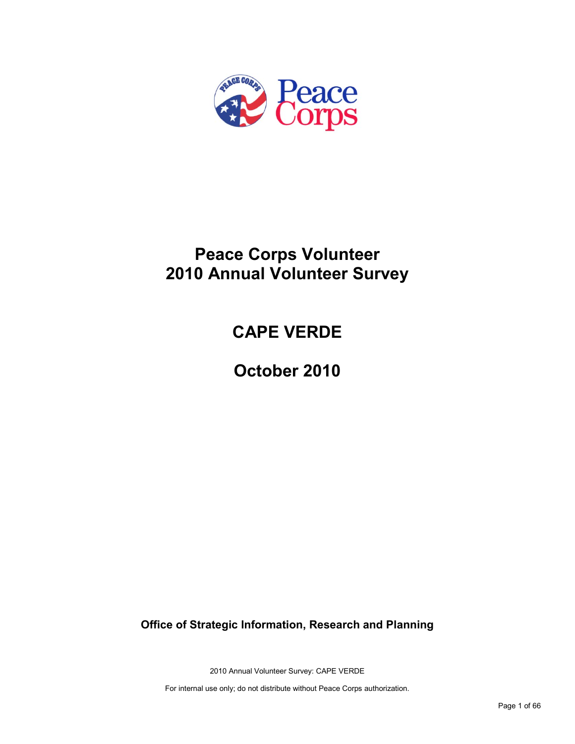# Peace Corps Volunteer
# 2010 Annual Volunteer Survey

## CAPE VERDE

## October 2010

**Office of Strategic Information, Research and Planning**

2010 Annual Volunteer Survey: CAPE VERDE

For internal use only; do not distribute without Peace Corps authorization.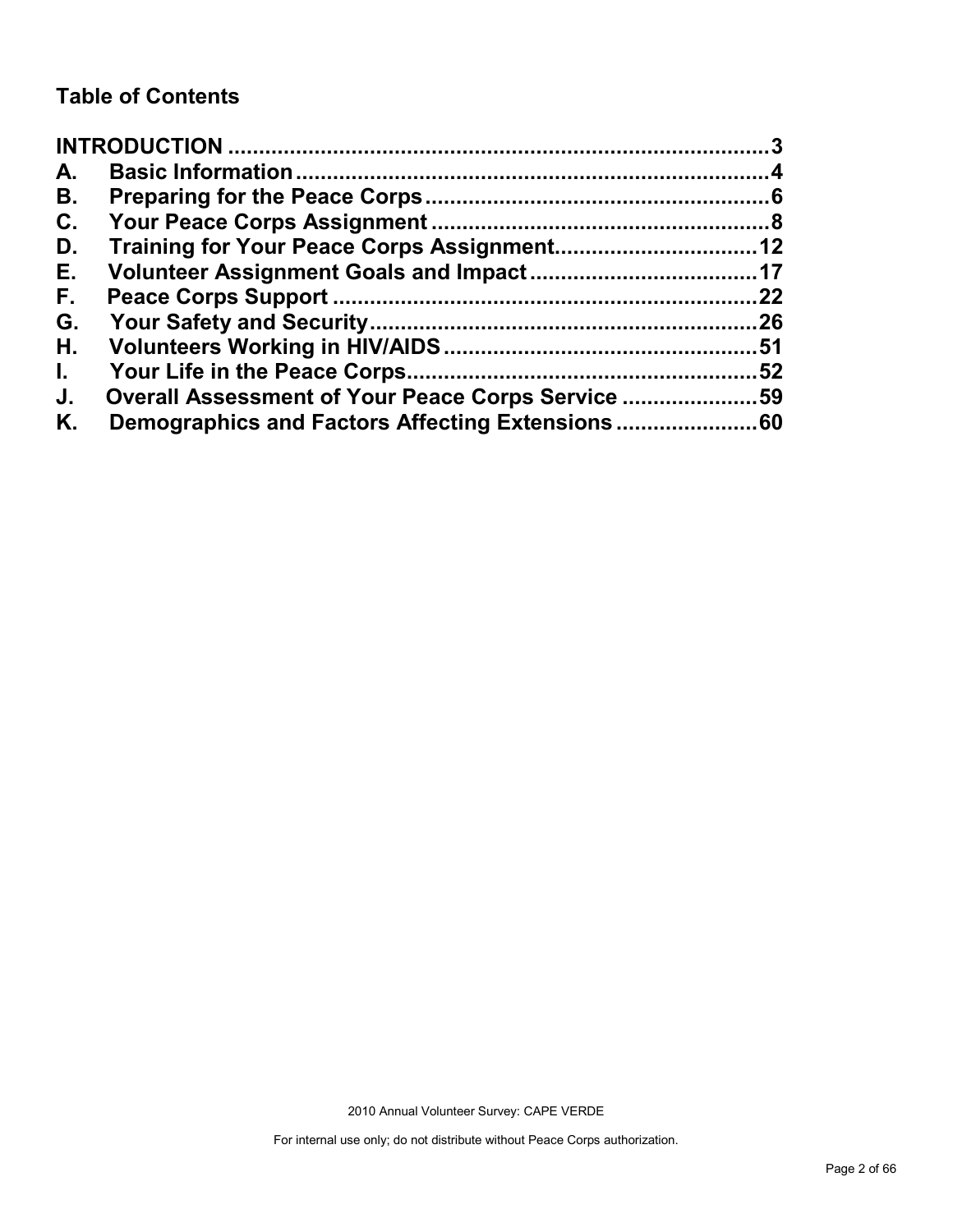## Table of Contents

| | | |
|---|---|---|
| **INTRODUCTION** | | **3** |
| **A.** | **Basic Information** | **4** |
| **B.** | **Preparing for the Peace Corps** | **6** |
| **C.** | **Your Peace Corps Assignment** | **8** |
| **D.** | **Training for Your Peace Corps Assignment** | **12** |
| **E.** | **Volunteer Assignment Goals and Impact** | **17** |
| **F.** | **Peace Corps Support** | **22** |
| **G.** | **Your Safety and Security** | **26** |
| **H.** | **Volunteers Working in HIV/AIDS** | **51** |
| **I.** | **Your Life in the Peace Corps** | **52** |
| **J.** | **Overall Assessment of Your Peace Corps Service** | **59** |
| **K.** | **Demographics and Factors Affecting Extensions** | **60** |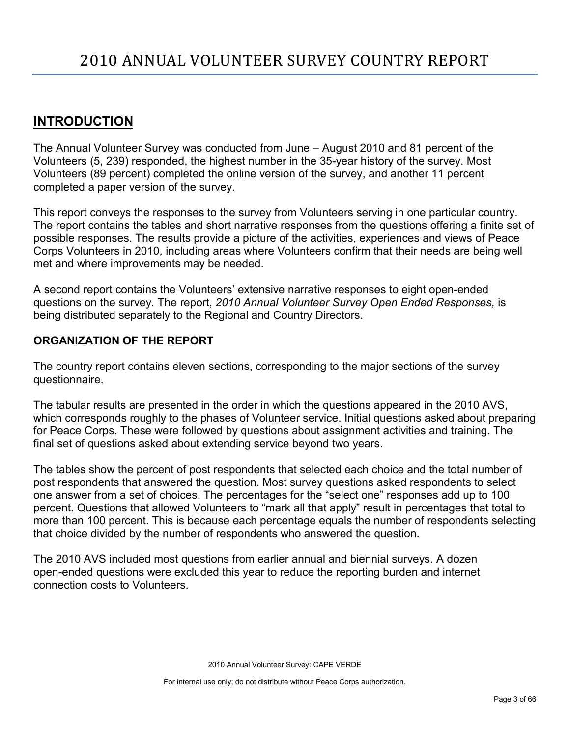# 2010 ANNUAL VOLUNTEER SURVEY COUNTRY REPORT

## INTRODUCTION

The Annual Volunteer Survey was conducted from June – August 2010 and 81 percent of the Volunteers (5, 239) responded, the highest number in the 35-year history of the survey. Most Volunteers (89 percent) completed the online version of the survey, and another 11 percent completed a paper version of the survey.

This report conveys the responses to the survey from Volunteers serving in one particular country. The report contains the tables and short narrative responses from the questions offering a finite set of possible responses. The results provide a picture of the activities, experiences and views of Peace Corps Volunteers in 2010, including areas where Volunteers confirm that their needs are being well met and where improvements may be needed.

A second report contains the Volunteers' extensive narrative responses to eight open-ended questions on the survey. The report, *2010 Annual Volunteer Survey Open Ended Responses,* is being distributed separately to the Regional and Country Directors.

### ORGANIZATION OF THE REPORT

The country report contains eleven sections, corresponding to the major sections of the survey questionnaire.

The tabular results are presented in the order in which the questions appeared in the 2010 AVS, which corresponds roughly to the phases of Volunteer service. Initial questions asked about preparing for Peace Corps. These were followed by questions about assignment activities and training. The final set of questions asked about extending service beyond two years.

The tables show the percent of post respondents that selected each choice and the total number of post respondents that answered the question. Most survey questions asked respondents to select one answer from a set of choices. The percentages for the "select one" responses add up to 100 percent. Questions that allowed Volunteers to "mark all that apply" result in percentages that total to more than 100 percent. This is because each percentage equals the number of respondents selecting that choice divided by the number of respondents who answered the question.

The 2010 AVS included most questions from earlier annual and biennial surveys. A dozen open-ended questions were excluded this year to reduce the reporting burden and internet connection costs to Volunteers.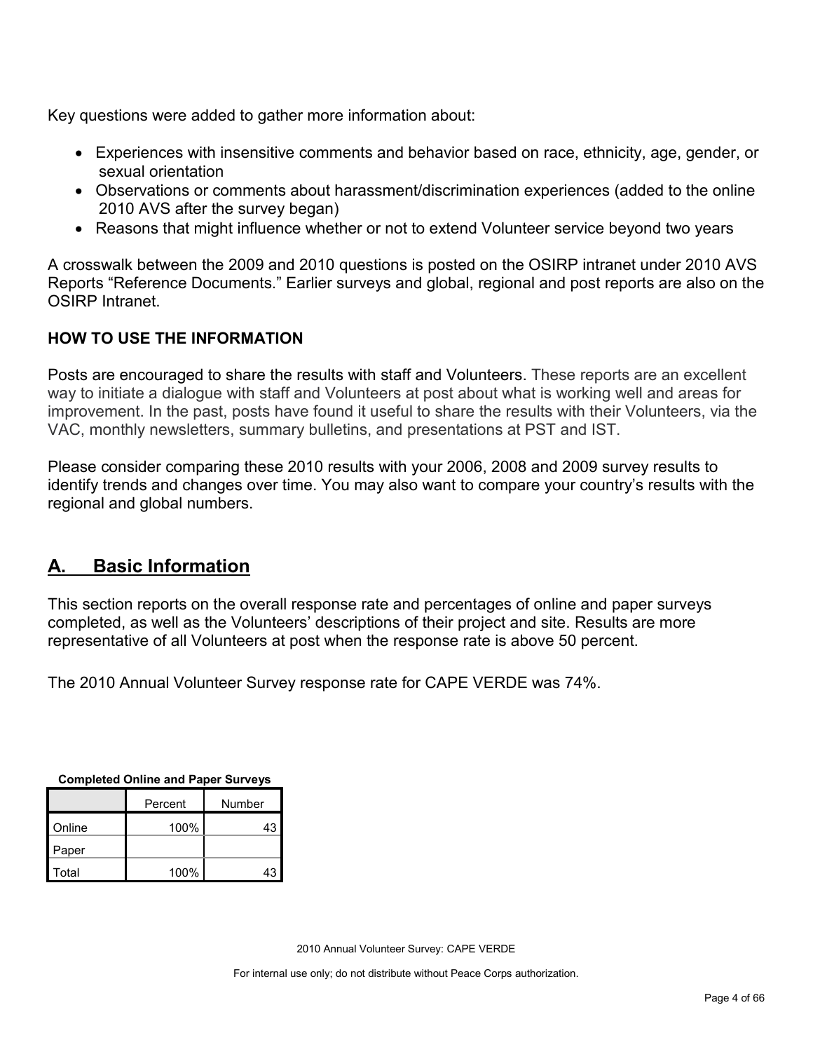Key questions were added to gather more information about:

- Experiences with insensitive comments and behavior based on race, ethnicity, age, gender, or sexual orientation
- Observations or comments about harassment/discrimination experiences (added to the online 2010 AVS after the survey began)
- Reasons that might influence whether or not to extend Volunteer service beyond two years

A crosswalk between the 2009 and 2010 questions is posted on the OSIRP intranet under 2010 AVS Reports "Reference Documents." Earlier surveys and global, regional and post reports are also on the OSIRP Intranet.

**HOW TO USE THE INFORMATION**

Posts are encouraged to share the results with staff and Volunteers. These reports are an excellent way to initiate a dialogue with staff and Volunteers at post about what is working well and areas for improvement. In the past, posts have found it useful to share the results with their Volunteers, via the VAC, monthly newsletters, summary bulletins, and presentations at PST and IST.

Please consider comparing these 2010 results with your 2006, 2008 and 2009 survey results to identify trends and changes over time. You may also want to compare your country's results with the regional and global numbers.

## A. Basic Information

This section reports on the overall response rate and percentages of online and paper surveys completed, as well as the Volunteers' descriptions of their project and site. Results are more representative of all Volunteers at post when the response rate is above 50 percent.

The 2010 Annual Volunteer Survey response rate for CAPE VERDE was 74%.

**Completed Online and Paper Surveys**

| | Percent | Number |
|---|---|---|
| Online | 100% | 43 |
| Paper | | |
| Total | 100% | 43 |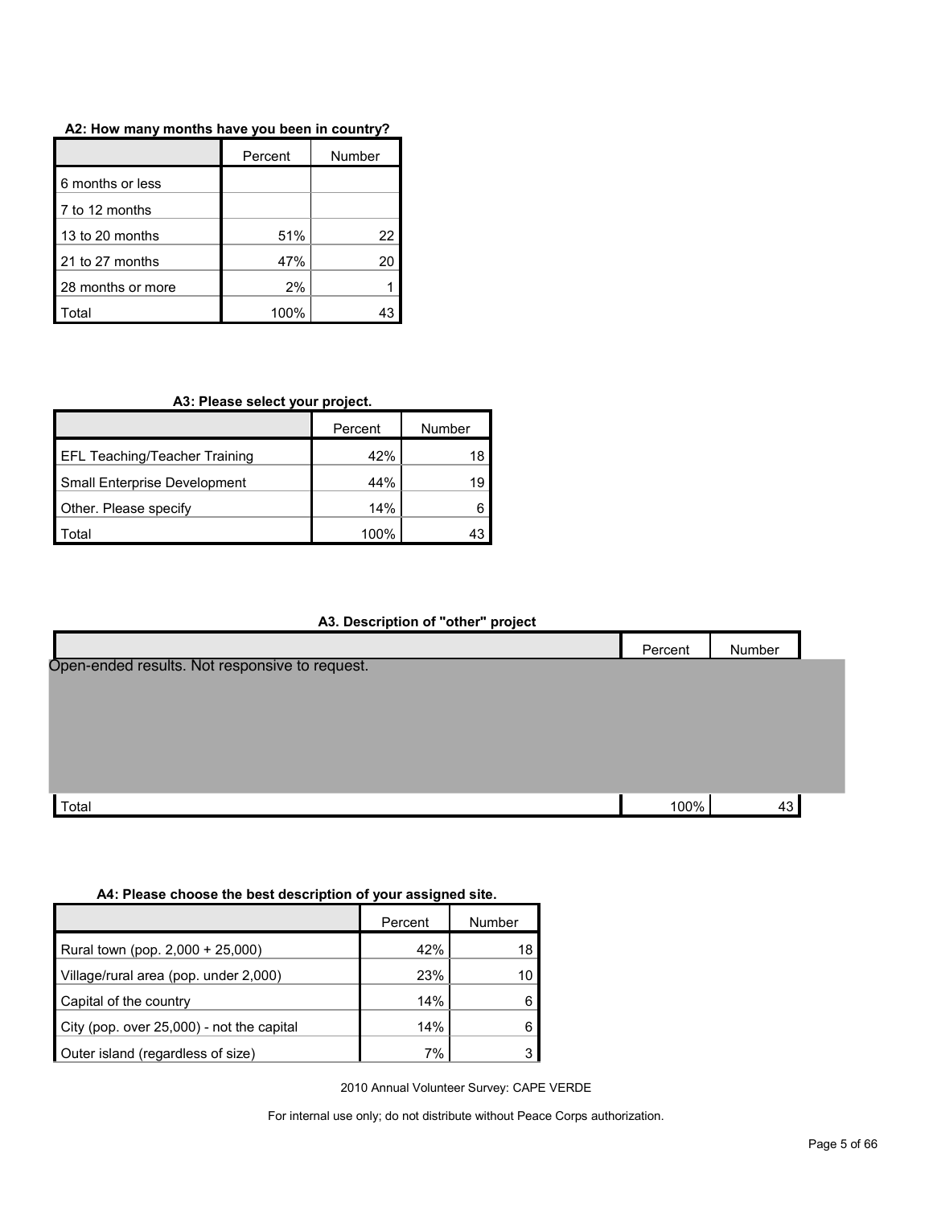**A2: How many months have you been in country?**

| | Percent | Number |
|---|---|---|
| 6 months or less | | |
| 7 to 12 months | | |
| 13 to 20 months | 51% | 22 |
| 21 to 27 months | 47% | 20 |
| 28 months or more | 2% | 1 |
| Total | 100% | 43 |

**A3: Please select your project.**

| | Percent | Number |
|---|---|---|
| EFL Teaching/Teacher Training | 42% | 18 |
| Small Enterprise Development | 44% | 19 |
| Other. Please specify | 14% | 6 |
| Total | 100% | 43 |

**A3. Description of "other" project**

| | Percent | Number |
|---|---|---|
| Open-ended results. Not responsive to request. | | |
| Total | 100% | 43 |

**A4: Please choose the best description of your assigned site.**

| | Percent | Number |
|---|---|---|
| Rural town (pop. 2,000 + 25,000) | 42% | 18 |
| Village/rural area (pop. under 2,000) | 23% | 10 |
| Capital of the country | 14% | 6 |
| City (pop. over 25,000) - not the capital | 14% | 6 |
| Outer island (regardless of size) | 7% | 3 |

2010 Annual Volunteer Survey: CAPE VERDE

For internal use only; do not distribute without Peace Corps authorization.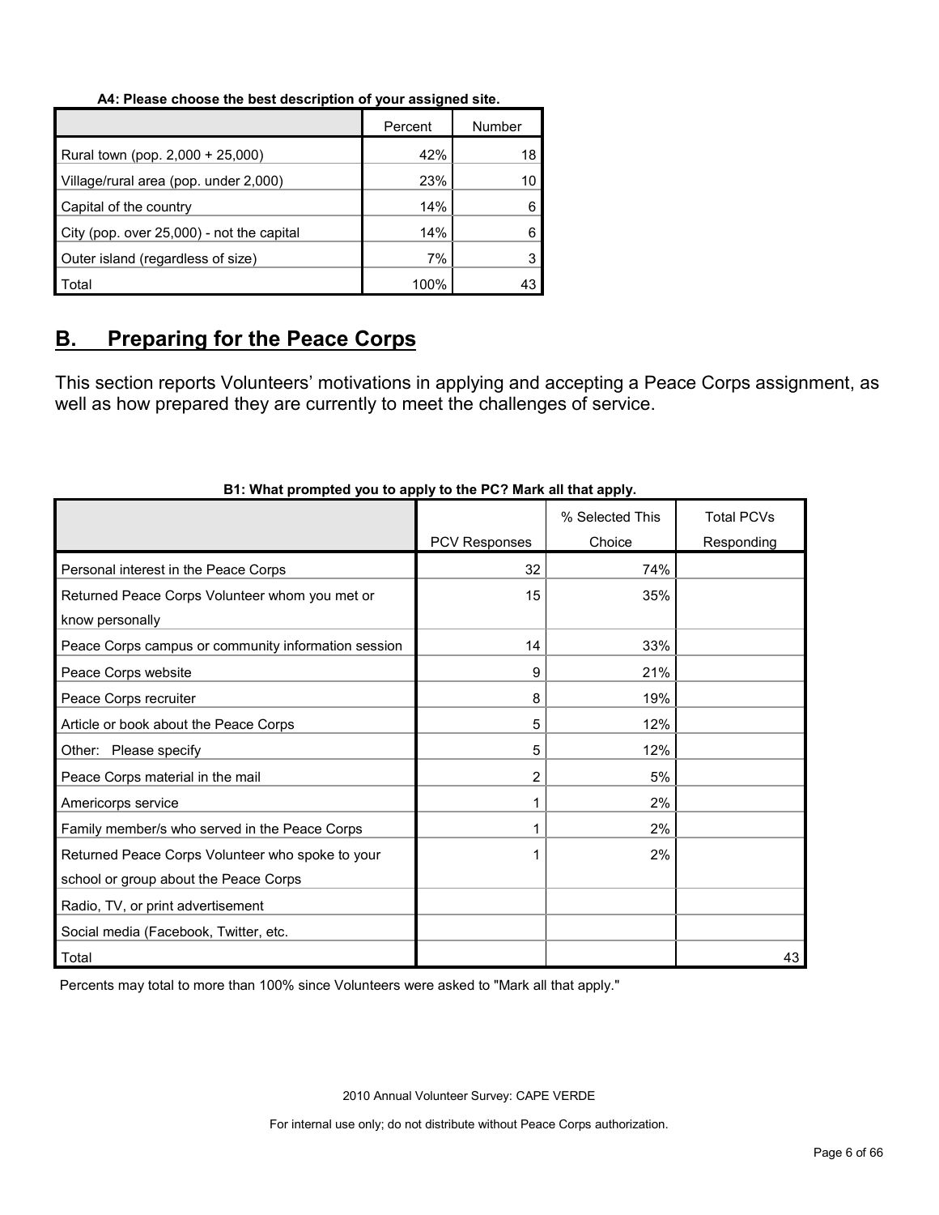**A4: Please choose the best description of your assigned site.**

| | Percent | Number |
|---|---|---|
| Rural town (pop. 2,000 + 25,000) | 42% | 18 |
| Village/rural area (pop. under 2,000) | 23% | 10 |
| Capital of the country | 14% | 6 |
| City (pop. over 25,000) - not the capital | 14% | 6 |
| Outer island (regardless of size) | 7% | 3 |
| Total | 100% | 43 |

## B. Preparing for the Peace Corps

This section reports Volunteers' motivations in applying and accepting a Peace Corps assignment, as well as how prepared they are currently to meet the challenges of service.

**B1: What prompted you to apply to the PC? Mark all that apply.**

| | PCV Responses | % Selected This Choice | Total PCVs Responding |
|---|---|---|---|
| Personal interest in the Peace Corps | 32 | 74% | |
| Returned Peace Corps Volunteer whom you met or know personally | 15 | 35% | |
| Peace Corps campus or community information session | 14 | 33% | |
| Peace Corps website | 9 | 21% | |
| Peace Corps recruiter | 8 | 19% | |
| Article or book about the Peace Corps | 5 | 12% | |
| Other: Please specify | 5 | 12% | |
| Peace Corps material in the mail | 2 | 5% | |
| Americorps service | 1 | 2% | |
| Family member/s who served in the Peace Corps | 1 | 2% | |
| Returned Peace Corps Volunteer who spoke to your school or group about the Peace Corps | 1 | 2% | |
| Radio, TV, or print advertisement | | | |
| Social media (Facebook, Twitter, etc. | | | |
| Total | | | 43 |

Percents may total to more than 100% since Volunteers were asked to "Mark all that apply."

2010 Annual Volunteer Survey: CAPE VERDE

For internal use only; do not distribute without Peace Corps authorization.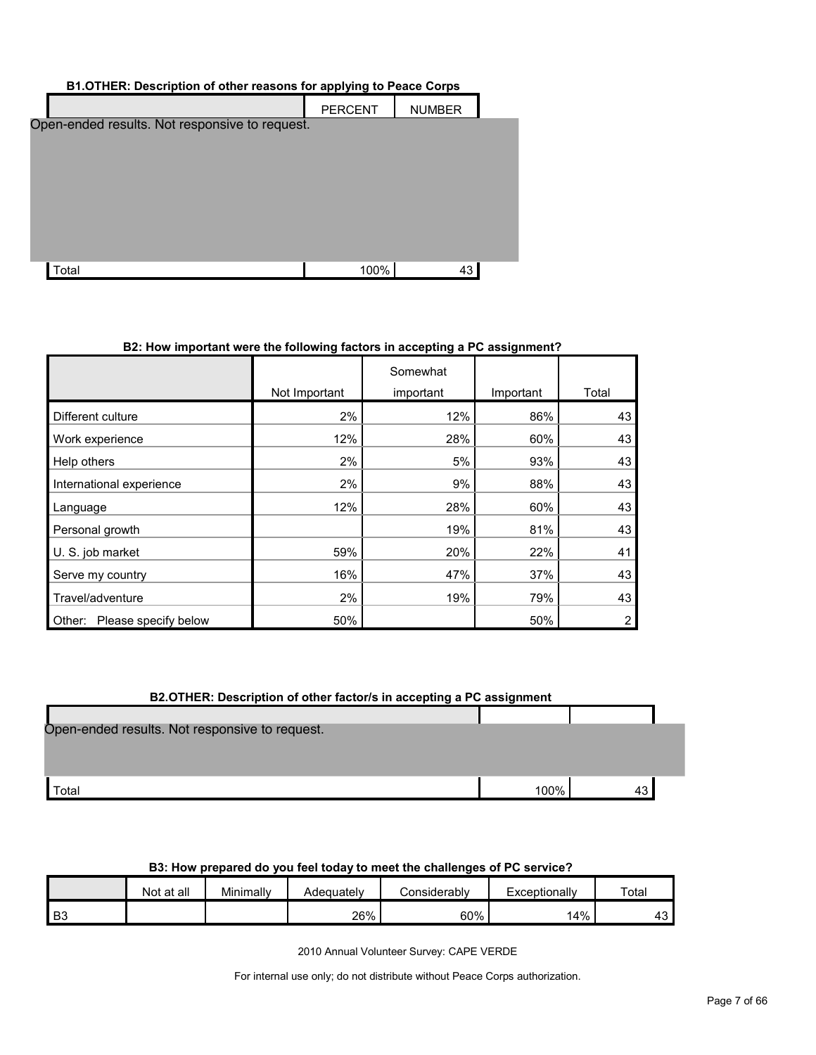### B1.OTHER: Description of other reasons for applying to Peace Corps

| | PERCENT | NUMBER |
|---|---|---|
| Open-ended results. Not responsive to request. | | |
| Total | 100% | 43 |

### B2: How important were the following factors in accepting a PC assignment?

| | Not Important | Somewhat important | Important | Total |
|---|---|---|---|---|
| Different culture | 2% | 12% | 86% | 43 |
| Work experience | 12% | 28% | 60% | 43 |
| Help others | 2% | 5% | 93% | 43 |
| International experience | 2% | 9% | 88% | 43 |
| Language | 12% | 28% | 60% | 43 |
| Personal growth | | 19% | 81% | 43 |
| U. S. job market | 59% | 20% | 22% | 41 |
| Serve my country | 16% | 47% | 37% | 43 |
| Travel/adventure | 2% | 19% | 79% | 43 |
| Other: Please specify below | 50% | | 50% | 2 |

### B2.OTHER: Description of other factor/s in accepting a PC assignment

| | | |
|---|---|---|
| Open-ended results. Not responsive to request. | | |
| Total | 100% | 43 |

### B3: How prepared do you feel today to meet the challenges of PC service?

| | Not at all | Minimally | Adequately | Considerably | Exceptionally | Total |
|---|---|---|---|---|---|---|
| B3 | | | 26% | 60% | 14% | 43 |

2010 Annual Volunteer Survey: CAPE VERDE

For internal use only; do not distribute without Peace Corps authorization.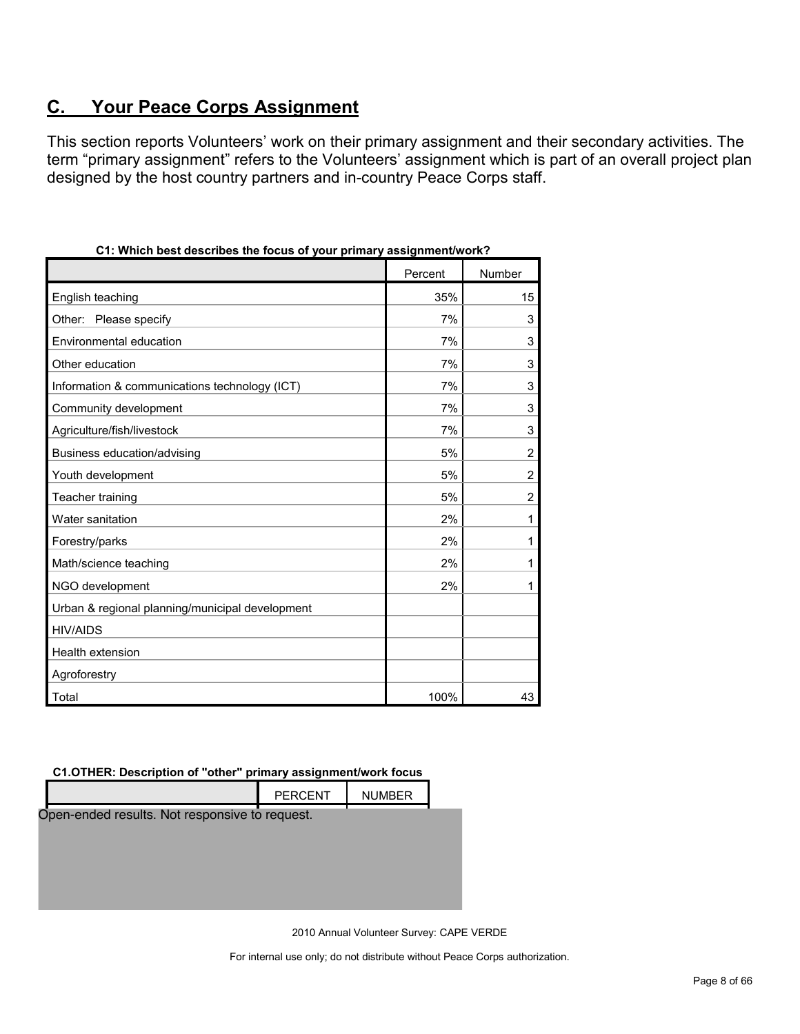## C. Your Peace Corps Assignment

This section reports Volunteers' work on their primary assignment and their secondary activities. The term "primary assignment" refers to the Volunteers' assignment which is part of an overall project plan designed by the host country partners and in-country Peace Corps staff.

**C1: Which best describes the focus of your primary assignment/work?**

| | Percent | Number |
|---|---|---|
| English teaching | 35% | 15 |
| Other: Please specify | 7% | 3 |
| Environmental education | 7% | 3 |
| Other education | 7% | 3 |
| Information & communications technology (ICT) | 7% | 3 |
| Community development | 7% | 3 |
| Agriculture/fish/livestock | 7% | 3 |
| Business education/advising | 5% | 2 |
| Youth development | 5% | 2 |
| Teacher training | 5% | 2 |
| Water sanitation | 2% | 1 |
| Forestry/parks | 2% | 1 |
| Math/science teaching | 2% | 1 |
| NGO development | 2% | 1 |
| Urban & regional planning/municipal development | | |
| HIV/AIDS | | |
| Health extension | | |
| Agroforestry | | |
| Total | 100% | 43 |

**C1.OTHER: Description of "other" primary assignment/work focus**

| | PERCENT | NUMBER |
|---|---|---|

Open-ended results. Not responsive to request.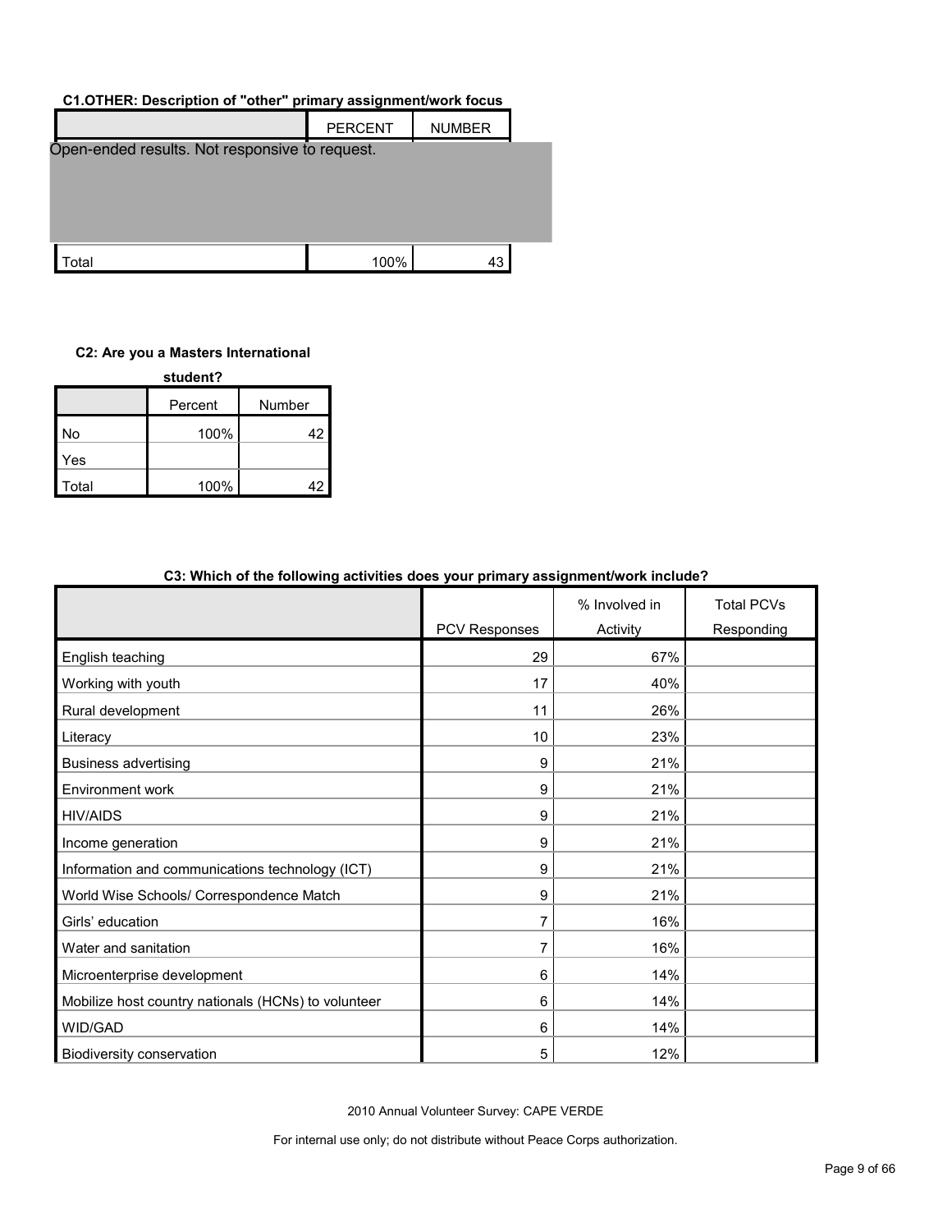**C1.OTHER: Description of "other" primary assignment/work focus**

| | PERCENT | NUMBER |
|---|---|---|
| Open-ended results. Not responsive to request. | | |
| Total | 100% | 43 |

**C2: Are you a Masters International student?**

| | Percent | Number |
|---|---|---|
| No | 100% | 42 |
| Yes | | |
| Total | 100% | 42 |

**C3: Which of the following activities does your primary assignment/work include?**

| | PCV Responses | % Involved in Activity | Total PCVs Responding |
|---|---|---|---|
| English teaching | 29 | 67% | |
| Working with youth | 17 | 40% | |
| Rural development | 11 | 26% | |
| Literacy | 10 | 23% | |
| Business advertising | 9 | 21% | |
| Environment work | 9 | 21% | |
| HIV/AIDS | 9 | 21% | |
| Income generation | 9 | 21% | |
| Information and communications technology (ICT) | 9 | 21% | |
| World Wise Schools/ Correspondence Match | 9 | 21% | |
| Girls' education | 7 | 16% | |
| Water and sanitation | 7 | 16% | |
| Microenterprise development | 6 | 14% | |
| Mobilize host country nationals (HCNs) to volunteer | 6 | 14% | |
| WID/GAD | 6 | 14% | |
| Biodiversity conservation | 5 | 12% | |

2010 Annual Volunteer Survey: CAPE VERDE

For internal use only; do not distribute without Peace Corps authorization.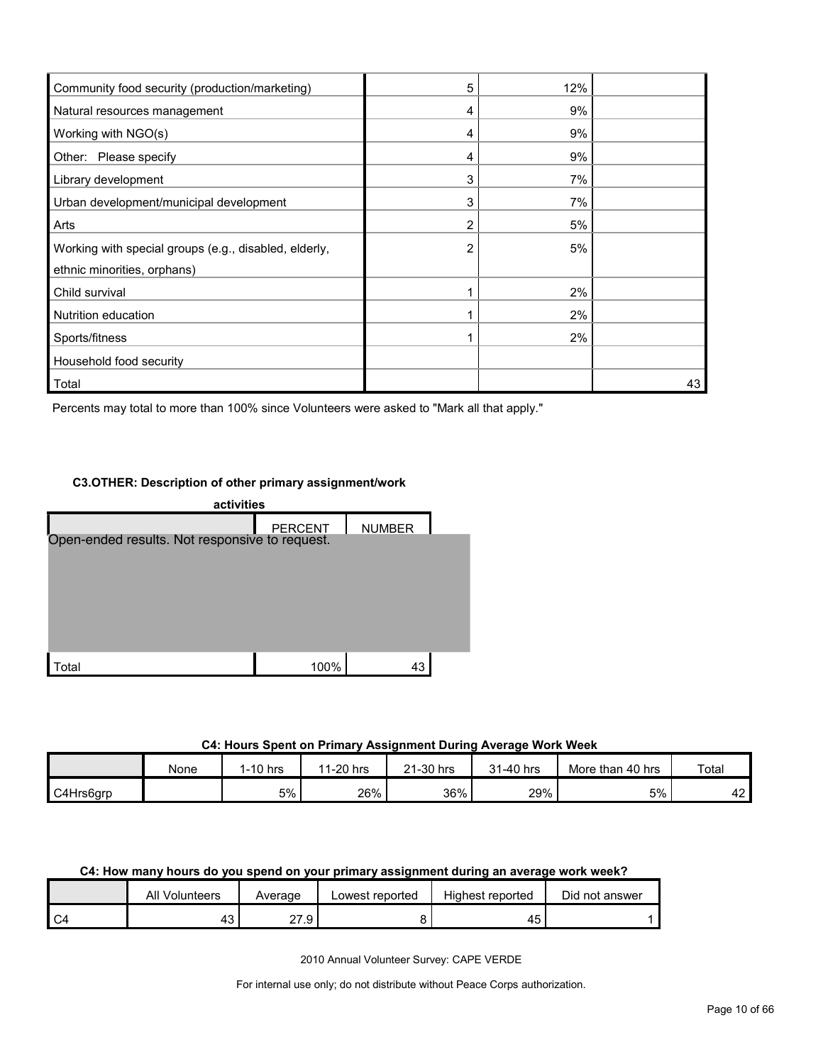| | | | |
|---|---|---|---|
| Community food security (production/marketing) | 5 | 12% | |
| Natural resources management | 4 | 9% | |
| Working with NGO(s) | 4 | 9% | |
| Other: Please specify | 4 | 9% | |
| Library development | 3 | 7% | |
| Urban development/municipal development | 3 | 7% | |
| Arts | 2 | 5% | |
| Working with special groups (e.g., disabled, elderly, ethnic minorities, orphans) | 2 | 5% | |
| Child survival | 1 | 2% | |
| Nutrition education | 1 | 2% | |
| Sports/fitness | 1 | 2% | |
| Household food security | | | |
| Total | | | 43 |

Percents may total to more than 100% since Volunteers were asked to "Mark all that apply."

**C3.OTHER: Description of other primary assignment/work activities**

| | PERCENT | NUMBER |
|---|---|---|
| Open-ended results. Not responsive to request. | | |
| Total | 100% | 43 |

**C4: Hours Spent on Primary Assignment During Average Work Week**

| | None | 1-10 hrs | 11-20 hrs | 21-30 hrs | 31-40 hrs | More than 40 hrs | Total |
|---|---|---|---|---|---|---|---|
| C4Hrs6grp | | 5% | 26% | 36% | 29% | 5% | 42 |

**C4: How many hours do you spend on your primary assignment during an average work week?**

| | All Volunteers | Average | Lowest reported | Highest reported | Did not answer |
|---|---|---|---|---|---|
| C4 | 43 | 27.9 | 8 | 45 | 1 |

2010 Annual Volunteer Survey: CAPE VERDE

For internal use only; do not distribute without Peace Corps authorization.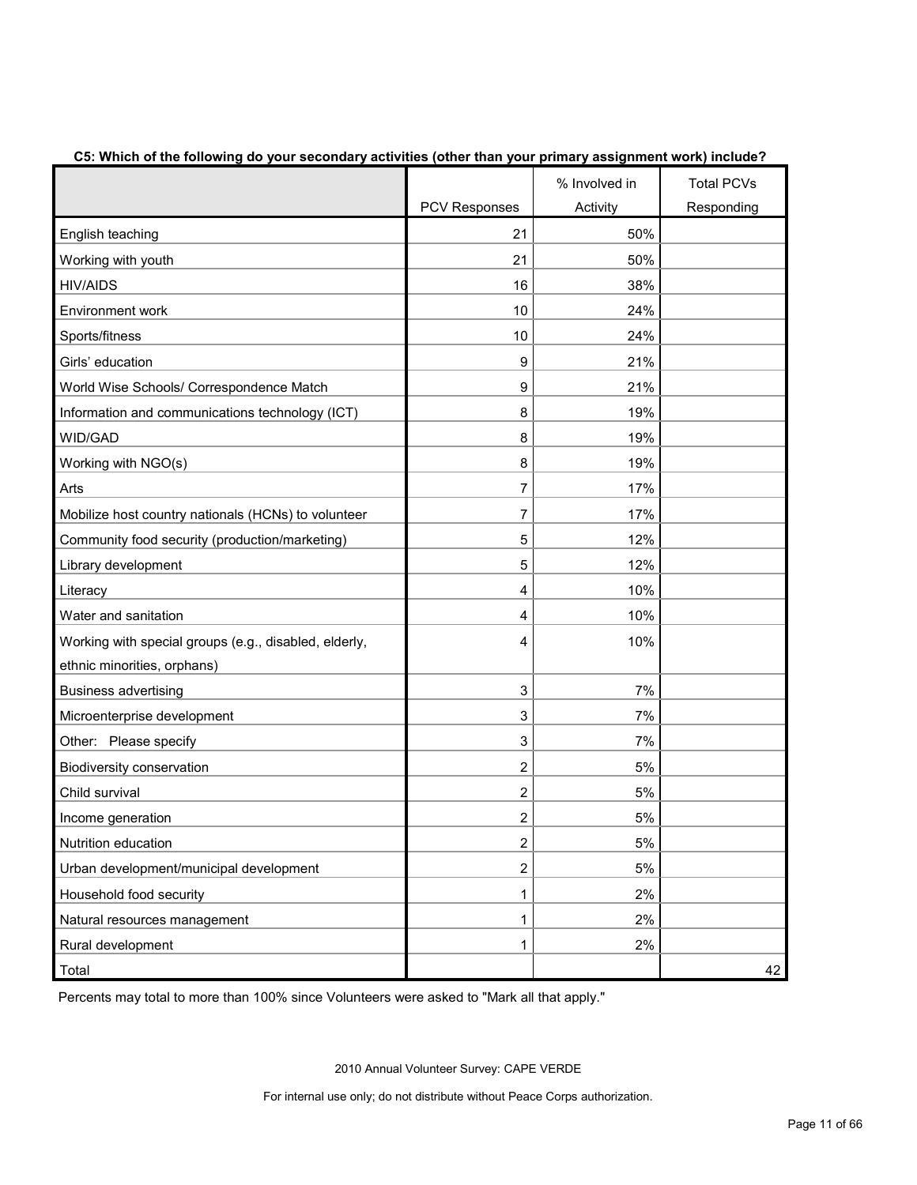**C5: Which of the following do your secondary activities (other than your primary assignment work) include?**

| | PCV Responses | % Involved in Activity | Total PCVs Responding |
|---|---|---|---|
| English teaching | 21 | 50% | |
| Working with youth | 21 | 50% | |
| HIV/AIDS | 16 | 38% | |
| Environment work | 10 | 24% | |
| Sports/fitness | 10 | 24% | |
| Girls' education | 9 | 21% | |
| World Wise Schools/ Correspondence Match | 9 | 21% | |
| Information and communications technology (ICT) | 8 | 19% | |
| WID/GAD | 8 | 19% | |
| Working with NGO(s) | 8 | 19% | |
| Arts | 7 | 17% | |
| Mobilize host country nationals (HCNs) to volunteer | 7 | 17% | |
| Community food security (production/marketing) | 5 | 12% | |
| Library development | 5 | 12% | |
| Literacy | 4 | 10% | |
| Water and sanitation | 4 | 10% | |
| Working with special groups (e.g., disabled, elderly, ethnic minorities, orphans) | 4 | 10% | |
| Business advertising | 3 | 7% | |
| Microenterprise development | 3 | 7% | |
| Other: Please specify | 3 | 7% | |
| Biodiversity conservation | 2 | 5% | |
| Child survival | 2 | 5% | |
| Income generation | 2 | 5% | |
| Nutrition education | 2 | 5% | |
| Urban development/municipal development | 2 | 5% | |
| Household food security | 1 | 2% | |
| Natural resources management | 1 | 2% | |
| Rural development | 1 | 2% | |
| Total | | | 42 |

Percents may total to more than 100% since Volunteers were asked to "Mark all that apply."

2010 Annual Volunteer Survey: CAPE VERDE

For internal use only; do not distribute without Peace Corps authorization.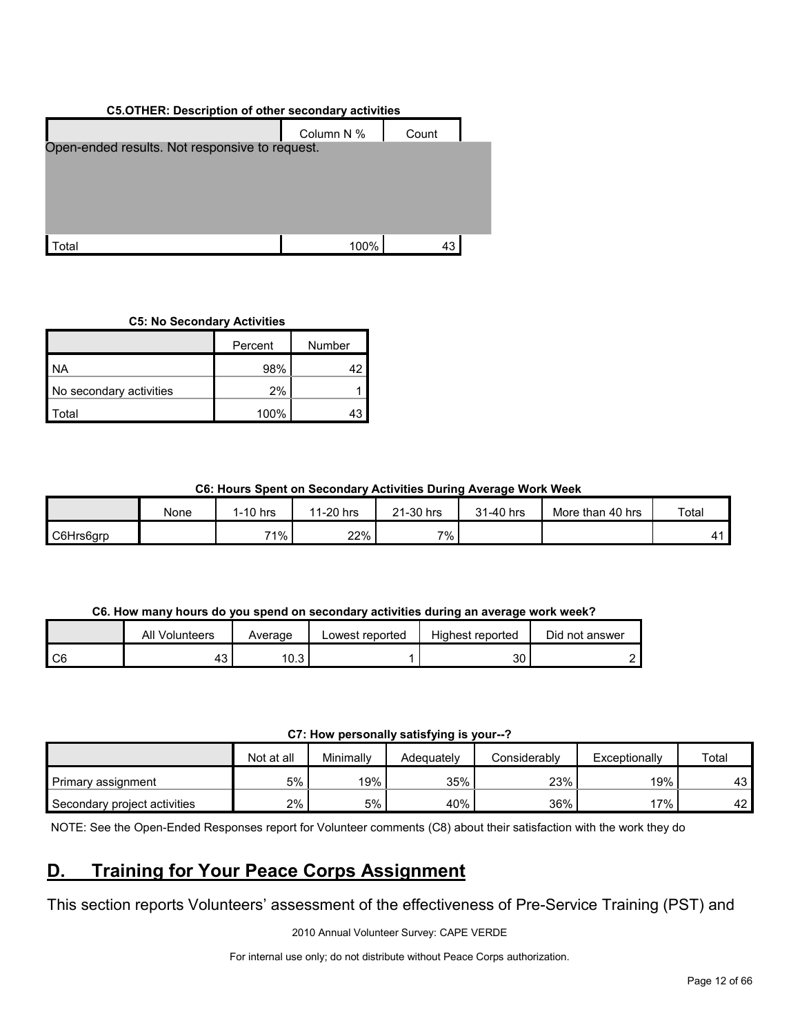**C5.OTHER: Description of other secondary activities**

| | Column N % | Count |
|---|---|---|
| Open-ended results. Not responsive to request. | | |
| Total | 100% | 43 |

**C5: No Secondary Activities**

| | Percent | Number |
|---|---|---|
| NA | 98% | 42 |
| No secondary activities | 2% | 1 |
| Total | 100% | 43 |

**C6: Hours Spent on Secondary Activities During Average Work Week**

| | None | 1-10 hrs | 11-20 hrs | 21-30 hrs | 31-40 hrs | More than 40 hrs | Total |
|---|---|---|---|---|---|---|---|
| C6Hrs6grp | | 71% | 22% | 7% | | | 41 |

**C6. How many hours do you spend on secondary activities during an average work week?**

| | All Volunteers | Average | Lowest reported | Highest reported | Did not answer |
|---|---|---|---|---|---|
| C6 | 43 | 10.3 | 1 | 30 | 2 |

**C7: How personally satisfying is your--?**

| | Not at all | Minimally | Adequately | Considerably | Exceptionally | Total |
|---|---|---|---|---|---|---|
| Primary assignment | 5% | 19% | 35% | 23% | 19% | 43 |
| Secondary project activities | 2% | 5% | 40% | 36% | 17% | 42 |

NOTE: See the Open-Ended Responses report for Volunteer comments (C8) about their satisfaction with the work they do

## D. Training for Your Peace Corps Assignment

This section reports Volunteers' assessment of the effectiveness of Pre-Service Training (PST) and

2010 Annual Volunteer Survey: CAPE VERDE

For internal use only; do not distribute without Peace Corps authorization.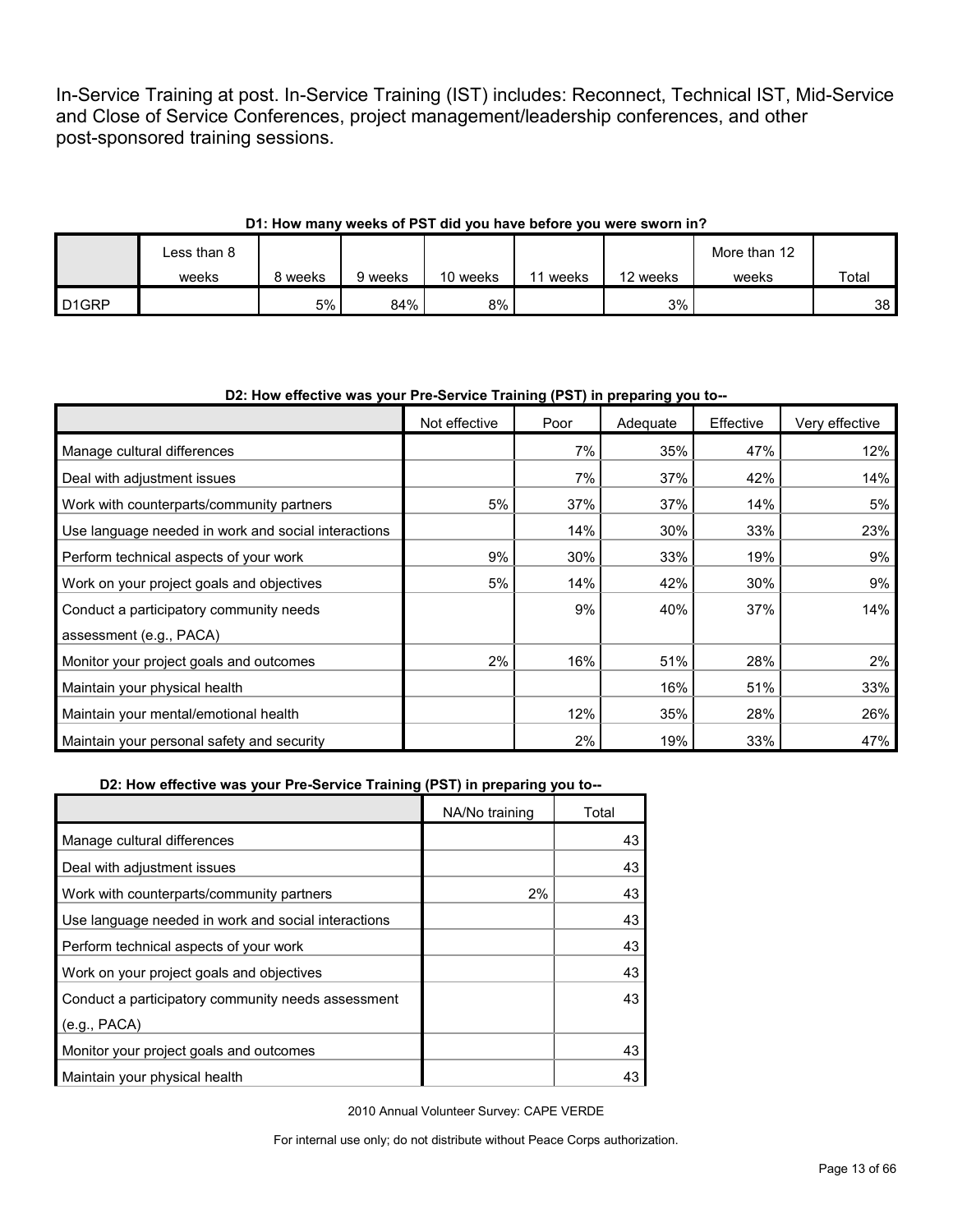In-Service Training at post. In-Service Training (IST) includes: Reconnect, Technical IST, Mid-Service and Close of Service Conferences, project management/leadership conferences, and other post-sponsored training sessions.

**D1: How many weeks of PST did you have before you were sworn in?**

| | Less than 8 weeks | 8 weeks | 9 weeks | 10 weeks | 11 weeks | 12 weeks | More than 12 weeks | Total |
|---|---|---|---|---|---|---|---|---|
| D1GRP | | 5% | 84% | 8% | | 3% | | 38 |

**D2: How effective was your Pre-Service Training (PST) in preparing you to--**

| | Not effective | Poor | Adequate | Effective | Very effective |
|---|---|---|---|---|---|
| Manage cultural differences | | 7% | 35% | 47% | 12% |
| Deal with adjustment issues | | 7% | 37% | 42% | 14% |
| Work with counterparts/community partners | 5% | 37% | 37% | 14% | 5% |
| Use language needed in work and social interactions | | 14% | 30% | 33% | 23% |
| Perform technical aspects of your work | 9% | 30% | 33% | 19% | 9% |
| Work on your project goals and objectives | 5% | 14% | 42% | 30% | 9% |
| Conduct a participatory community needs assessment (e.g., PACA) | | 9% | 40% | 37% | 14% |
| Monitor your project goals and outcomes | 2% | 16% | 51% | 28% | 2% |
| Maintain your physical health | | | 16% | 51% | 33% |
| Maintain your mental/emotional health | | 12% | 35% | 28% | 26% |
| Maintain your personal safety and security | | 2% | 19% | 33% | 47% |

**D2: How effective was your Pre-Service Training (PST) in preparing you to--**

| | NA/No training | Total |
|---|---|---|
| Manage cultural differences | | 43 |
| Deal with adjustment issues | | 43 |
| Work with counterparts/community partners | 2% | 43 |
| Use language needed in work and social interactions | | 43 |
| Perform technical aspects of your work | | 43 |
| Work on your project goals and objectives | | 43 |
| Conduct a participatory community needs assessment (e.g., PACA) | | 43 |
| Monitor your project goals and outcomes | | 43 |
| Maintain your physical health | | 43 |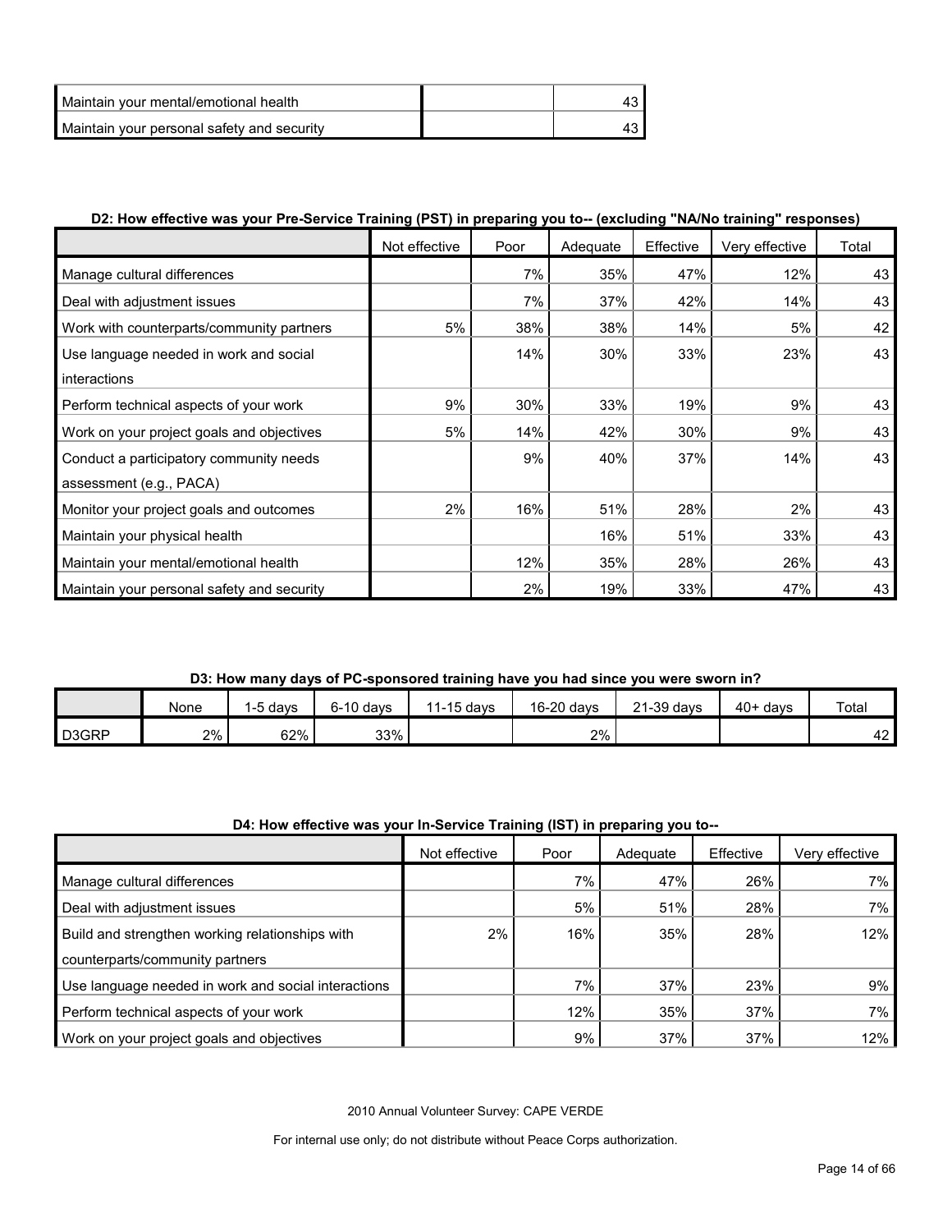| | | |
|---|---|---|
| Maintain your mental/emotional health | | 43 |
| Maintain your personal safety and security | | 43 |

**D2: How effective was your Pre-Service Training (PST) in preparing you to-- (excluding "NA/No training" responses)**

| | Not effective | Poor | Adequate | Effective | Very effective | Total |
|---|---|---|---|---|---|---|
| Manage cultural differences | | 7% | 35% | 47% | 12% | 43 |
| Deal with adjustment issues | | 7% | 37% | 42% | 14% | 43 |
| Work with counterparts/community partners | 5% | 38% | 38% | 14% | 5% | 42 |
| Use language needed in work and social interactions | | 14% | 30% | 33% | 23% | 43 |
| Perform technical aspects of your work | 9% | 30% | 33% | 19% | 9% | 43 |
| Work on your project goals and objectives | 5% | 14% | 42% | 30% | 9% | 43 |
| Conduct a participatory community needs assessment (e.g., PACA) | | 9% | 40% | 37% | 14% | 43 |
| Monitor your project goals and outcomes | 2% | 16% | 51% | 28% | 2% | 43 |
| Maintain your physical health | | | 16% | 51% | 33% | 43 |
| Maintain your mental/emotional health | | 12% | 35% | 28% | 26% | 43 |
| Maintain your personal safety and security | | 2% | 19% | 33% | 47% | 43 |

**D3: How many days of PC-sponsored training have you had since you were sworn in?**

| | None | 1-5 days | 6-10 days | 11-15 days | 16-20 days | 21-39 days | 40+ days | Total |
|---|---|---|---|---|---|---|---|---|
| D3GRP | 2% | 62% | 33% | | 2% | | | 42 |

**D4: How effective was your In-Service Training (IST) in preparing you to--**

| | Not effective | Poor | Adequate | Effective | Very effective |
|---|---|---|---|---|---|
| Manage cultural differences | | 7% | 47% | 26% | 7% |
| Deal with adjustment issues | | 5% | 51% | 28% | 7% |
| Build and strengthen working relationships with counterparts/community partners | 2% | 16% | 35% | 28% | 12% |
| Use language needed in work and social interactions | | 7% | 37% | 23% | 9% |
| Perform technical aspects of your work | | 12% | 35% | 37% | 7% |
| Work on your project goals and objectives | | 9% | 37% | 37% | 12% |

2010 Annual Volunteer Survey: CAPE VERDE

For internal use only; do not distribute without Peace Corps authorization.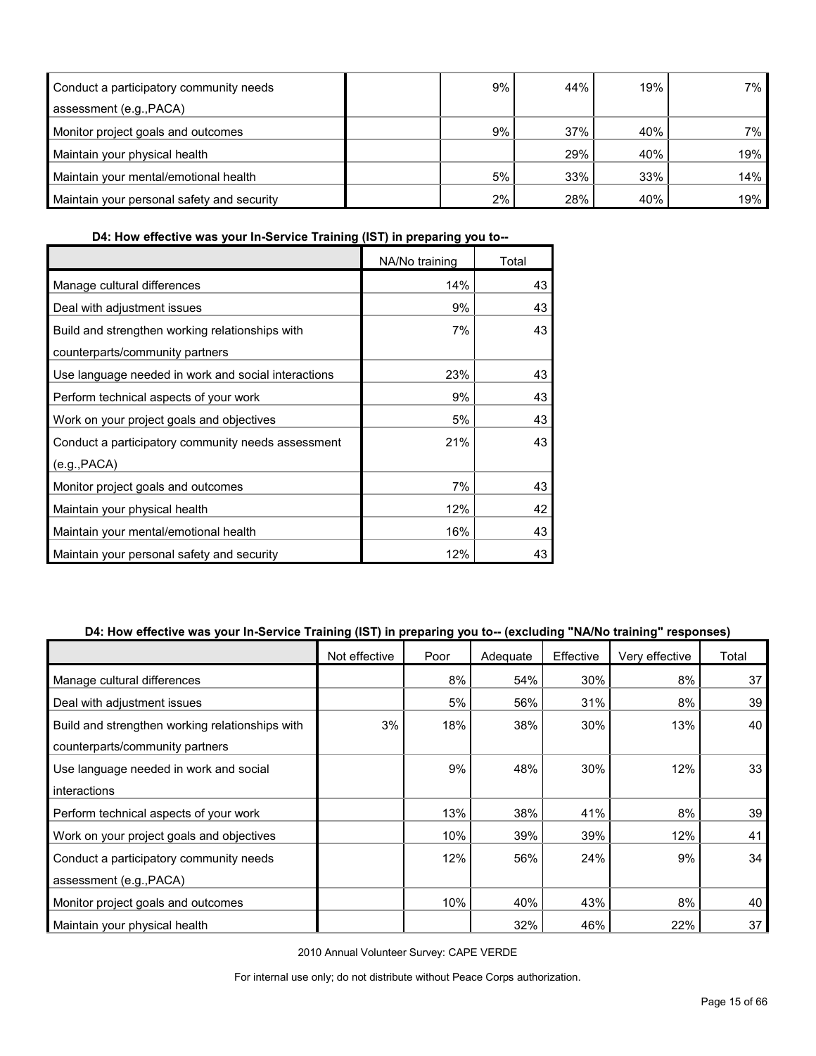| | | | | | |
|---|---|---|---|---|---|
| Conduct a participatory community needs assessment (e.g.,PACA) | | 9% | 44% | 19% | 7% |
| Monitor project goals and outcomes | | 9% | 37% | 40% | 7% |
| Maintain your physical health | | | 29% | 40% | 19% |
| Maintain your mental/emotional health | | 5% | 33% | 33% | 14% |
| Maintain your personal safety and security | | 2% | 28% | 40% | 19% |

**D4: How effective was your In-Service Training (IST) in preparing you to--**

| | NA/No training | Total |
|---|---|---|
| Manage cultural differences | 14% | 43 |
| Deal with adjustment issues | 9% | 43 |
| Build and strengthen working relationships with counterparts/community partners | 7% | 43 |
| Use language needed in work and social interactions | 23% | 43 |
| Perform technical aspects of your work | 9% | 43 |
| Work on your project goals and objectives | 5% | 43 |
| Conduct a participatory community needs assessment (e.g.,PACA) | 21% | 43 |
| Monitor project goals and outcomes | 7% | 43 |
| Maintain your physical health | 12% | 42 |
| Maintain your mental/emotional health | 16% | 43 |
| Maintain your personal safety and security | 12% | 43 |

**D4: How effective was your In-Service Training (IST) in preparing you to-- (excluding "NA/No training" responses)**

| | Not effective | Poor | Adequate | Effective | Very effective | Total |
|---|---|---|---|---|---|---|
| Manage cultural differences | | 8% | 54% | 30% | 8% | 37 |
| Deal with adjustment issues | | 5% | 56% | 31% | 8% | 39 |
| Build and strengthen working relationships with counterparts/community partners | 3% | 18% | 38% | 30% | 13% | 40 |
| Use language needed in work and social interactions | | 9% | 48% | 30% | 12% | 33 |
| Perform technical aspects of your work | | 13% | 38% | 41% | 8% | 39 |
| Work on your project goals and objectives | | 10% | 39% | 39% | 12% | 41 |
| Conduct a participatory community needs assessment (e.g.,PACA) | | 12% | 56% | 24% | 9% | 34 |
| Monitor project goals and outcomes | | 10% | 40% | 43% | 8% | 40 |
| Maintain your physical health | | | 32% | 46% | 22% | 37 |

2010 Annual Volunteer Survey: CAPE VERDE

For internal use only; do not distribute without Peace Corps authorization.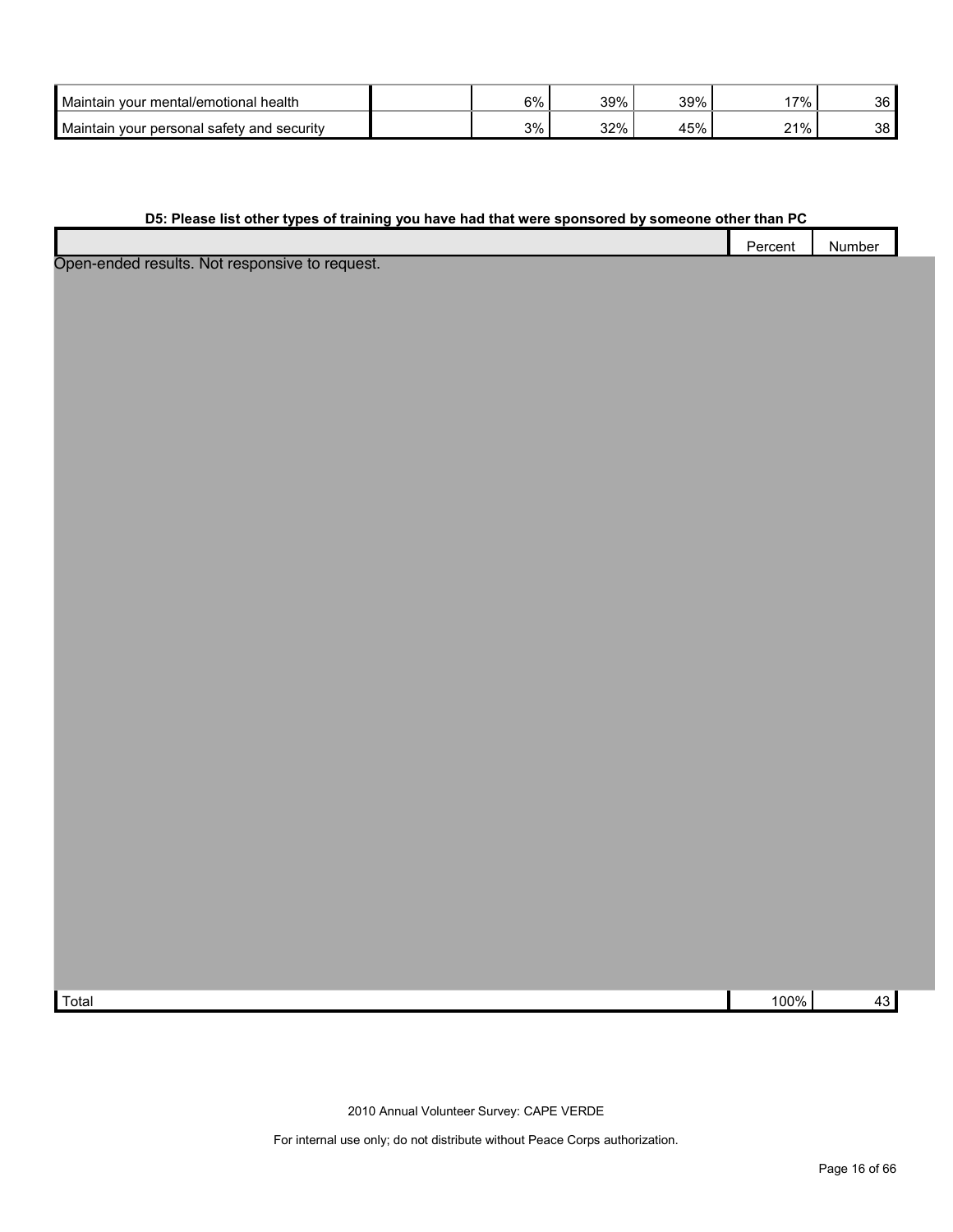| | | | | | | |
|---|---|---|---|---|---|---|
| Maintain your mental/emotional health | | 6% | 39% | 39% | 17% | 36 |
| Maintain your personal safety and security | | 3% | 32% | 45% | 21% | 38 |

**D5: Please list other types of training you have had that were sponsored by someone other than PC**

| | Percent | Number |
|---|---|---|
| Open-ended results. Not responsive to request. | | |
| Total | 100% | 43 |

2010 Annual Volunteer Survey: CAPE VERDE

For internal use only; do not distribute without Peace Corps authorization.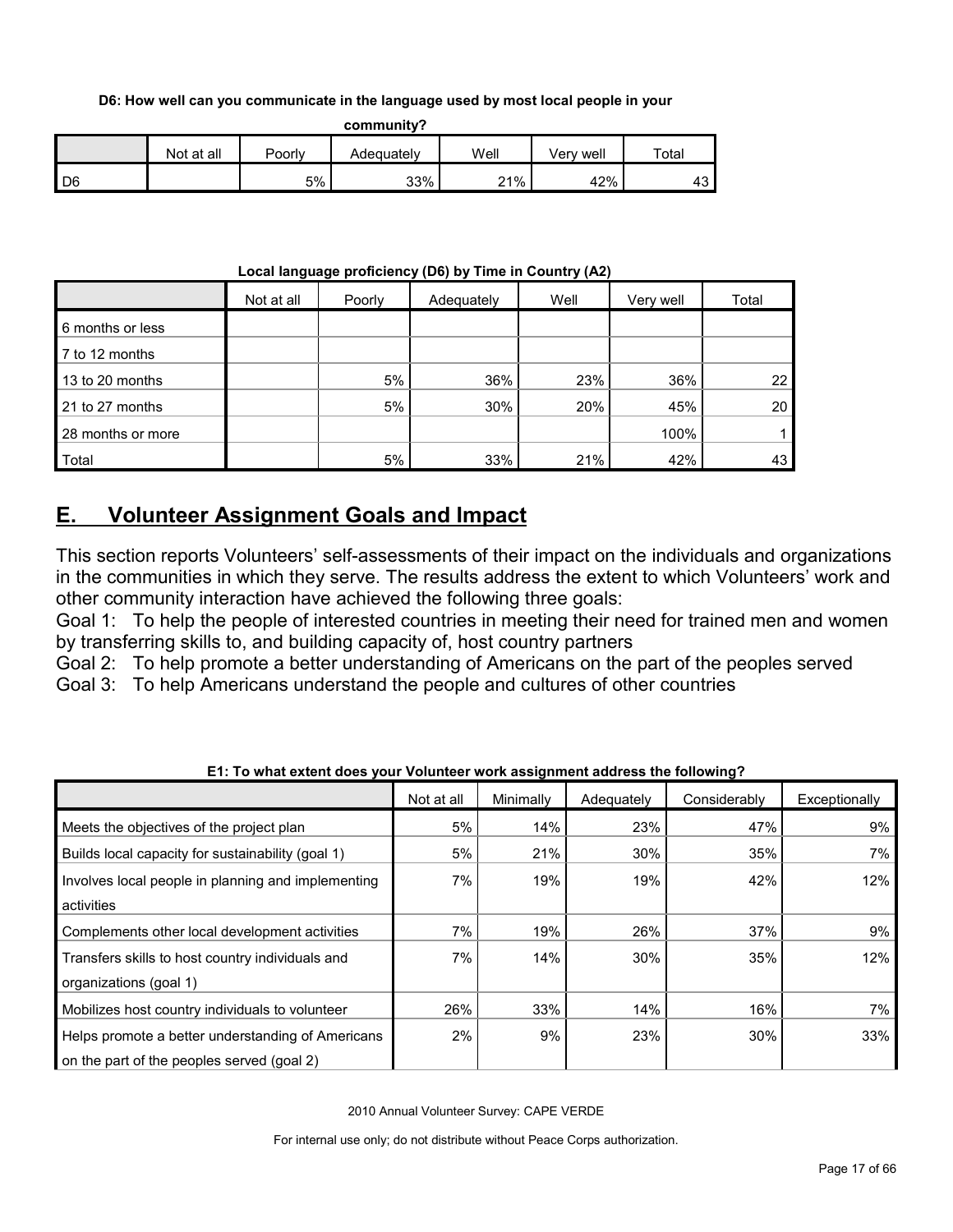**D6: How well can you communicate in the language used by most local people in your community?**

| | Not at all | Poorly | Adequately | Well | Very well | Total |
|---|---|---|---|---|---|---|
| D6 | | 5% | 33% | 21% | 42% | 43 |

**Local language proficiency (D6) by Time in Country (A2)**

| | Not at all | Poorly | Adequately | Well | Very well | Total |
|---|---|---|---|---|---|---|
| 6 months or less | | | | | | |
| 7 to 12 months | | | | | | |
| 13 to 20 months | | 5% | 36% | 23% | 36% | 22 |
| 21 to 27 months | | 5% | 30% | 20% | 45% | 20 |
| 28 months or more | | | | | 100% | 1 |
| Total | | 5% | 33% | 21% | 42% | 43 |

## E. Volunteer Assignment Goals and Impact

This section reports Volunteers' self-assessments of their impact on the individuals and organizations in the communities in which they serve. The results address the extent to which Volunteers' work and other community interaction have achieved the following three goals:

Goal 1: To help the people of interested countries in meeting their need for trained men and women by transferring skills to, and building capacity of, host country partners

Goal 2: To help promote a better understanding of Americans on the part of the peoples served

Goal 3: To help Americans understand the people and cultures of other countries

**E1: To what extent does your Volunteer work assignment address the following?**

| | Not at all | Minimally | Adequately | Considerably | Exceptionally |
|---|---|---|---|---|---|
| Meets the objectives of the project plan | 5% | 14% | 23% | 47% | 9% |
| Builds local capacity for sustainability (goal 1) | 5% | 21% | 30% | 35% | 7% |
| Involves local people in planning and implementing activities | 7% | 19% | 19% | 42% | 12% |
| Complements other local development activities | 7% | 19% | 26% | 37% | 9% |
| Transfers skills to host country individuals and organizations (goal 1) | 7% | 14% | 30% | 35% | 12% |
| Mobilizes host country individuals to volunteer | 26% | 33% | 14% | 16% | 7% |
| Helps promote a better understanding of Americans on the part of the peoples served (goal 2) | 2% | 9% | 23% | 30% | 33% |

2010 Annual Volunteer Survey: CAPE VERDE

For internal use only; do not distribute without Peace Corps authorization.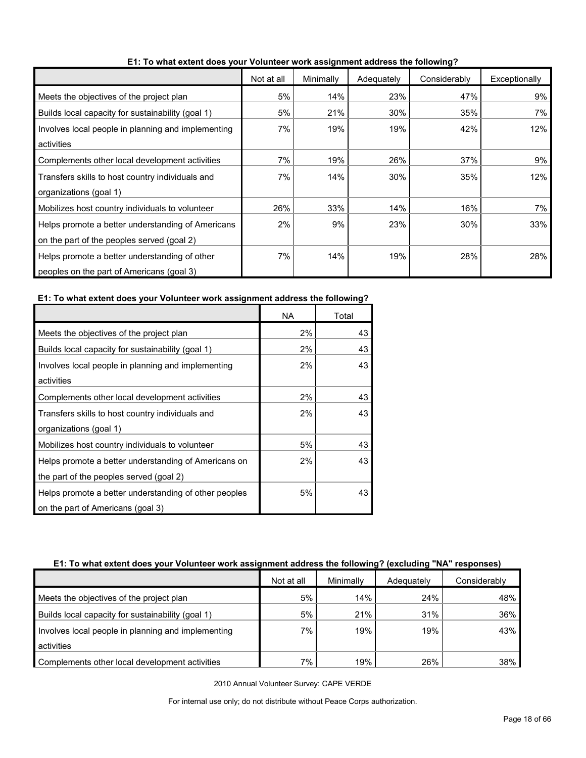**E1: To what extent does your Volunteer work assignment address the following?**

| | Not at all | Minimally | Adequately | Considerably | Exceptionally |
|---|---|---|---|---|---|
| Meets the objectives of the project plan | 5% | 14% | 23% | 47% | 9% |
| Builds local capacity for sustainability (goal 1) | 5% | 21% | 30% | 35% | 7% |
| Involves local people in planning and implementing activities | 7% | 19% | 19% | 42% | 12% |
| Complements other local development activities | 7% | 19% | 26% | 37% | 9% |
| Transfers skills to host country individuals and organizations (goal 1) | 7% | 14% | 30% | 35% | 12% |
| Mobilizes host country individuals to volunteer | 26% | 33% | 14% | 16% | 7% |
| Helps promote a better understanding of Americans on the part of the peoples served (goal 2) | 2% | 9% | 23% | 30% | 33% |
| Helps promote a better understanding of other peoples on the part of Americans (goal 3) | 7% | 14% | 19% | 28% | 28% |

**E1: To what extent does your Volunteer work assignment address the following?**

| | NA | Total |
|---|---|---|
| Meets the objectives of the project plan | 2% | 43 |
| Builds local capacity for sustainability (goal 1) | 2% | 43 |
| Involves local people in planning and implementing activities | 2% | 43 |
| Complements other local development activities | 2% | 43 |
| Transfers skills to host country individuals and organizations (goal 1) | 2% | 43 |
| Mobilizes host country individuals to volunteer | 5% | 43 |
| Helps promote a better understanding of Americans on the part of the peoples served (goal 2) | 2% | 43 |
| Helps promote a better understanding of other peoples on the part of Americans (goal 3) | 5% | 43 |

**E1: To what extent does your Volunteer work assignment address the following? (excluding "NA" responses)**

| | Not at all | Minimally | Adequately | Considerably |
|---|---|---|---|---|
| Meets the objectives of the project plan | 5% | 14% | 24% | 48% |
| Builds local capacity for sustainability (goal 1) | 5% | 21% | 31% | 36% |
| Involves local people in planning and implementing activities | 7% | 19% | 19% | 43% |
| Complements other local development activities | 7% | 19% | 26% | 38% |

2010 Annual Volunteer Survey: CAPE VERDE

For internal use only; do not distribute without Peace Corps authorization.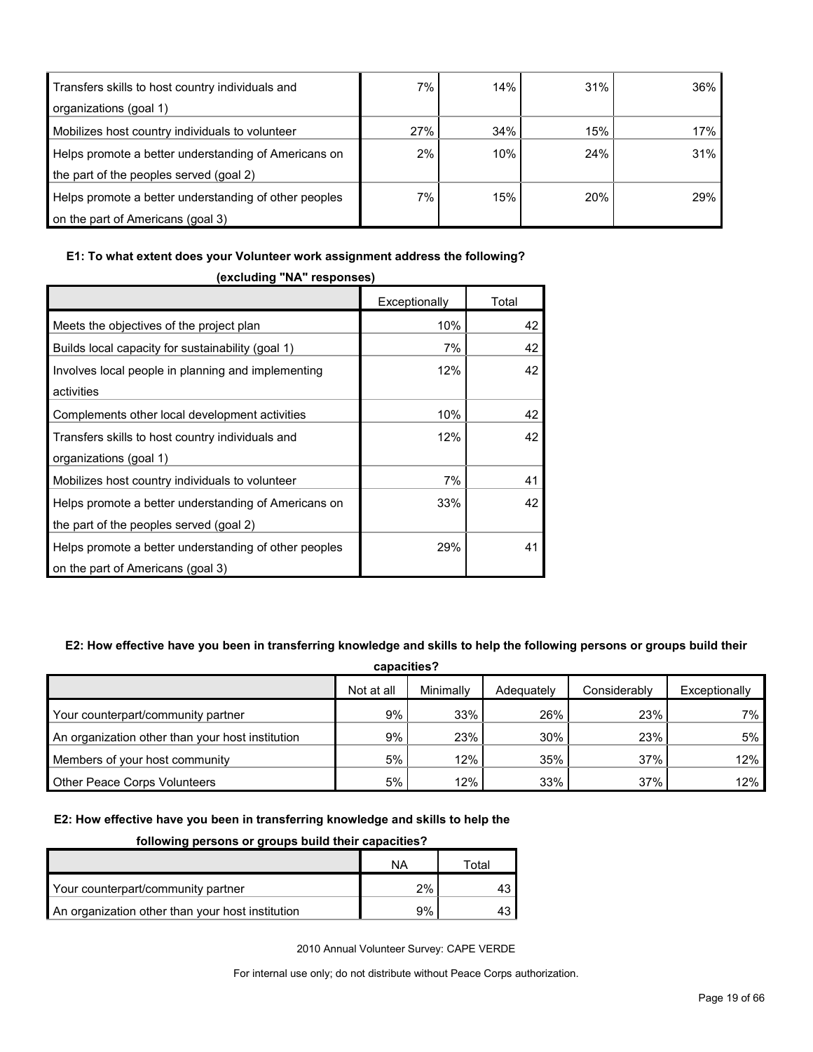| | | | | |
|---|---|---|---|---|
| Transfers skills to host country individuals and organizations (goal 1) | 7% | 14% | 31% | 36% |
| Mobilizes host country individuals to volunteer | 27% | 34% | 15% | 17% |
| Helps promote a better understanding of Americans on the part of the peoples served (goal 2) | 2% | 10% | 24% | 31% |
| Helps promote a better understanding of other peoples on the part of Americans (goal 3) | 7% | 15% | 20% | 29% |

**E1: To what extent does your Volunteer work assignment address the following? (excluding "NA" responses)**

| | Exceptionally | Total |
|---|---|---|
| Meets the objectives of the project plan | 10% | 42 |
| Builds local capacity for sustainability (goal 1) | 7% | 42 |
| Involves local people in planning and implementing activities | 12% | 42 |
| Complements other local development activities | 10% | 42 |
| Transfers skills to host country individuals and organizations (goal 1) | 12% | 42 |
| Mobilizes host country individuals to volunteer | 7% | 41 |
| Helps promote a better understanding of Americans on the part of the peoples served (goal 2) | 33% | 42 |
| Helps promote a better understanding of other peoples on the part of Americans (goal 3) | 29% | 41 |

**E2: How effective have you been in transferring knowledge and skills to help the following persons or groups build their capacities?**

| | Not at all | Minimally | Adequately | Considerably | Exceptionally |
|---|---|---|---|---|---|
| Your counterpart/community partner | 9% | 33% | 26% | 23% | 7% |
| An organization other than your host institution | 9% | 23% | 30% | 23% | 5% |
| Members of your host community | 5% | 12% | 35% | 37% | 12% |
| Other Peace Corps Volunteers | 5% | 12% | 33% | 37% | 12% |

**E2: How effective have you been in transferring knowledge and skills to help the following persons or groups build their capacities?**

| | NA | Total |
|---|---|---|
| Your counterpart/community partner | 2% | 43 |
| An organization other than your host institution | 9% | 43 |

2010 Annual Volunteer Survey: CAPE VERDE

For internal use only; do not distribute without Peace Corps authorization.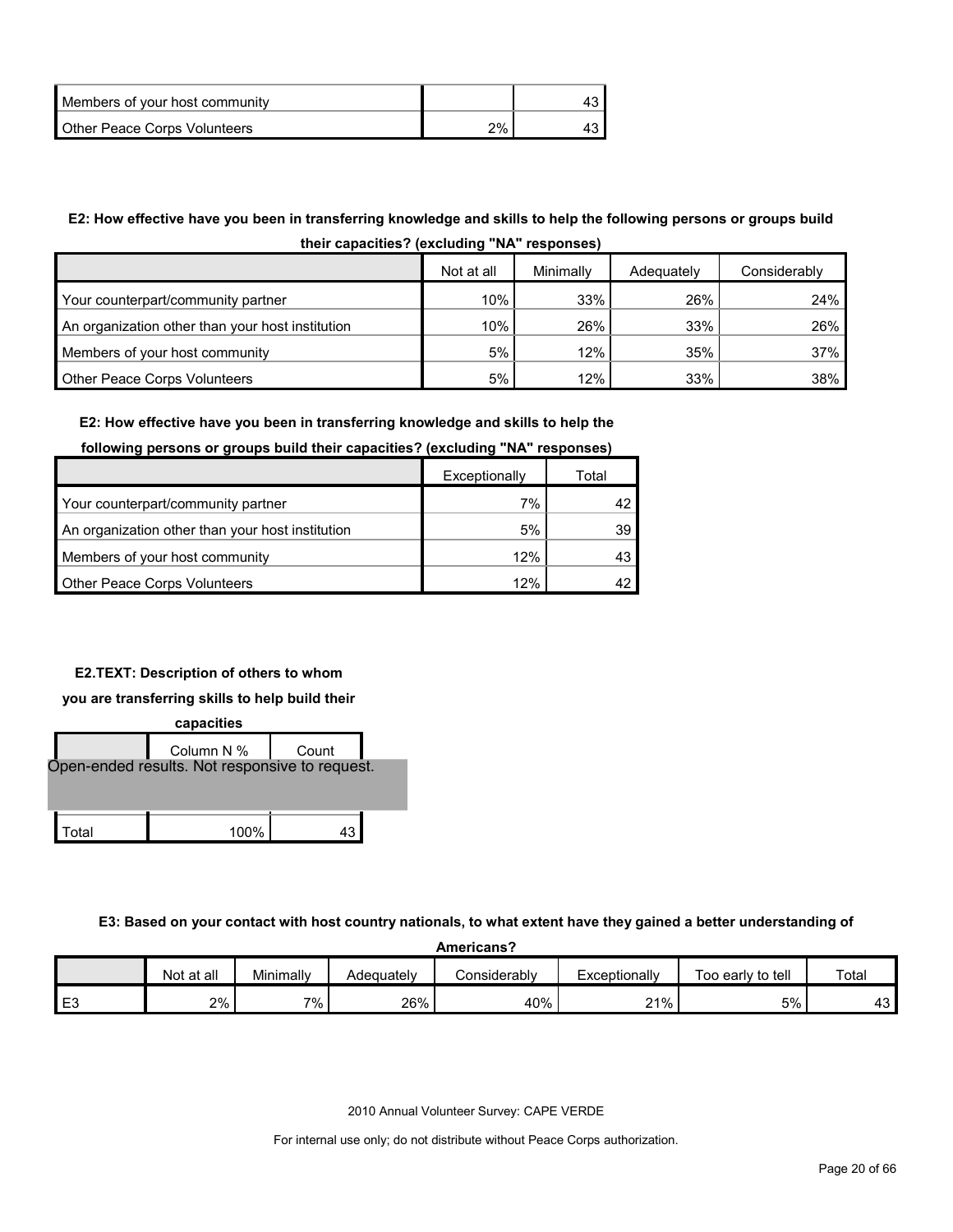| | | |
|---|---|---|
| Members of your host community | | 43 |
| Other Peace Corps Volunteers | 2% | 43 |

**E2: How effective have you been in transferring knowledge and skills to help the following persons or groups build their capacities? (excluding "NA" responses)**

| | Not at all | Minimally | Adequately | Considerably |
|---|---|---|---|---|
| Your counterpart/community partner | 10% | 33% | 26% | 24% |
| An organization other than your host institution | 10% | 26% | 33% | 26% |
| Members of your host community | 5% | 12% | 35% | 37% |
| Other Peace Corps Volunteers | 5% | 12% | 33% | 38% |

**E2: How effective have you been in transferring knowledge and skills to help the following persons or groups build their capacities? (excluding "NA" responses)**

| | Exceptionally | Total |
|---|---|---|
| Your counterpart/community partner | 7% | 42 |
| An organization other than your host institution | 5% | 39 |
| Members of your host community | 12% | 43 |
| Other Peace Corps Volunteers | 12% | 42 |

**E2.TEXT: Description of others to whom you are transferring skills to help build their capacities**

| | Column N % | Count |
|---|---|---|
| Open-ended results. Not responsive to request. | | |
| Total | 100% | 43 |

**E3: Based on your contact with host country nationals, to what extent have they gained a better understanding of Americans?**

| | Not at all | Minimally | Adequately | Considerably | Exceptionally | Too early to tell | Total |
|---|---|---|---|---|---|---|---|
| E3 | 2% | 7% | 26% | 40% | 21% | 5% | 43 |

2010 Annual Volunteer Survey: CAPE VERDE

For internal use only; do not distribute without Peace Corps authorization.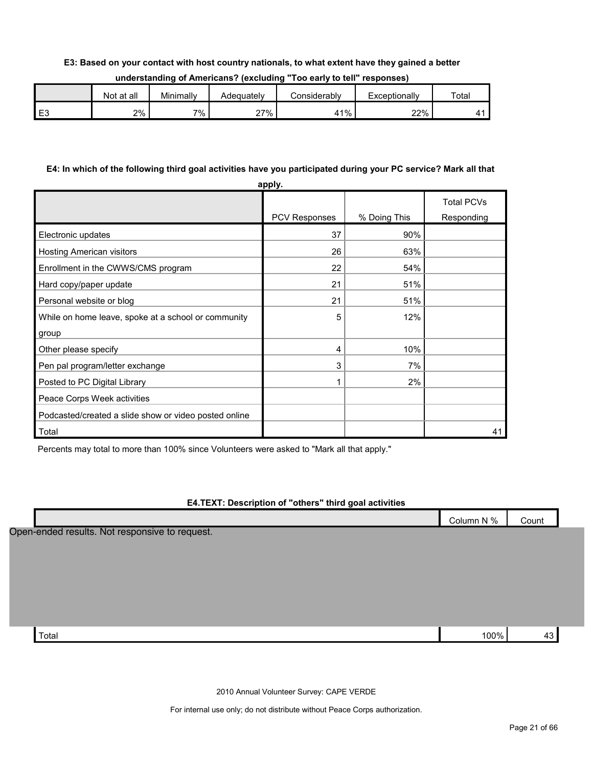**E3: Based on your contact with host country nationals, to what extent have they gained a better understanding of Americans? (excluding "Too early to tell" responses)**

| | Not at all | Minimally | Adequately | Considerably | Exceptionally | Total |
|---|---|---|---|---|---|---|
| E3 | 2% | 7% | 27% | 41% | 22% | 41 |

**E4: In which of the following third goal activities have you participated during your PC service? Mark all that apply.**

| | PCV Responses | % Doing This | Total PCVs Responding |
|---|---|---|---|
| Electronic updates | 37 | 90% | |
| Hosting American visitors | 26 | 63% | |
| Enrollment in the CWWS/CMS program | 22 | 54% | |
| Hard copy/paper update | 21 | 51% | |
| Personal website or blog | 21 | 51% | |
| While on home leave, spoke at a school or community group | 5 | 12% | |
| Other please specify | 4 | 10% | |
| Pen pal program/letter exchange | 3 | 7% | |
| Posted to PC Digital Library | 1 | 2% | |
| Peace Corps Week activities | | | |
| Podcasted/created a slide show or video posted online | | | |
| Total | | | 41 |

Percents may total to more than 100% since Volunteers were asked to "Mark all that apply."

**E4.TEXT: Description of "others" third goal activities**

| | Column N % | Count |
|---|---|---|
| Open-ended results. Not responsive to request. | | |
| Total | 100% | 43 |

2010 Annual Volunteer Survey: CAPE VERDE

For internal use only; do not distribute without Peace Corps authorization.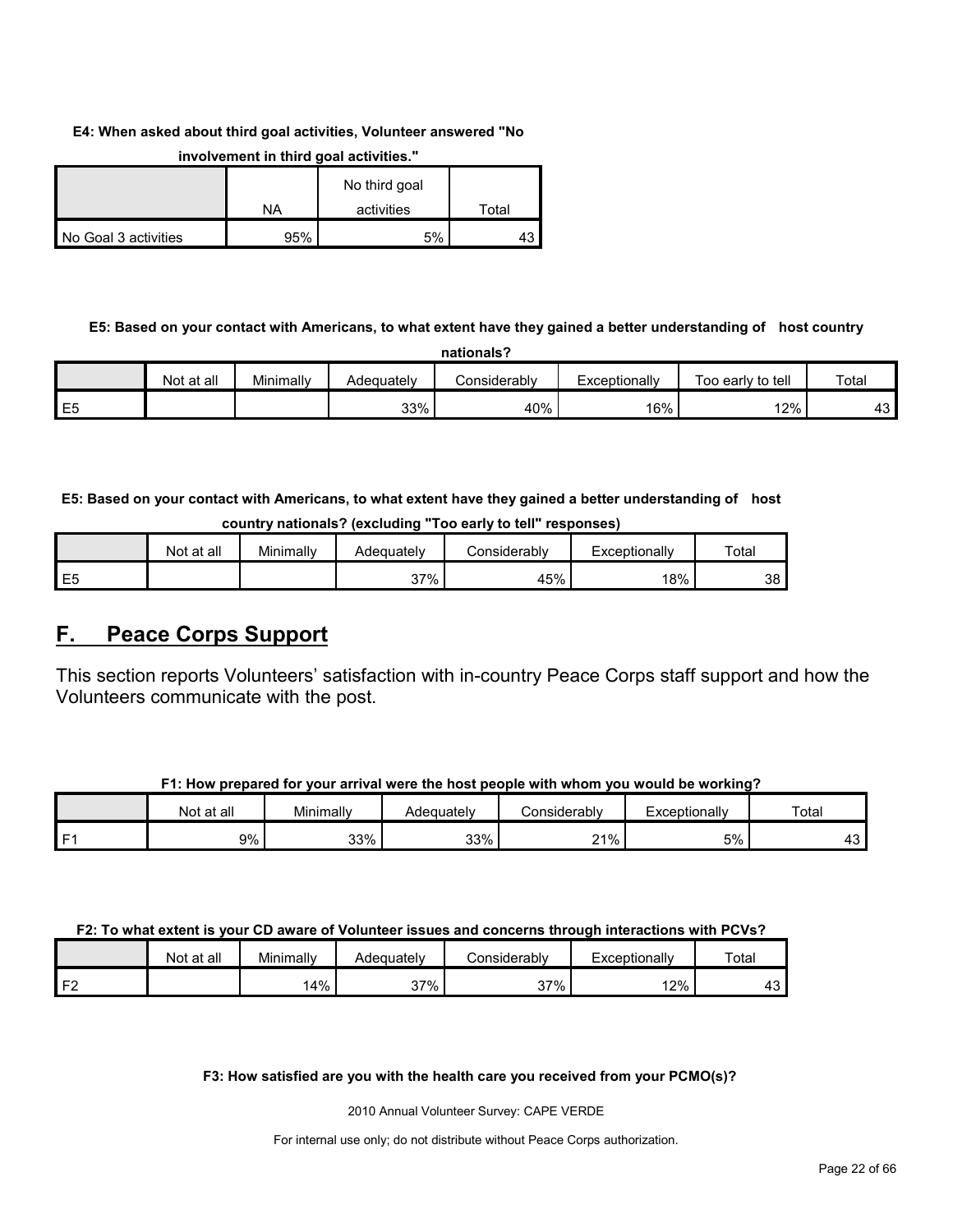**E4: When asked about third goal activities, Volunteer answered "No involvement in third goal activities."**

| | NA | No third goal activities | Total |
|---|---|---|---|
| No Goal 3 activities | 95% | 5% | 43 |

**E5: Based on your contact with Americans, to what extent have they gained a better understanding of host country nationals?**

| | Not at all | Minimally | Adequately | Considerably | Exceptionally | Too early to tell | Total |
|---|---|---|---|---|---|---|---|
| E5 | | | 33% | 40% | 16% | 12% | 43 |

**E5: Based on your contact with Americans, to what extent have they gained a better understanding of host country nationals? (excluding "Too early to tell" responses)**

| | Not at all | Minimally | Adequately | Considerably | Exceptionally | Total |
|---|---|---|---|---|---|---|
| E5 | | | 37% | 45% | 18% | 38 |

## F. Peace Corps Support

This section reports Volunteers' satisfaction with in-country Peace Corps staff support and how the Volunteers communicate with the post.

**F1: How prepared for your arrival were the host people with whom you would be working?**

| | Not at all | Minimally | Adequately | Considerably | Exceptionally | Total |
|---|---|---|---|---|---|---|
| F1 | 9% | 33% | 33% | 21% | 5% | 43 |

**F2: To what extent is your CD aware of Volunteer issues and concerns through interactions with PCVs?**

| | Not at all | Minimally | Adequately | Considerably | Exceptionally | Total |
|---|---|---|---|---|---|---|
| F2 | | 14% | 37% | 37% | 12% | 43 |

**F3: How satisfied are you with the health care you received from your PCMO(s)?**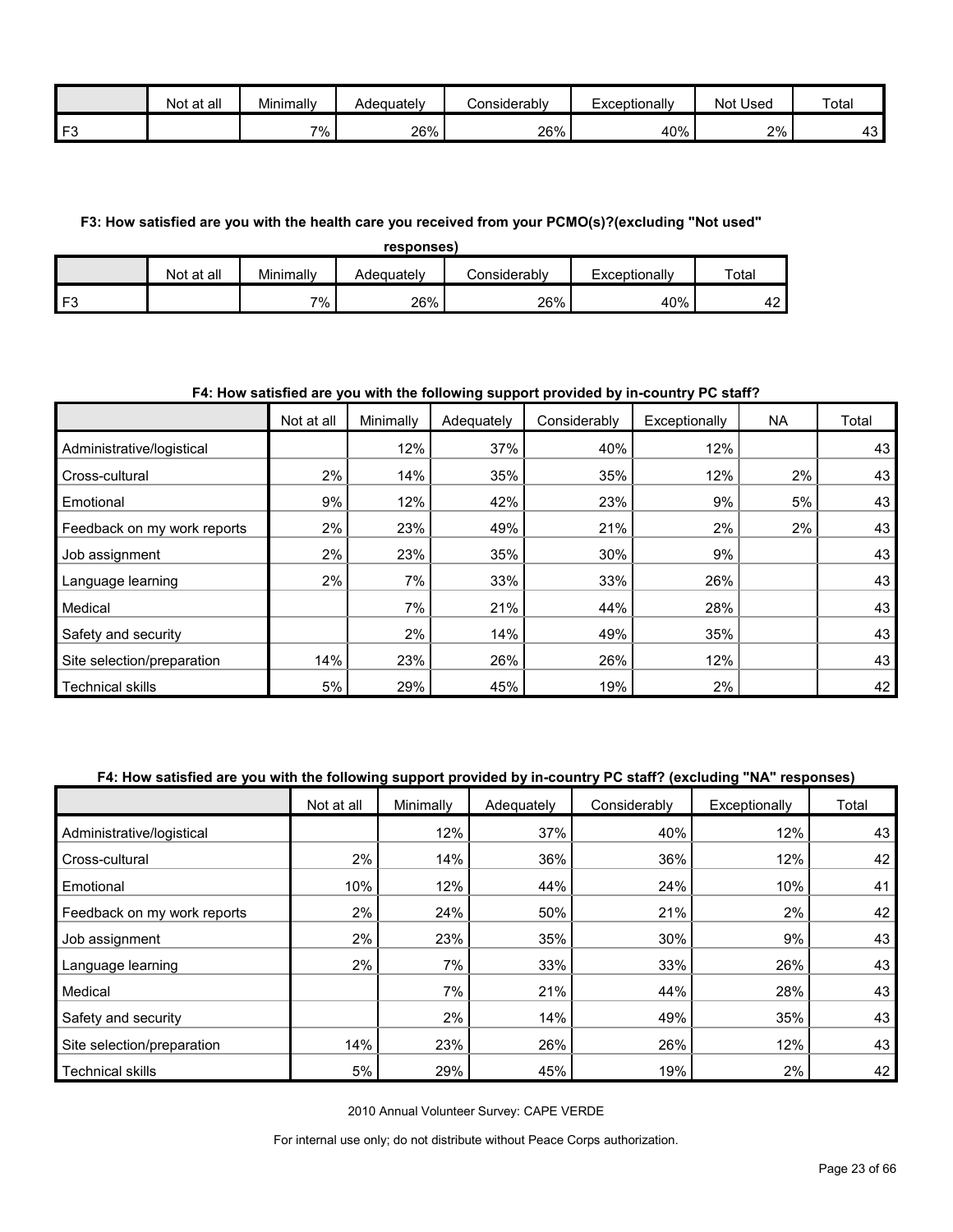| | Not at all | Minimally | Adequately | Considerably | Exceptionally | Not Used | Total |
|---|---|---|---|---|---|---|---|
| F3 | | 7% | 26% | 26% | 40% | 2% | 43 |

**F3: How satisfied are you with the health care you received from your PCMO(s)?(excluding "Not used" responses)**

| | Not at all | Minimally | Adequately | Considerably | Exceptionally | Total |
|---|---|---|---|---|---|---|
| F3 | | 7% | 26% | 26% | 40% | 42 |

**F4: How satisfied are you with the following support provided by in-country PC staff?**

| | Not at all | Minimally | Adequately | Considerably | Exceptionally | NA | Total |
|---|---|---|---|---|---|---|---|
| Administrative/logistical | | 12% | 37% | 40% | 12% | | 43 |
| Cross-cultural | 2% | 14% | 35% | 35% | 12% | 2% | 43 |
| Emotional | 9% | 12% | 42% | 23% | 9% | 5% | 43 |
| Feedback on my work reports | 2% | 23% | 49% | 21% | 2% | 2% | 43 |
| Job assignment | 2% | 23% | 35% | 30% | 9% | | 43 |
| Language learning | 2% | 7% | 33% | 33% | 26% | | 43 |
| Medical | | 7% | 21% | 44% | 28% | | 43 |
| Safety and security | | 2% | 14% | 49% | 35% | | 43 |
| Site selection/preparation | 14% | 23% | 26% | 26% | 12% | | 43 |
| Technical skills | 5% | 29% | 45% | 19% | 2% | | 42 |

**F4: How satisfied are you with the following support provided by in-country PC staff? (excluding "NA" responses)**

| | Not at all | Minimally | Adequately | Considerably | Exceptionally | Total |
|---|---|---|---|---|---|---|
| Administrative/logistical | | 12% | 37% | 40% | 12% | 43 |
| Cross-cultural | 2% | 14% | 36% | 36% | 12% | 42 |
| Emotional | 10% | 12% | 44% | 24% | 10% | 41 |
| Feedback on my work reports | 2% | 24% | 50% | 21% | 2% | 42 |
| Job assignment | 2% | 23% | 35% | 30% | 9% | 43 |
| Language learning | 2% | 7% | 33% | 33% | 26% | 43 |
| Medical | | 7% | 21% | 44% | 28% | 43 |
| Safety and security | | 2% | 14% | 49% | 35% | 43 |
| Site selection/preparation | 14% | 23% | 26% | 26% | 12% | 43 |
| Technical skills | 5% | 29% | 45% | 19% | 2% | 42 |

2010 Annual Volunteer Survey: CAPE VERDE

For internal use only; do not distribute without Peace Corps authorization.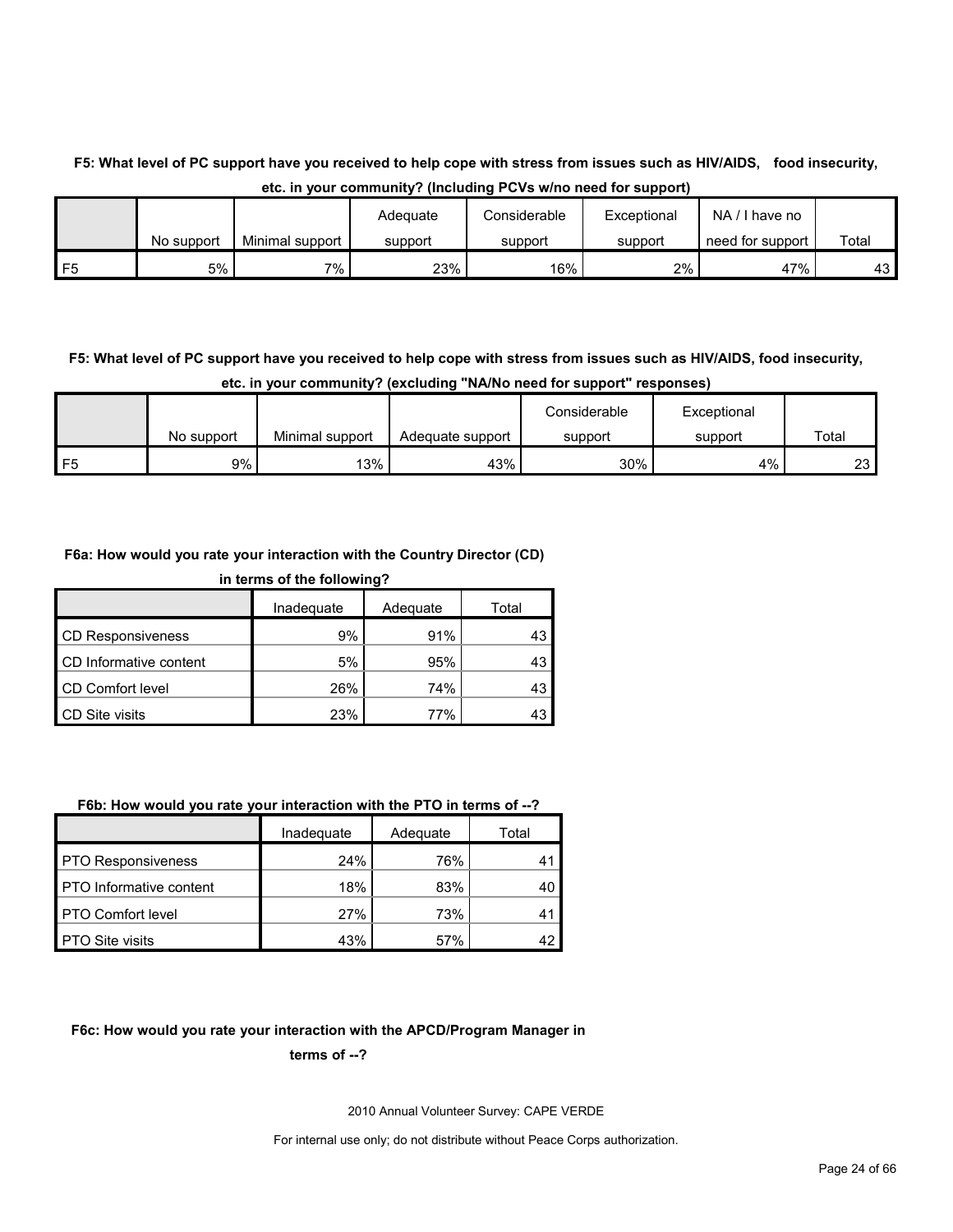**F5: What level of PC support have you received to help cope with stress from issues such as HIV/AIDS, food insecurity, etc. in your community? (Including PCVs w/no need for support)**

| | No support | Minimal support | Adequate support | Considerable support | Exceptional support | NA / I have no need for support | Total |
|---|---|---|---|---|---|---|---|
| F5 | 5% | 7% | 23% | 16% | 2% | 47% | 43 |

**F5: What level of PC support have you received to help cope with stress from issues such as HIV/AIDS, food insecurity, etc. in your community? (excluding "NA/No need for support" responses)**

| | No support | Minimal support | Adequate support | Considerable support | Exceptional support | Total |
|---|---|---|---|---|---|---|
| F5 | 9% | 13% | 43% | 30% | 4% | 23 |

**F6a: How would you rate your interaction with the Country Director (CD) in terms of the following?**

| | Inadequate | Adequate | Total |
|---|---|---|---|
| CD Responsiveness | 9% | 91% | 43 |
| CD Informative content | 5% | 95% | 43 |
| CD Comfort level | 26% | 74% | 43 |
| CD Site visits | 23% | 77% | 43 |

**F6b: How would you rate your interaction with the PTO in terms of --?**

| | Inadequate | Adequate | Total |
|---|---|---|---|
| PTO Responsiveness | 24% | 76% | 41 |
| PTO Informative content | 18% | 83% | 40 |
| PTO Comfort level | 27% | 73% | 41 |
| PTO Site visits | 43% | 57% | 42 |

**F6c: How would you rate your interaction with the APCD/Program Manager in terms of --?**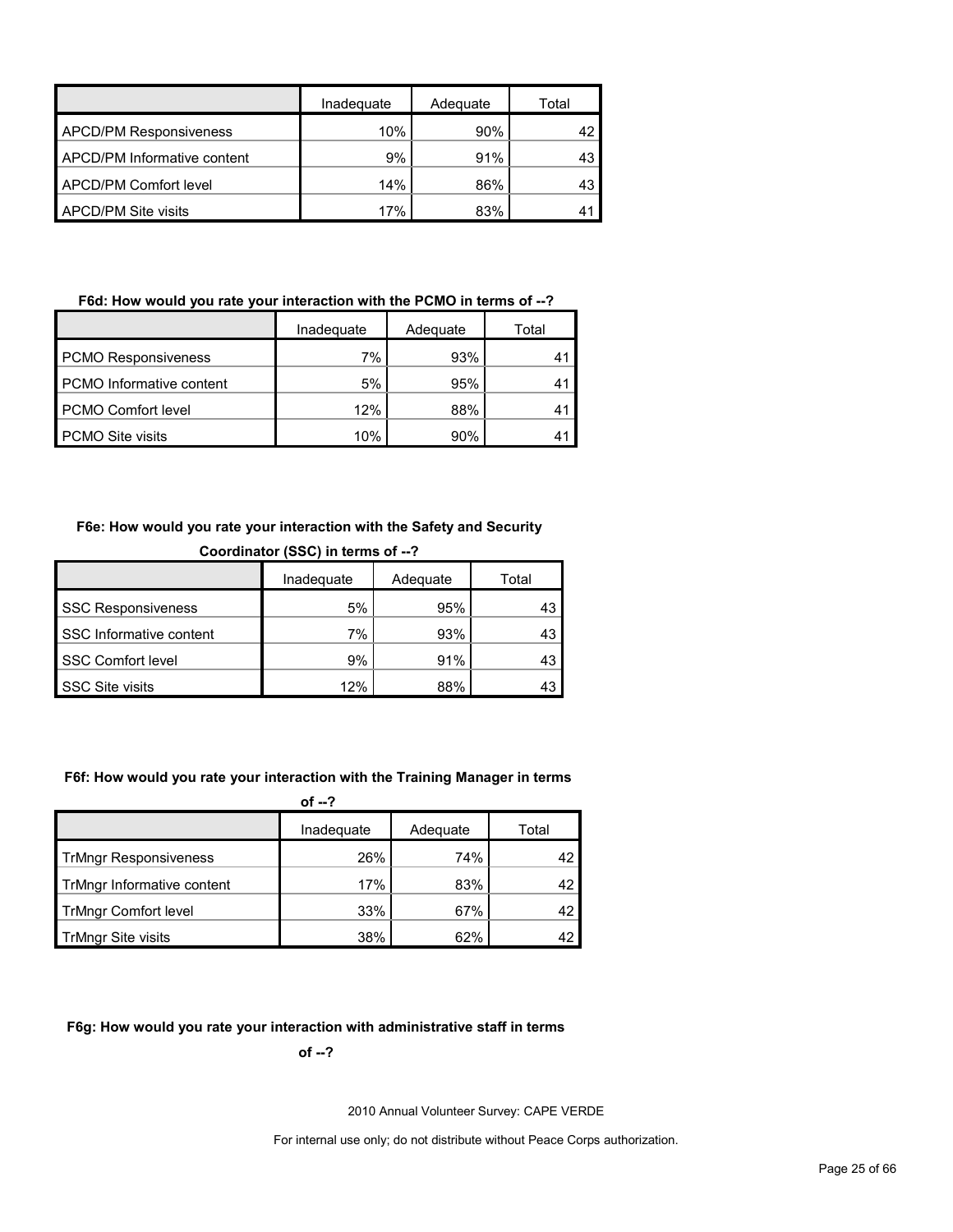| | Inadequate | Adequate | Total |
|---|---|---|---|
| APCD/PM Responsiveness | 10% | 90% | 42 |
| APCD/PM Informative content | 9% | 91% | 43 |
| APCD/PM Comfort level | 14% | 86% | 43 |
| APCD/PM Site visits | 17% | 83% | 41 |

**F6d: How would you rate your interaction with the PCMO in terms of --?**

| | Inadequate | Adequate | Total |
|---|---|---|---|
| PCMO Responsiveness | 7% | 93% | 41 |
| PCMO Informative content | 5% | 95% | 41 |
| PCMO Comfort level | 12% | 88% | 41 |
| PCMO Site visits | 10% | 90% | 41 |

**F6e: How would you rate your interaction with the Safety and Security Coordinator (SSC) in terms of --?**

| | Inadequate | Adequate | Total |
|---|---|---|---|
| SSC Responsiveness | 5% | 95% | 43 |
| SSC Informative content | 7% | 93% | 43 |
| SSC Comfort level | 9% | 91% | 43 |
| SSC Site visits | 12% | 88% | 43 |

**F6f: How would you rate your interaction with the Training Manager in terms of --?**

| | Inadequate | Adequate | Total |
|---|---|---|---|
| TrMngr Responsiveness | 26% | 74% | 42 |
| TrMngr Informative content | 17% | 83% | 42 |
| TrMngr Comfort level | 33% | 67% | 42 |
| TrMngr Site visits | 38% | 62% | 42 |

**F6g: How would you rate your interaction with administrative staff in terms of --?**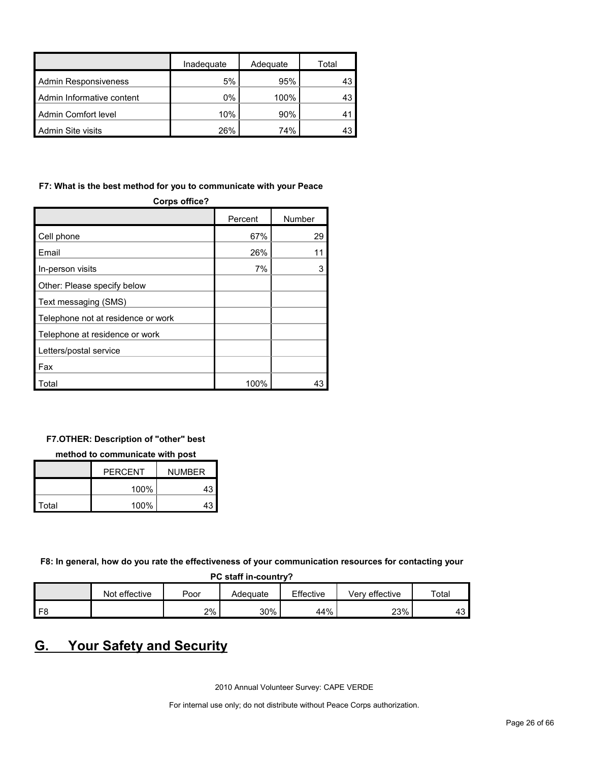| | Inadequate | Adequate | Total |
|---|---|---|---|
| Admin Responsiveness | 5% | 95% | 43 |
| Admin Informative content | 0% | 100% | 43 |
| Admin Comfort level | 10% | 90% | 41 |
| Admin Site visits | 26% | 74% | 43 |

**F7: What is the best method for you to communicate with your Peace Corps office?**

| | Percent | Number |
|---|---|---|
| Cell phone | 67% | 29 |
| Email | 26% | 11 |
| In-person visits | 7% | 3 |
| Other: Please specify below | | |
| Text messaging (SMS) | | |
| Telephone not at residence or work | | |
| Telephone at residence or work | | |
| Letters/postal service | | |
| Fax | | |
| Total | 100% | 43 |

**F7.OTHER: Description of "other" best method to communicate with post**

| | PERCENT | NUMBER |
|---|---|---|
| | 100% | 43 |
| Total | 100% | 43 |

**F8: In general, how do you rate the effectiveness of your communication resources for contacting your PC staff in-country?**

| | Not effective | Poor | Adequate | Effective | Very effective | Total |
|---|---|---|---|---|---|---|
| F8 | | 2% | 30% | 44% | 23% | 43 |

# G. Your Safety and Security

2010 Annual Volunteer Survey: CAPE VERDE

For internal use only; do not distribute without Peace Corps authorization.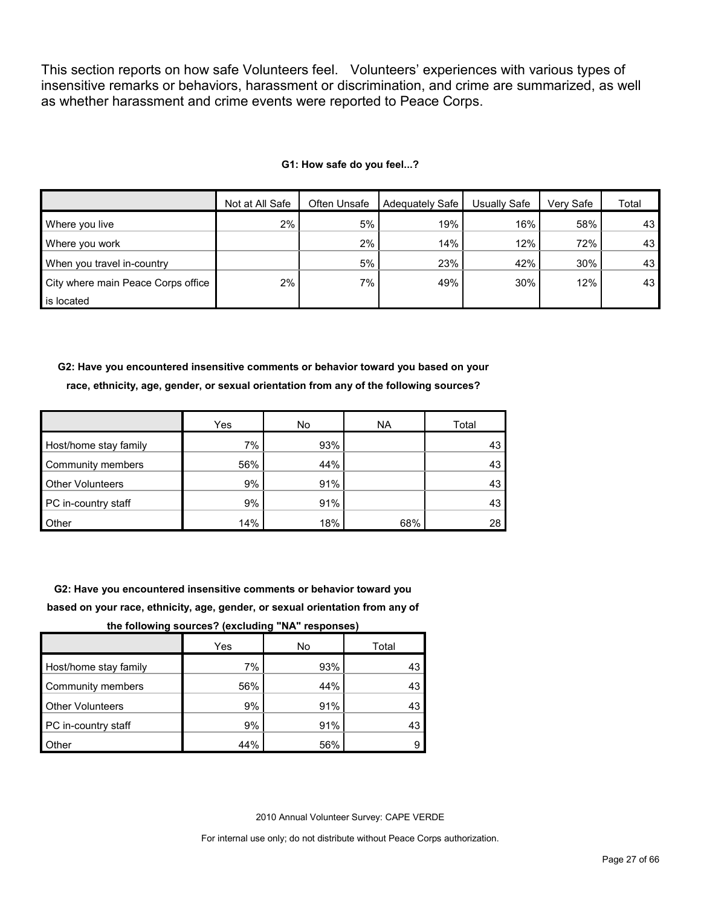This section reports on how safe Volunteers feel. Volunteers' experiences with various types of insensitive remarks or behaviors, harassment or discrimination, and crime are summarized, as well as whether harassment and crime events were reported to Peace Corps.

**G1: How safe do you feel...?**

| | Not at All Safe | Often Unsafe | Adequately Safe | Usually Safe | Very Safe | Total |
|---|---|---|---|---|---|---|
| Where you live | 2% | 5% | 19% | 16% | 58% | 43 |
| Where you work | | 2% | 14% | 12% | 72% | 43 |
| When you travel in-country | | 5% | 23% | 42% | 30% | 43 |
| City where main Peace Corps office is located | 2% | 7% | 49% | 30% | 12% | 43 |

**G2: Have you encountered insensitive comments or behavior toward you based on your race, ethnicity, age, gender, or sexual orientation from any of the following sources?**

| | Yes | No | NA | Total |
|---|---|---|---|---|
| Host/home stay family | 7% | 93% | | 43 |
| Community members | 56% | 44% | | 43 |
| Other Volunteers | 9% | 91% | | 43 |
| PC in-country staff | 9% | 91% | | 43 |
| Other | 14% | 18% | 68% | 28 |

**G2: Have you encountered insensitive comments or behavior toward you based on your race, ethnicity, age, gender, or sexual orientation from any of the following sources? (excluding "NA" responses)**

| | Yes | No | Total |
|---|---|---|---|
| Host/home stay family | 7% | 93% | 43 |
| Community members | 56% | 44% | 43 |
| Other Volunteers | 9% | 91% | 43 |
| PC in-country staff | 9% | 91% | 43 |
| Other | 44% | 56% | 9 |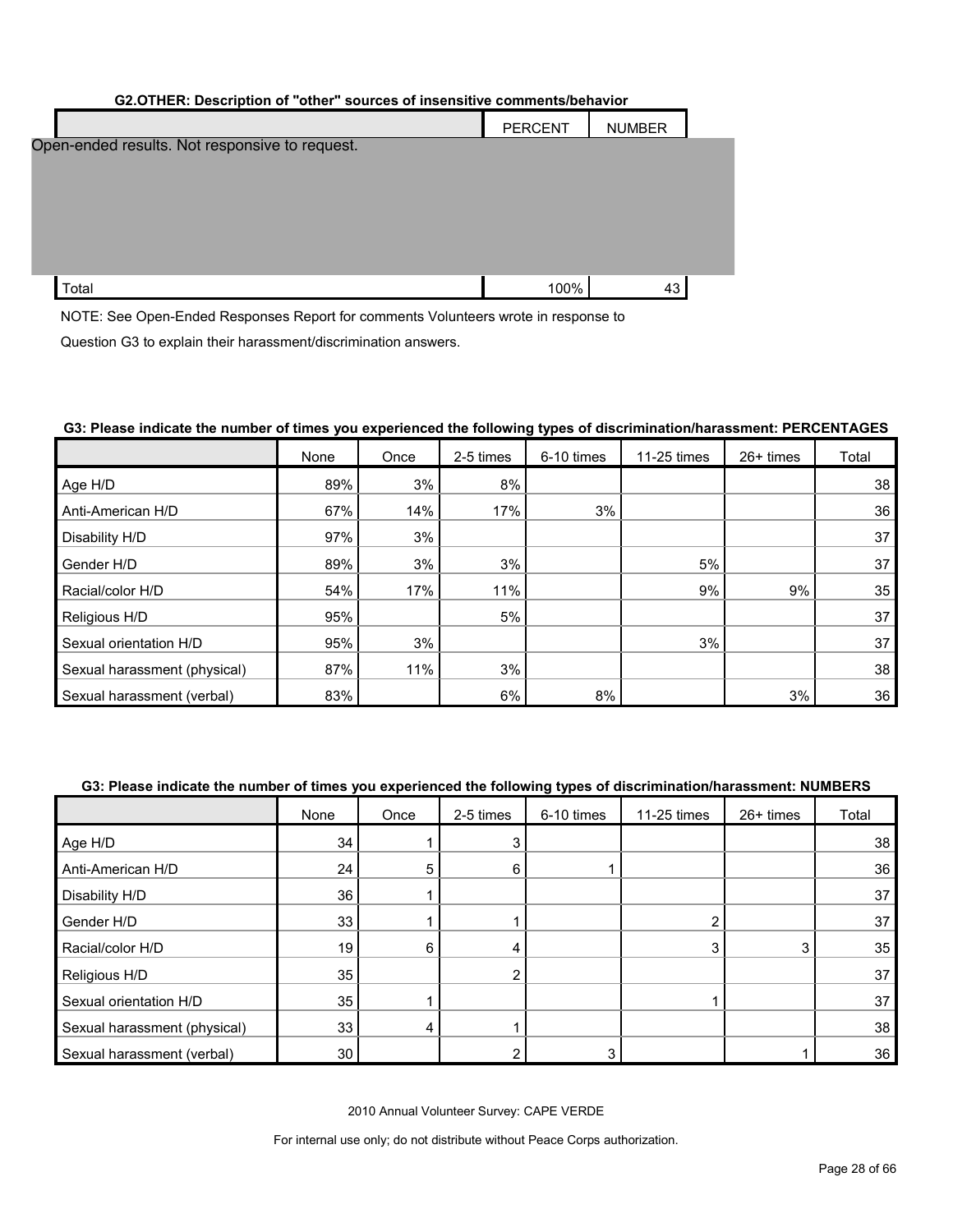### G2.OTHER: Description of "other" sources of insensitive comments/behavior

| | PERCENT | NUMBER |
|---|---|---|
| Open-ended results. Not responsive to request. | | |
| Total | 100% | 43 |

NOTE: See Open-Ended Responses Report for comments Volunteers wrote in response to Question G3 to explain their harassment/discrimination answers.

### G3: Please indicate the number of times you experienced the following types of discrimination/harassment: PERCENTAGES

| | None | Once | 2-5 times | 6-10 times | 11-25 times | 26+ times | Total |
|---|---|---|---|---|---|---|---|
| Age H/D | 89% | 3% | 8% | | | | 38 |
| Anti-American H/D | 67% | 14% | 17% | 3% | | | 36 |
| Disability H/D | 97% | 3% | | | | | 37 |
| Gender H/D | 89% | 3% | 3% | | 5% | | 37 |
| Racial/color H/D | 54% | 17% | 11% | | 9% | 9% | 35 |
| Religious H/D | 95% | | 5% | | | | 37 |
| Sexual orientation H/D | 95% | 3% | | | 3% | | 37 |
| Sexual harassment (physical) | 87% | 11% | 3% | | | | 38 |
| Sexual harassment (verbal) | 83% | | 6% | 8% | | 3% | 36 |

### G3: Please indicate the number of times you experienced the following types of discrimination/harassment: NUMBERS

| | None | Once | 2-5 times | 6-10 times | 11-25 times | 26+ times | Total |
|---|---|---|---|---|---|---|---|
| Age H/D | 34 | 1 | 3 | | | | 38 |
| Anti-American H/D | 24 | 5 | 6 | 1 | | | 36 |
| Disability H/D | 36 | 1 | | | | | 37 |
| Gender H/D | 33 | 1 | 1 | | 2 | | 37 |
| Racial/color H/D | 19 | 6 | 4 | | 3 | 3 | 35 |
| Religious H/D | 35 | | 2 | | | | 37 |
| Sexual orientation H/D | 35 | 1 | | | 1 | | 37 |
| Sexual harassment (physical) | 33 | 4 | 1 | | | | 38 |
| Sexual harassment (verbal) | 30 | | 2 | 3 | | 1 | 36 |

2010 Annual Volunteer Survey: CAPE VERDE

For internal use only; do not distribute without Peace Corps authorization.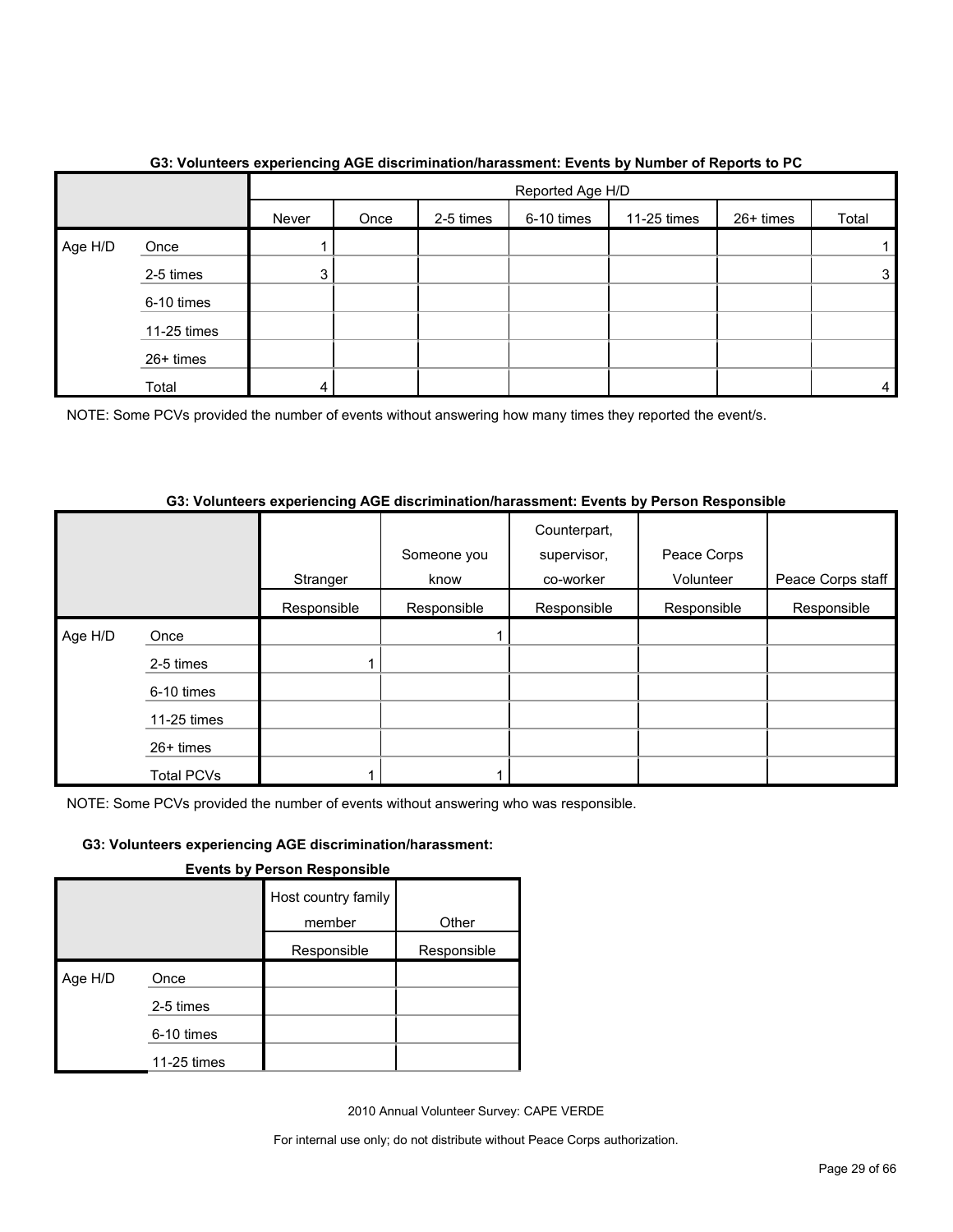**G3: Volunteers experiencing AGE discrimination/harassment: Events by Number of Reports to PC**

| | | Reported Age H/D | | | | | | |
|---|---|---|---|---|---|---|---|---|
| | | Never | Once | 2-5 times | 6-10 times | 11-25 times | 26+ times | Total |
| Age H/D | Once | 1 | | | | | | 1 |
| | 2-5 times | 3 | | | | | | 3 |
| | 6-10 times | | | | | | | |
| | 11-25 times | | | | | | | |
| | 26+ times | | | | | | | |
| | Total | 4 | | | | | | 4 |

NOTE: Some PCVs provided the number of events without answering how many times they reported the event/s.

**G3: Volunteers experiencing AGE discrimination/harassment: Events by Person Responsible**

| | | Stranger | Someone you know | Counterpart, supervisor, co-worker | Peace Corps Volunteer | Peace Corps staff |
|---|---|---|---|---|---|---|
| | | Responsible | Responsible | Responsible | Responsible | Responsible |
| Age H/D | Once | | 1 | | | |
| | 2-5 times | 1 | | | | |
| | 6-10 times | | | | | |
| | 11-25 times | | | | | |
| | 26+ times | | | | | |
| | Total PCVs | 1 | 1 | | | |

NOTE: Some PCVs provided the number of events without answering who was responsible.

**G3: Volunteers experiencing AGE discrimination/harassment: Events by Person Responsible**

| | | Host country family member | Other |
|---|---|---|---|
| | | Responsible | Responsible |
| Age H/D | Once | | |
| | 2-5 times | | |
| | 6-10 times | | |
| | 11-25 times | | |

2010 Annual Volunteer Survey: CAPE VERDE

For internal use only; do not distribute without Peace Corps authorization.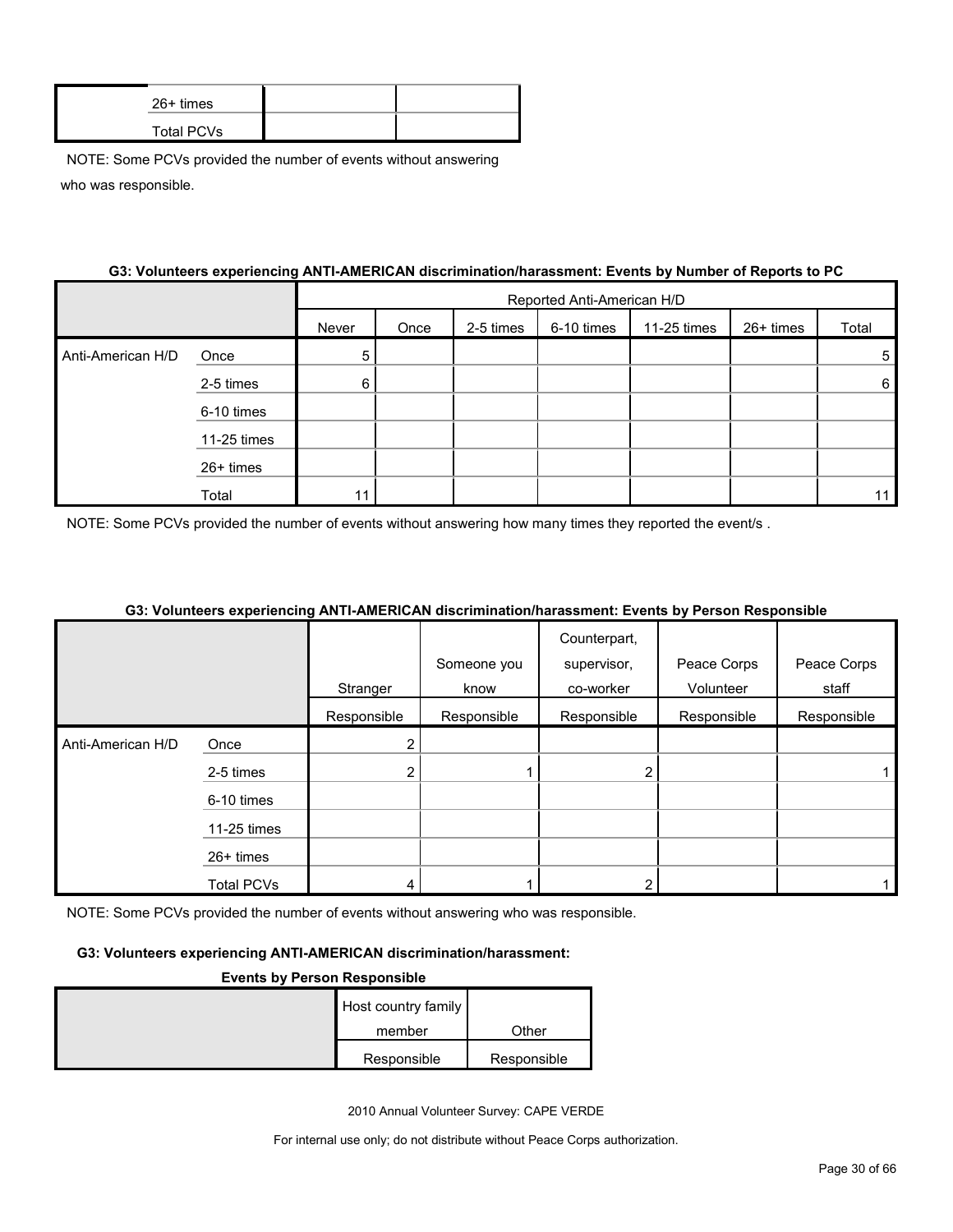| | | |
|---|---|---|
| 26+ times | | |
| Total PCVs | | |

NOTE: Some PCVs provided the number of events without answering who was responsible.

**G3: Volunteers experiencing ANTI-AMERICAN discrimination/harassment: Events by Number of Reports to PC**

| | | Reported Anti-American H/D | | | | | | |
|---|---|---|---|---|---|---|---|---|
| | | Never | Once | 2-5 times | 6-10 times | 11-25 times | 26+ times | Total |
| Anti-American H/D | Once | 5 | | | | | | 5 |
| | 2-5 times | 6 | | | | | | 6 |
| | 6-10 times | | | | | | | |
| | 11-25 times | | | | | | | |
| | 26+ times | | | | | | | |
| | Total | 11 | | | | | | 11 |

NOTE: Some PCVs provided the number of events without answering how many times they reported the event/s .

**G3: Volunteers experiencing ANTI-AMERICAN discrimination/harassment: Events by Person Responsible**

| | | Stranger | Someone you know | Counterpart, supervisor, co-worker | Peace Corps Volunteer | Peace Corps staff |
|---|---|---|---|---|---|---|
| | | Responsible | Responsible | Responsible | Responsible | Responsible |
| Anti-American H/D | Once | 2 | | | | |
| | 2-5 times | 2 | 1 | 2 | | 1 |
| | 6-10 times | | | | | |
| | 11-25 times | | | | | |
| | 26+ times | | | | | |
| | Total PCVs | 4 | 1 | 2 | | 1 |

NOTE: Some PCVs provided the number of events without answering who was responsible.

**G3: Volunteers experiencing ANTI-AMERICAN discrimination/harassment: Events by Person Responsible**

| | Host country family member | Other |
|---|---|---|
| | Responsible | Responsible |

2010 Annual Volunteer Survey: CAPE VERDE

For internal use only; do not distribute without Peace Corps authorization.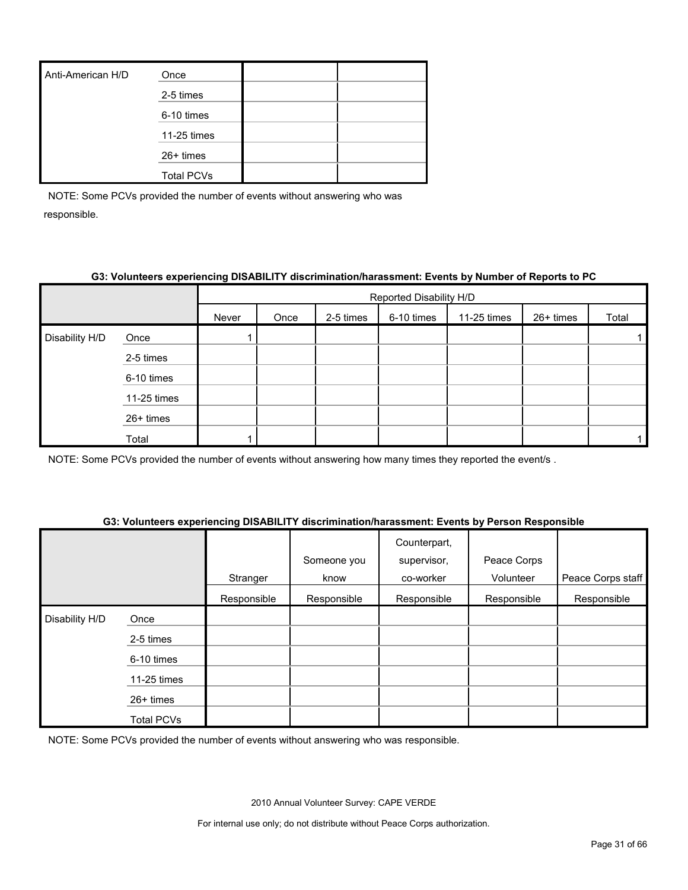| | | | |
|---|---|---|---|
| Anti-American H/D | Once | | |
| | 2-5 times | | |
| | 6-10 times | | |
| | 11-25 times | | |
| | 26+ times | | |
| | Total PCVs | | |

NOTE: Some PCVs provided the number of events without answering who was responsible.

**G3: Volunteers experiencing DISABILITY discrimination/harassment: Events by Number of Reports to PC**

| | | Reported Disability H/D | | | | | | |
|---|---|---|---|---|---|---|---|---|
| | | Never | Once | 2-5 times | 6-10 times | 11-25 times | 26+ times | Total |
| Disability H/D | Once | 1 | | | | | | 1 |
| | 2-5 times | | | | | | | |
| | 6-10 times | | | | | | | |
| | 11-25 times | | | | | | | |
| | 26+ times | | | | | | | |
| | Total | 1 | | | | | | 1 |

NOTE: Some PCVs provided the number of events without answering how many times they reported the event/s .

**G3: Volunteers experiencing DISABILITY discrimination/harassment: Events by Person Responsible**

| | | Stranger | Someone you know | Counterpart, supervisor, co-worker | Peace Corps Volunteer | Peace Corps staff |
|---|---|---|---|---|---|---|
| | | Responsible | Responsible | Responsible | Responsible | Responsible |
| Disability H/D | Once | | | | | |
| | 2-5 times | | | | | |
| | 6-10 times | | | | | |
| | 11-25 times | | | | | |
| | 26+ times | | | | | |
| | Total PCVs | | | | | |

NOTE: Some PCVs provided the number of events without answering who was responsible.

2010 Annual Volunteer Survey: CAPE VERDE

For internal use only; do not distribute without Peace Corps authorization.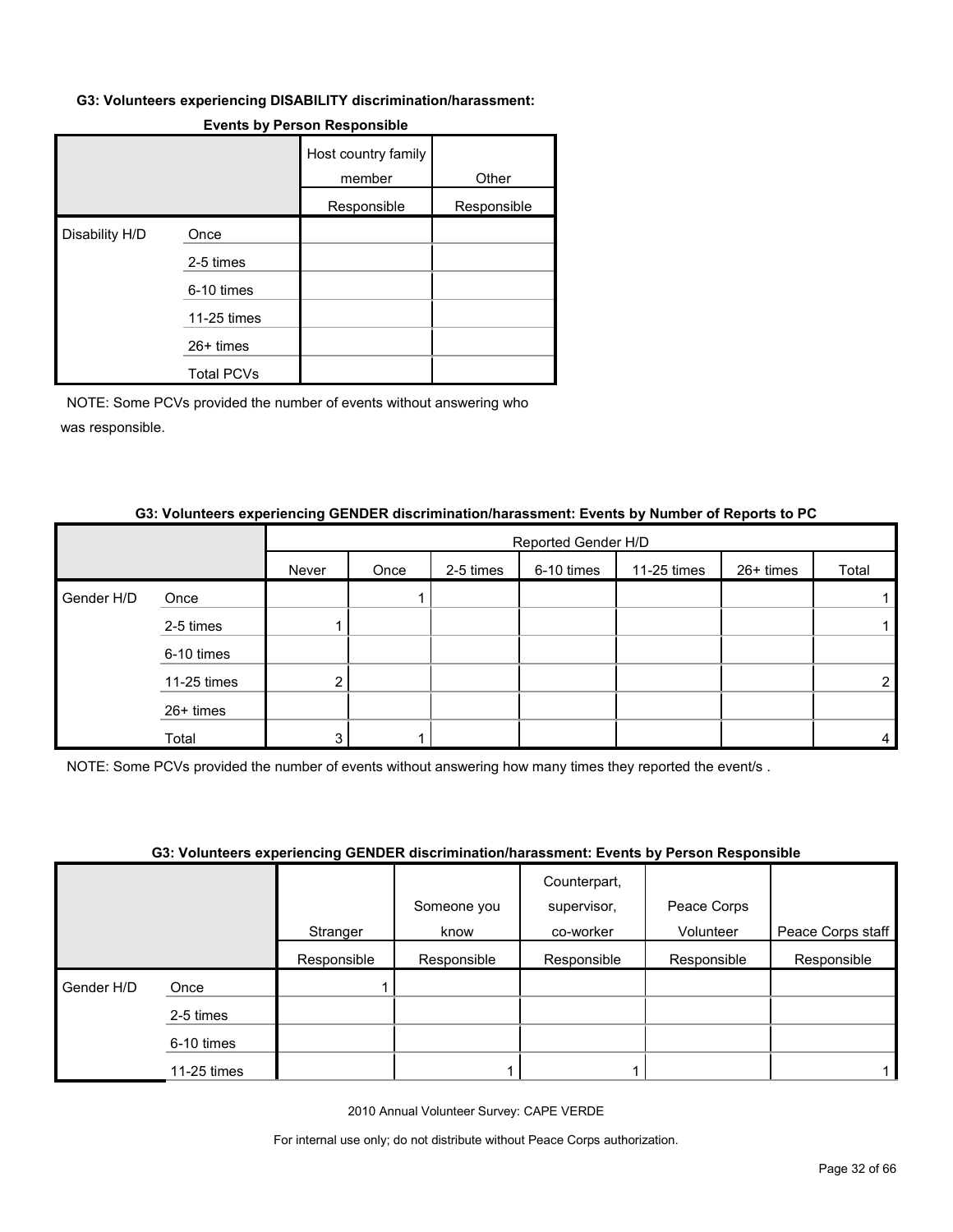**G3: Volunteers experiencing DISABILITY discrimination/harassment: Events by Person Responsible**

| | | Host country family member | Other |
|---|---|---|---|
| | | Responsible | Responsible |
| Disability H/D | Once | | |
| | 2-5 times | | |
| | 6-10 times | | |
| | 11-25 times | | |
| | 26+ times | | |
| | Total PCVs | | |

NOTE: Some PCVs provided the number of events without answering who was responsible.

**G3: Volunteers experiencing GENDER discrimination/harassment: Events by Number of Reports to PC**

| | | Reported Gender H/D | | | | | | |
|---|---|---|---|---|---|---|---|---|
| | | Never | Once | 2-5 times | 6-10 times | 11-25 times | 26+ times | Total |
| Gender H/D | Once | | 1 | | | | | 1 |
| | 2-5 times | 1 | | | | | | 1 |
| | 6-10 times | | | | | | | |
| | 11-25 times | 2 | | | | | | 2 |
| | 26+ times | | | | | | | |
| | Total | 3 | 1 | | | | | 4 |

NOTE: Some PCVs provided the number of events without answering how many times they reported the event/s .

**G3: Volunteers experiencing GENDER discrimination/harassment: Events by Person Responsible**

| | | Stranger | Someone you know | Counterpart, supervisor, co-worker | Peace Corps Volunteer | Peace Corps staff |
|---|---|---|---|---|---|---|
| | | Responsible | Responsible | Responsible | Responsible | Responsible |
| Gender H/D | Once | 1 | | | | |
| | 2-5 times | | | | | |
| | 6-10 times | | | | | |
| | 11-25 times | | 1 | 1 | | 1 |

2010 Annual Volunteer Survey: CAPE VERDE

For internal use only; do not distribute without Peace Corps authorization.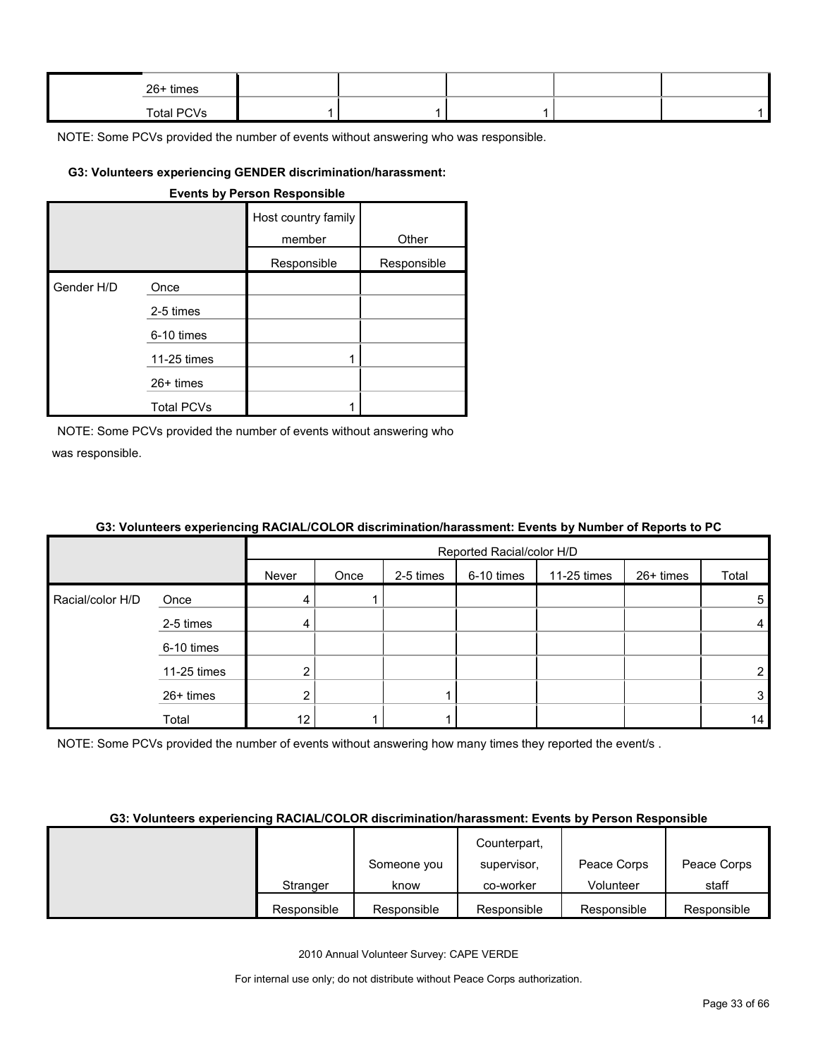| | | | | | | |
|---|---|---|---|---|---|---|
| | 26+ times | | | | | |
| | Total PCVs | 1 | 1 | 1 | | 1 |

NOTE: Some PCVs provided the number of events without answering who was responsible.

**G3: Volunteers experiencing GENDER discrimination/harassment: Events by Person Responsible**

| | | Host country family member | Other |
|---|---|---|---|
| | | Responsible | Responsible |
| Gender H/D | Once | | |
| | 2-5 times | | |
| | 6-10 times | | |
| | 11-25 times | 1 | |
| | 26+ times | | |
| | Total PCVs | 1 | |

NOTE: Some PCVs provided the number of events without answering who was responsible.

**G3: Volunteers experiencing RACIAL/COLOR discrimination/harassment: Events by Number of Reports to PC**

| | | Reported Racial/color H/D | | | | | | |
|---|---|---|---|---|---|---|---|---|
| | | Never | Once | 2-5 times | 6-10 times | 11-25 times | 26+ times | Total |
| Racial/color H/D | Once | 4 | 1 | | | | | 5 |
| | 2-5 times | 4 | | | | | | 4 |
| | 6-10 times | | | | | | | |
| | 11-25 times | 2 | | | | | | 2 |
| | 26+ times | 2 | | 1 | | | | 3 |
| | Total | 12 | 1 | 1 | | | | 14 |

NOTE: Some PCVs provided the number of events without answering how many times they reported the event/s .

**G3: Volunteers experiencing RACIAL/COLOR discrimination/harassment: Events by Person Responsible**

| | Stranger | Someone you know | Counterpart, supervisor, co-worker | Peace Corps Volunteer | Peace Corps staff |
|---|---|---|---|---|---|
| | Responsible | Responsible | Responsible | Responsible | Responsible |

2010 Annual Volunteer Survey: CAPE VERDE

For internal use only; do not distribute without Peace Corps authorization.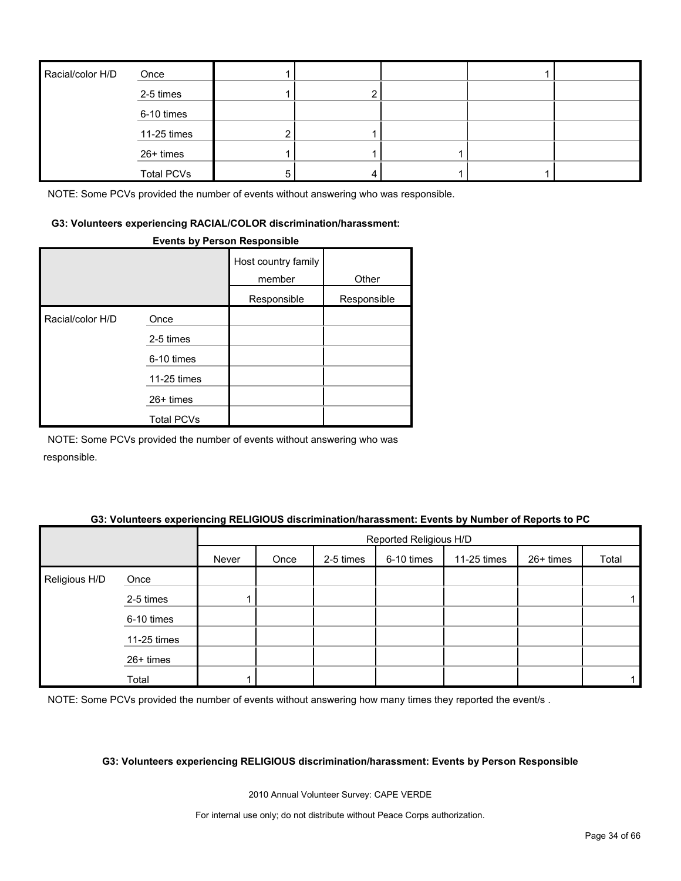| | | | | | | |
|---|---|---|---|---|---|---|
| Racial/color H/D | Once | 1 | | | 1 | |
| | 2-5 times | 1 | 2 | | | |
| | 6-10 times | | | | | |
| | 11-25 times | 2 | 1 | | | |
| | 26+ times | 1 | 1 | 1 | | |
| | Total PCVs | 5 | 4 | 1 | 1 | |

NOTE: Some PCVs provided the number of events without answering who was responsible.

#### G3: Volunteers experiencing RACIAL/COLOR discrimination/harassment: Events by Person Responsible

| | | Host country family member | Other |
|---|---|---|---|
| | | Responsible | Responsible |
| Racial/color H/D | Once | | |
| | 2-5 times | | |
| | 6-10 times | | |
| | 11-25 times | | |
| | 26+ times | | |
| | Total PCVs | | |

NOTE: Some PCVs provided the number of events without answering who was responsible.

#### G3: Volunteers experiencing RELIGIOUS discrimination/harassment: Events by Number of Reports to PC

| | | Reported Religious H/D | | | | | | |
|---|---|---|---|---|---|---|---|---|
| | | Never | Once | 2-5 times | 6-10 times | 11-25 times | 26+ times | Total |
| Religious H/D | Once | | | | | | | |
| | 2-5 times | 1 | | | | | | 1 |
| | 6-10 times | | | | | | | |
| | 11-25 times | | | | | | | |
| | 26+ times | | | | | | | |
| | Total | 1 | | | | | | 1 |

NOTE: Some PCVs provided the number of events without answering how many times they reported the event/s .

#### G3: Volunteers experiencing RELIGIOUS discrimination/harassment: Events by Person Responsible

2010 Annual Volunteer Survey: CAPE VERDE

For internal use only; do not distribute without Peace Corps authorization.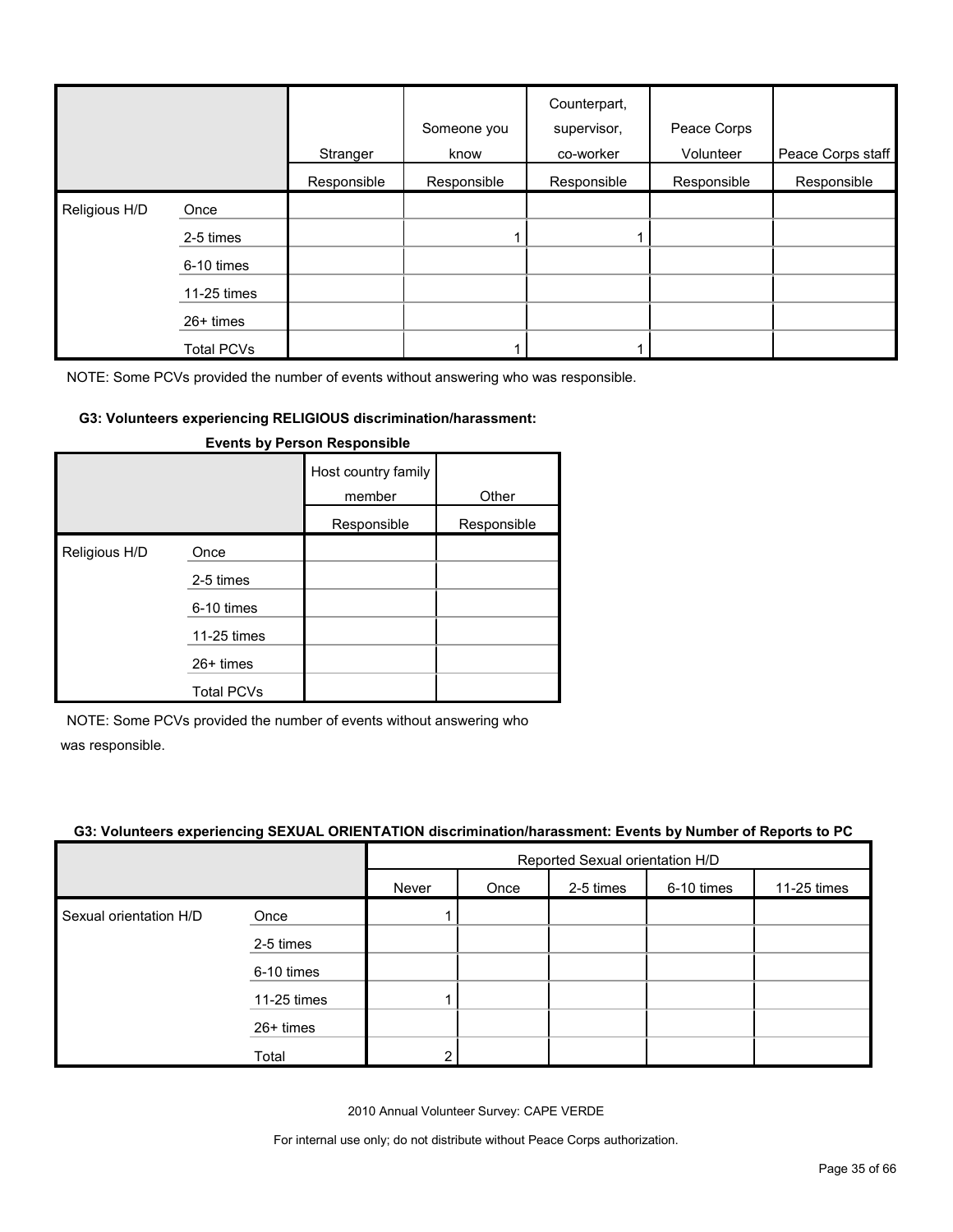| | | Stranger | Someone you know | Counterpart, supervisor, co-worker | Peace Corps Volunteer | Peace Corps staff |
|---|---|---|---|---|---|---|
| | | Responsible | Responsible | Responsible | Responsible | Responsible |
| Religious H/D | Once | | | | | |
| | 2-5 times | | 1 | 1 | | |
| | 6-10 times | | | | | |
| | 11-25 times | | | | | |
| | 26+ times | | | | | |
| | Total PCVs | | 1 | 1 | | |

NOTE: Some PCVs provided the number of events without answering who was responsible.

**G3: Volunteers experiencing RELIGIOUS discrimination/harassment: Events by Person Responsible**

| | | Host country family member | Other |
|---|---|---|---|
| | | Responsible | Responsible |
| Religious H/D | Once | | |
| | 2-5 times | | |
| | 6-10 times | | |
| | 11-25 times | | |
| | 26+ times | | |
| | Total PCVs | | |

NOTE: Some PCVs provided the number of events without answering who was responsible.

**G3: Volunteers experiencing SEXUAL ORIENTATION discrimination/harassment: Events by Number of Reports to PC**

| | | Reported Sexual orientation H/D | | | | |
|---|---|---|---|---|---|---|
| | | Never | Once | 2-5 times | 6-10 times | 11-25 times |
| Sexual orientation H/D | Once | 1 | | | | |
| | 2-5 times | | | | | |
| | 6-10 times | | | | | |
| | 11-25 times | 1 | | | | |
| | 26+ times | | | | | |
| | Total | 2 | | | | |

2010 Annual Volunteer Survey: CAPE VERDE

For internal use only; do not distribute without Peace Corps authorization.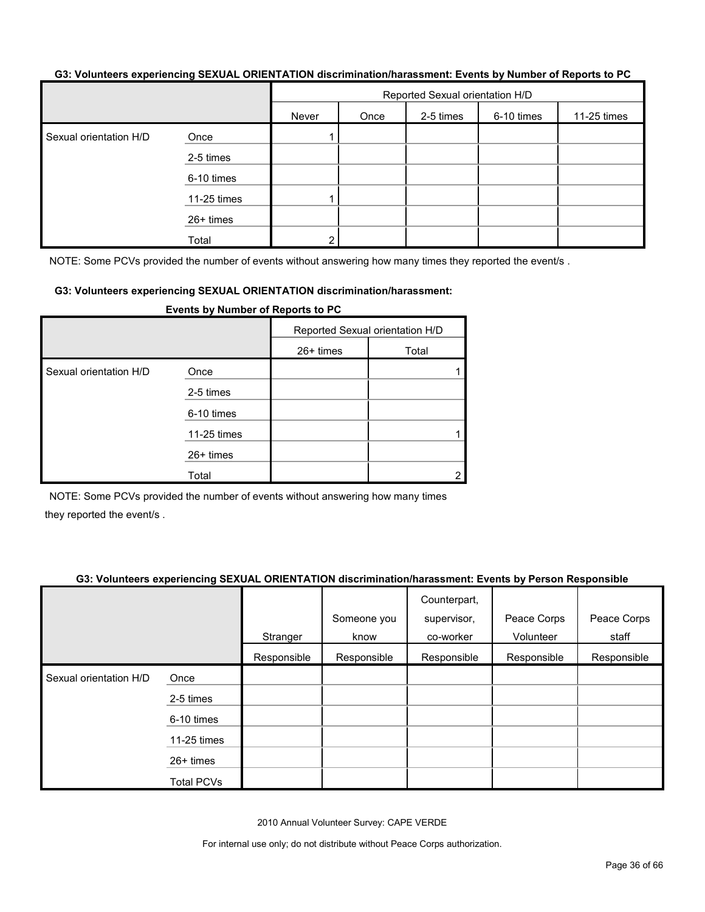**G3: Volunteers experiencing SEXUAL ORIENTATION discrimination/harassment: Events by Number of Reports to PC**

| | | Reported Sexual orientation H/D | | | | |
|---|---|---|---|---|---|---|
| | | Never | Once | 2-5 times | 6-10 times | 11-25 times |
| Sexual orientation H/D | Once | 1 | | | | |
| | 2-5 times | | | | | |
| | 6-10 times | | | | | |
| | 11-25 times | 1 | | | | |
| | 26+ times | | | | | |
| | Total | 2 | | | | |

NOTE: Some PCVs provided the number of events without answering how many times they reported the event/s .

**G3: Volunteers experiencing SEXUAL ORIENTATION discrimination/harassment: Events by Number of Reports to PC**

| | | Reported Sexual orientation H/D | |
|---|---|---|---|
| | | 26+ times | Total |
| Sexual orientation H/D | Once | | 1 |
| | 2-5 times | | |
| | 6-10 times | | |
| | 11-25 times | | 1 |
| | 26+ times | | |
| | Total | | 2 |

NOTE: Some PCVs provided the number of events without answering how many times they reported the event/s .

**G3: Volunteers experiencing SEXUAL ORIENTATION discrimination/harassment: Events by Person Responsible**

| | | Stranger | Someone you know | Counterpart, supervisor, co-worker | Peace Corps Volunteer | Peace Corps staff |
|---|---|---|---|---|---|---|
| | | Responsible | Responsible | Responsible | Responsible | Responsible |
| Sexual orientation H/D | Once | | | | | |
| | 2-5 times | | | | | |
| | 6-10 times | | | | | |
| | 11-25 times | | | | | |
| | 26+ times | | | | | |
| | Total PCVs | | | | | |

2010 Annual Volunteer Survey: CAPE VERDE

For internal use only; do not distribute without Peace Corps authorization.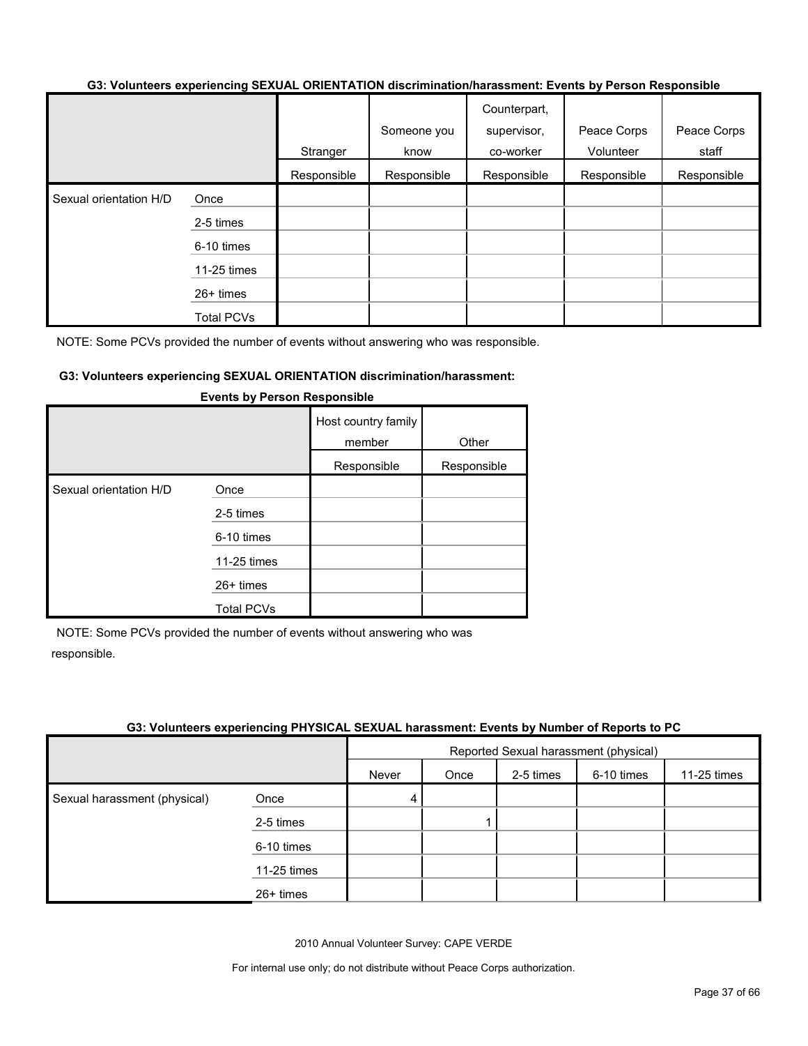#### G3: Volunteers experiencing SEXUAL ORIENTATION discrimination/harassment: Events by Person Responsible

| | | Stranger | Someone you know | Counterpart, supervisor, co-worker | Peace Corps Volunteer | Peace Corps staff |
|---|---|---|---|---|---|---|
| | | Responsible | Responsible | Responsible | Responsible | Responsible |
| Sexual orientation H/D | Once | | | | | |
| | 2-5 times | | | | | |
| | 6-10 times | | | | | |
| | 11-25 times | | | | | |
| | 26+ times | | | | | |
| | Total PCVs | | | | | |

NOTE: Some PCVs provided the number of events without answering who was responsible.

#### G3: Volunteers experiencing SEXUAL ORIENTATION discrimination/harassment: Events by Person Responsible

| | | Host country family member | Other |
|---|---|---|---|
| | | Responsible | Responsible |
| Sexual orientation H/D | Once | | |
| | 2-5 times | | |
| | 6-10 times | | |
| | 11-25 times | | |
| | 26+ times | | |
| | Total PCVs | | |

NOTE: Some PCVs provided the number of events without answering who was responsible.

#### G3: Volunteers experiencing PHYSICAL SEXUAL harassment: Events by Number of Reports to PC

| | | Reported Sexual harassment (physical) | | | | |
|---|---|---|---|---|---|---|
| | | Never | Once | 2-5 times | 6-10 times | 11-25 times |
| Sexual harassment (physical) | Once | 4 | | | | |
| | 2-5 times | | 1 | | | |
| | 6-10 times | | | | | |
| | 11-25 times | | | | | |
| | 26+ times | | | | | |

2010 Annual Volunteer Survey: CAPE VERDE

For internal use only; do not distribute without Peace Corps authorization.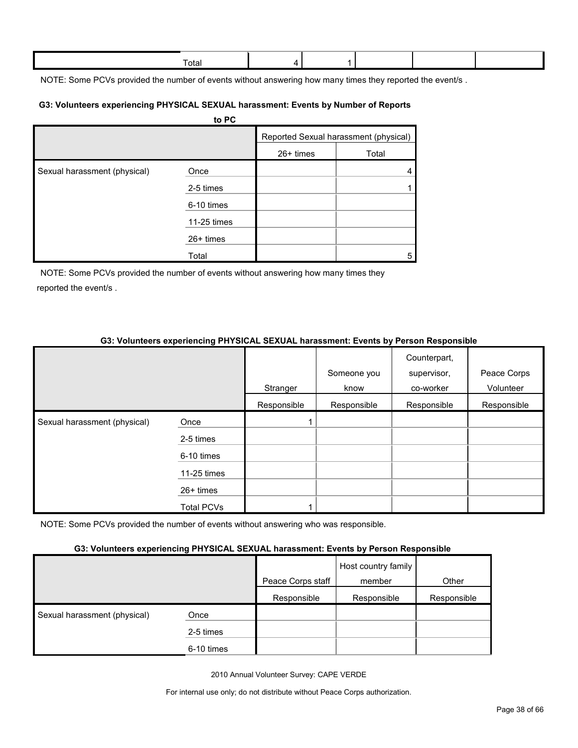| | Total | 4 | 1 | | | |
|---|---|---|---|---|---|---|

NOTE: Some PCVs provided the number of events without answering how many times they reported the event/s .

**G3: Volunteers experiencing PHYSICAL SEXUAL harassment: Events by Number of Reports to PC**

| | | Reported Sexual harassment (physical) | |
|---|---|---|---|
| | | 26+ times | Total |
| Sexual harassment (physical) | Once | | 4 |
| | 2-5 times | | 1 |
| | 6-10 times | | |
| | 11-25 times | | |
| | 26+ times | | |
| | Total | | 5 |

NOTE: Some PCVs provided the number of events without answering how many times they reported the event/s .

**G3: Volunteers experiencing PHYSICAL SEXUAL harassment: Events by Person Responsible**

| | | Stranger | Someone you know | Counterpart, supervisor, co-worker | Peace Corps Volunteer |
|---|---|---|---|---|---|
| | | Responsible | Responsible | Responsible | Responsible |
| Sexual harassment (physical) | Once | 1 | | | |
| | 2-5 times | | | | |
| | 6-10 times | | | | |
| | 11-25 times | | | | |
| | 26+ times | | | | |
| | Total PCVs | 1 | | | |

NOTE: Some PCVs provided the number of events without answering who was responsible.

**G3: Volunteers experiencing PHYSICAL SEXUAL harassment: Events by Person Responsible**

| | | Peace Corps staff | Host country family member | Other |
|---|---|---|---|---|
| | | Responsible | Responsible | Responsible |
| Sexual harassment (physical) | Once | | | |
| | 2-5 times | | | |
| | 6-10 times | | | |

2010 Annual Volunteer Survey: CAPE VERDE

For internal use only; do not distribute without Peace Corps authorization.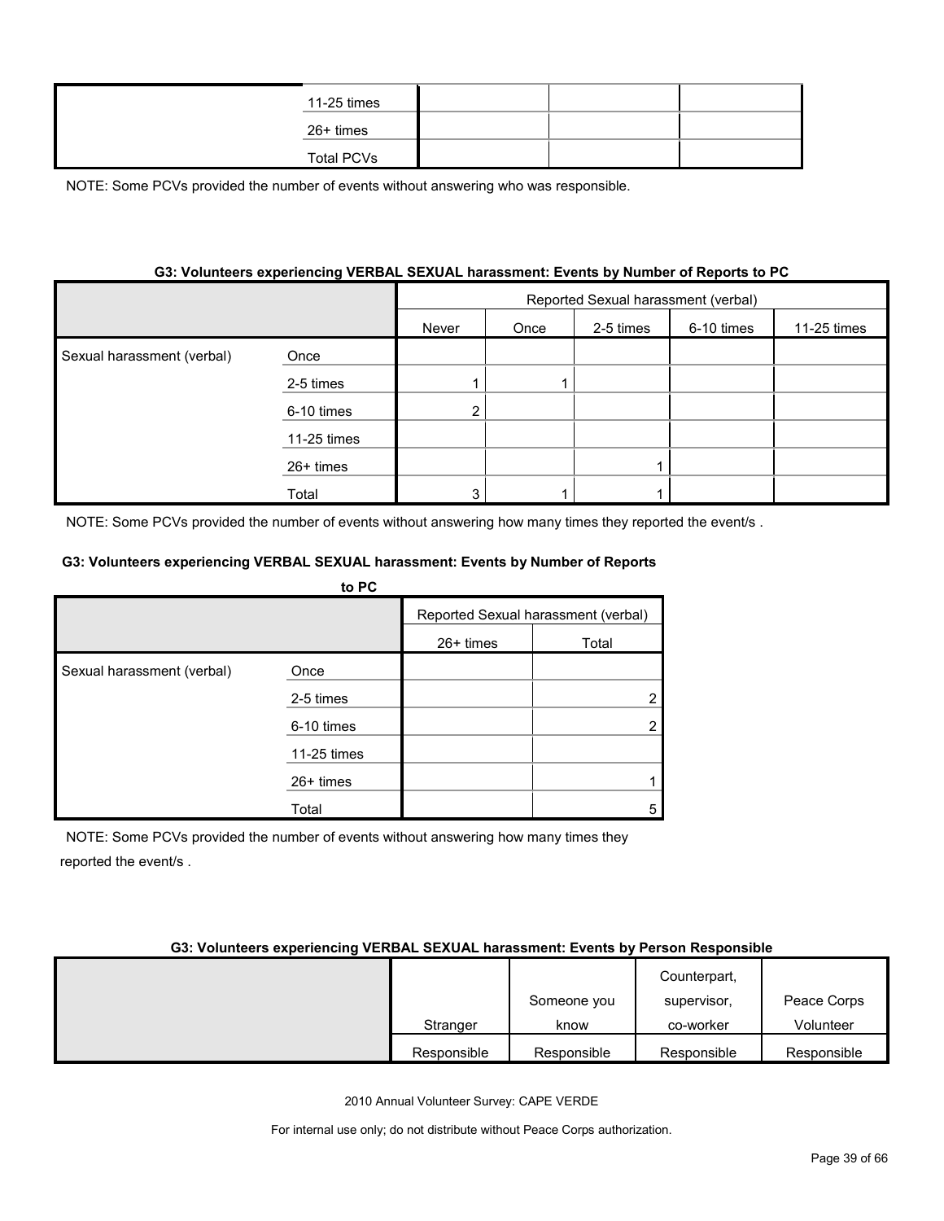| | | | | |
|---|---|---|---|---|
| | 11-25 times | | | |
| | 26+ times | | | |
| | Total PCVs | | | |

NOTE: Some PCVs provided the number of events without answering who was responsible.

**G3: Volunteers experiencing VERBAL SEXUAL harassment: Events by Number of Reports to PC**

| | | Reported Sexual harassment (verbal) | | | | | | |
|---|---|---|---|---|---|---|---|---|
| | | Never | Once | 2-5 times | 6-10 times | 11-25 times | 26+ times | Total |
| Sexual harassment (verbal) | Once | | | | | | | |
| | 2-5 times | 1 | 1 | | | | | 2 |
| | 6-10 times | 2 | | | | | | 2 |
| | 11-25 times | | | | | | | |
| | 26+ times | | | 1 | | | | 1 |
| | Total | 3 | 1 | 1 | | | | 5 |

NOTE: Some PCVs provided the number of events without answering how many times they reported the event/s .

**G3: Volunteers experiencing VERBAL SEXUAL harassment: Events by Person Responsible**

| | Stranger | Someone you know | Counterpart, supervisor, co-worker | Peace Corps Volunteer |
|---|---|---|---|---|
| | Responsible | Responsible | Responsible | Responsible |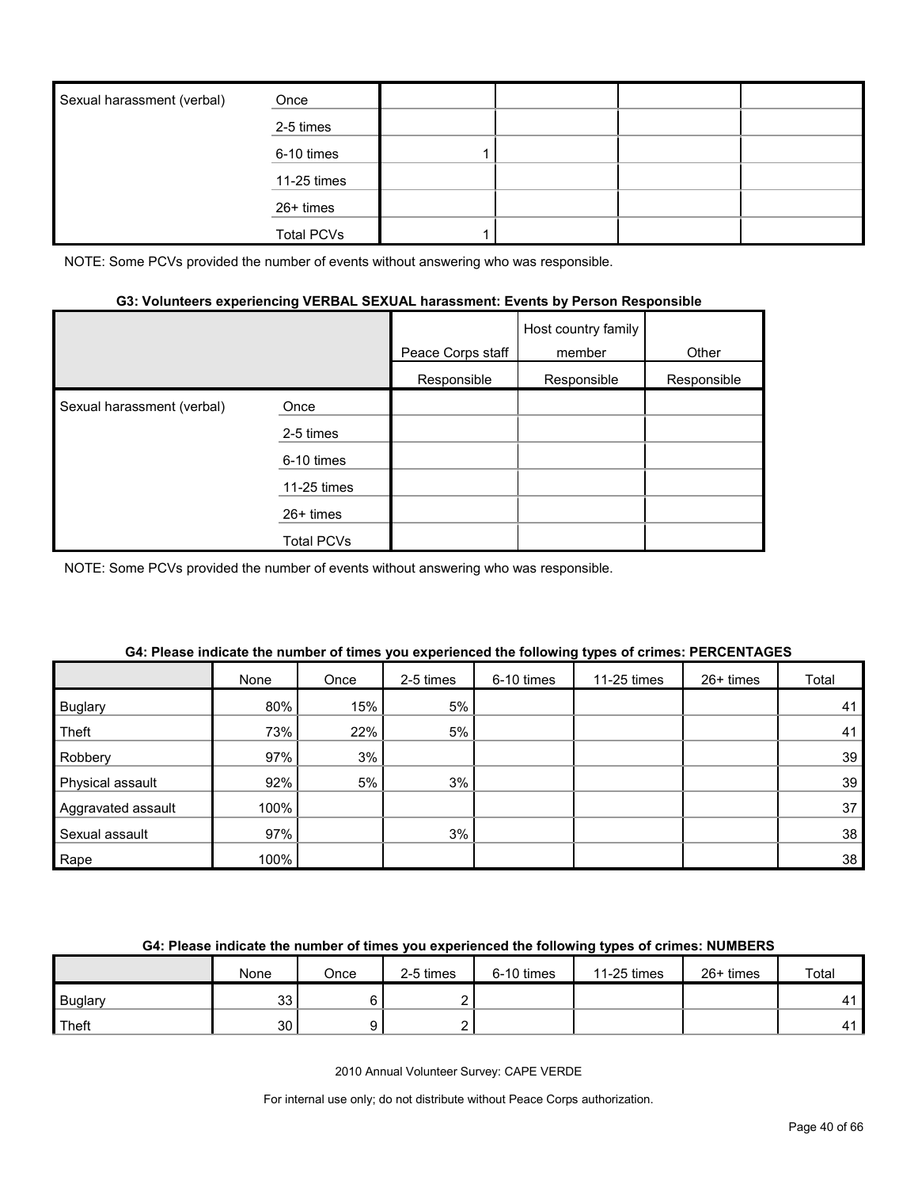| | | | | | |
|---|---|---|---|---|---|
| Sexual harassment (verbal) | Once | | | | |
| | 2-5 times | | | | |
| | 6-10 times | 1 | | | |
| | 11-25 times | | | | |
| | 26+ times | | | | |
| | Total PCVs | 1 | | | |

NOTE: Some PCVs provided the number of events without answering who was responsible.

**G3: Volunteers experiencing VERBAL SEXUAL harassment: Events by Person Responsible**

| | | Peace Corps staff | Host country family member | Other |
|---|---|---|---|---|
| | | Responsible | Responsible | Responsible |
| Sexual harassment (verbal) | Once | | | |
| | 2-5 times | | | |
| | 6-10 times | | | |
| | 11-25 times | | | |
| | 26+ times | | | |
| | Total PCVs | | | |

NOTE: Some PCVs provided the number of events without answering who was responsible.

**G4: Please indicate the number of times you experienced the following types of crimes: PERCENTAGES**

| | None | Once | 2-5 times | 6-10 times | 11-25 times | 26+ times | Total |
|---|---|---|---|---|---|---|---|
| Buglary | 80% | 15% | 5% | | | | 41 |
| Theft | 73% | 22% | 5% | | | | 41 |
| Robbery | 97% | 3% | | | | | 39 |
| Physical assault | 92% | 5% | 3% | | | | 39 |
| Aggravated assault | 100% | | | | | | 37 |
| Sexual assault | 97% | | 3% | | | | 38 |
| Rape | 100% | | | | | | 38 |

**G4: Please indicate the number of times you experienced the following types of crimes: NUMBERS**

| | None | Once | 2-5 times | 6-10 times | 11-25 times | 26+ times | Total |
|---|---|---|---|---|---|---|---|
| Buglary | 33 | 6 | 2 | | | | 41 |
| Theft | 30 | 9 | 2 | | | | 41 |

2010 Annual Volunteer Survey: CAPE VERDE

For internal use only; do not distribute without Peace Corps authorization.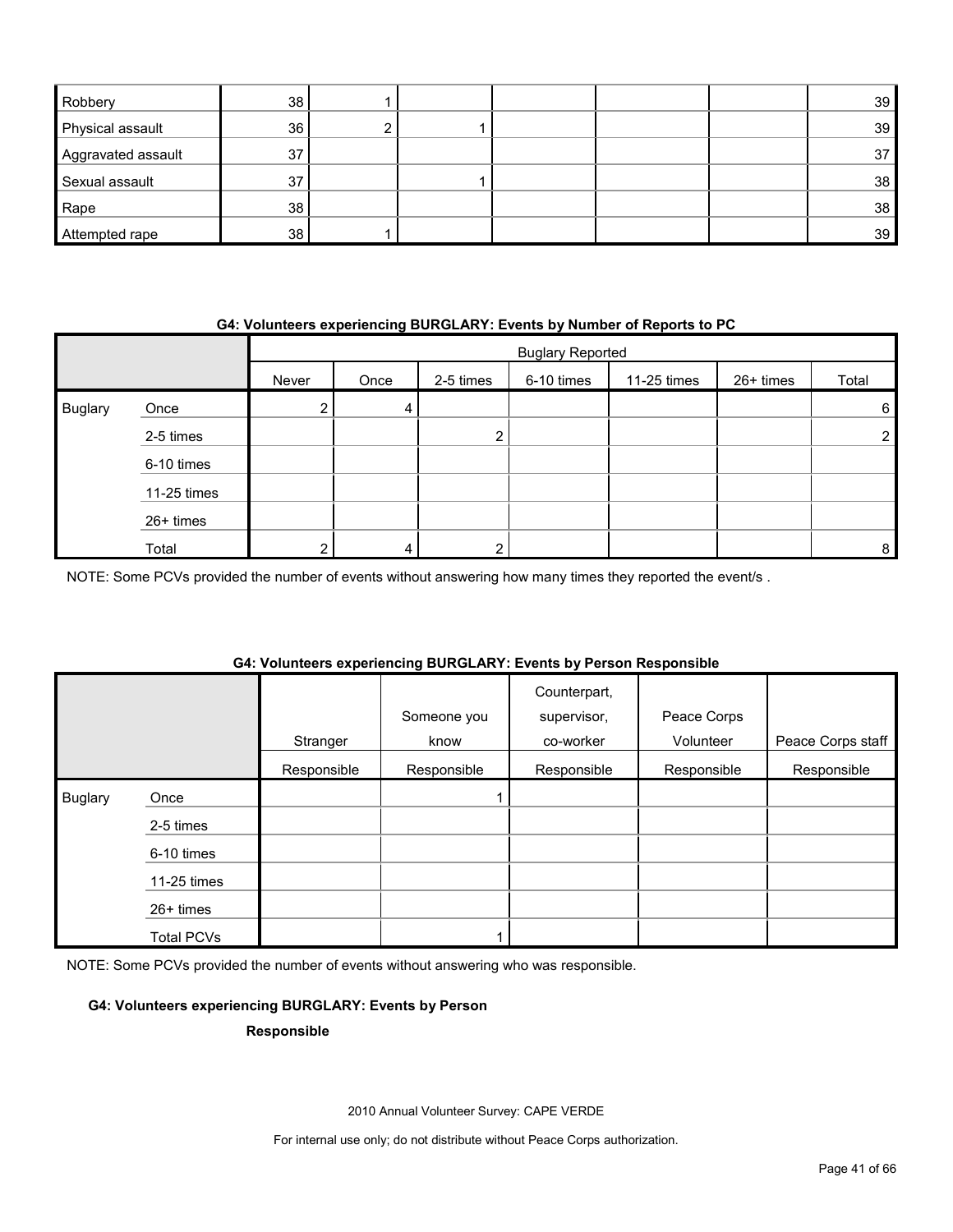| | | | | | | | |
|---|---|---|---|---|---|---|---|
| Robbery | 38 | 1 | | | | | 39 |
| Physical assault | 36 | 2 | 1 | | | | 39 |
| Aggravated assault | 37 | | | | | | 37 |
| Sexual assault | 37 | | 1 | | | | 38 |
| Rape | 38 | | | | | | 38 |
| Attempted rape | 38 | 1 | | | | | 39 |

**G4: Volunteers experiencing BURGLARY: Events by Number of Reports to PC**

| | | Buglary Reported | | | | | | |
|---|---|---|---|---|---|---|---|---|
| | | Never | Once | 2-5 times | 6-10 times | 11-25 times | 26+ times | Total |
| Buglary | Once | 2 | 4 | | | | | 6 |
| | 2-5 times | | | 2 | | | | 2 |
| | 6-10 times | | | | | | | |
| | 11-25 times | | | | | | | |
| | 26+ times | | | | | | | |
| | Total | 2 | 4 | 2 | | | | 8 |

NOTE: Some PCVs provided the number of events without answering how many times they reported the event/s .

**G4: Volunteers experiencing BURGLARY: Events by Person Responsible**

| | | Stranger | Someone you know | Counterpart, supervisor, co-worker | Peace Corps Volunteer | Peace Corps staff |
|---|---|---|---|---|---|---|
| | | Responsible | Responsible | Responsible | Responsible | Responsible |
| Buglary | Once | | 1 | | | |
| | 2-5 times | | | | | |
| | 6-10 times | | | | | |
| | 11-25 times | | | | | |
| | 26+ times | | | | | |
| | Total PCVs | | 1 | | | |

NOTE: Some PCVs provided the number of events without answering who was responsible.

**G4: Volunteers experiencing BURGLARY: Events by Person Responsible**

2010 Annual Volunteer Survey: CAPE VERDE

For internal use only; do not distribute without Peace Corps authorization.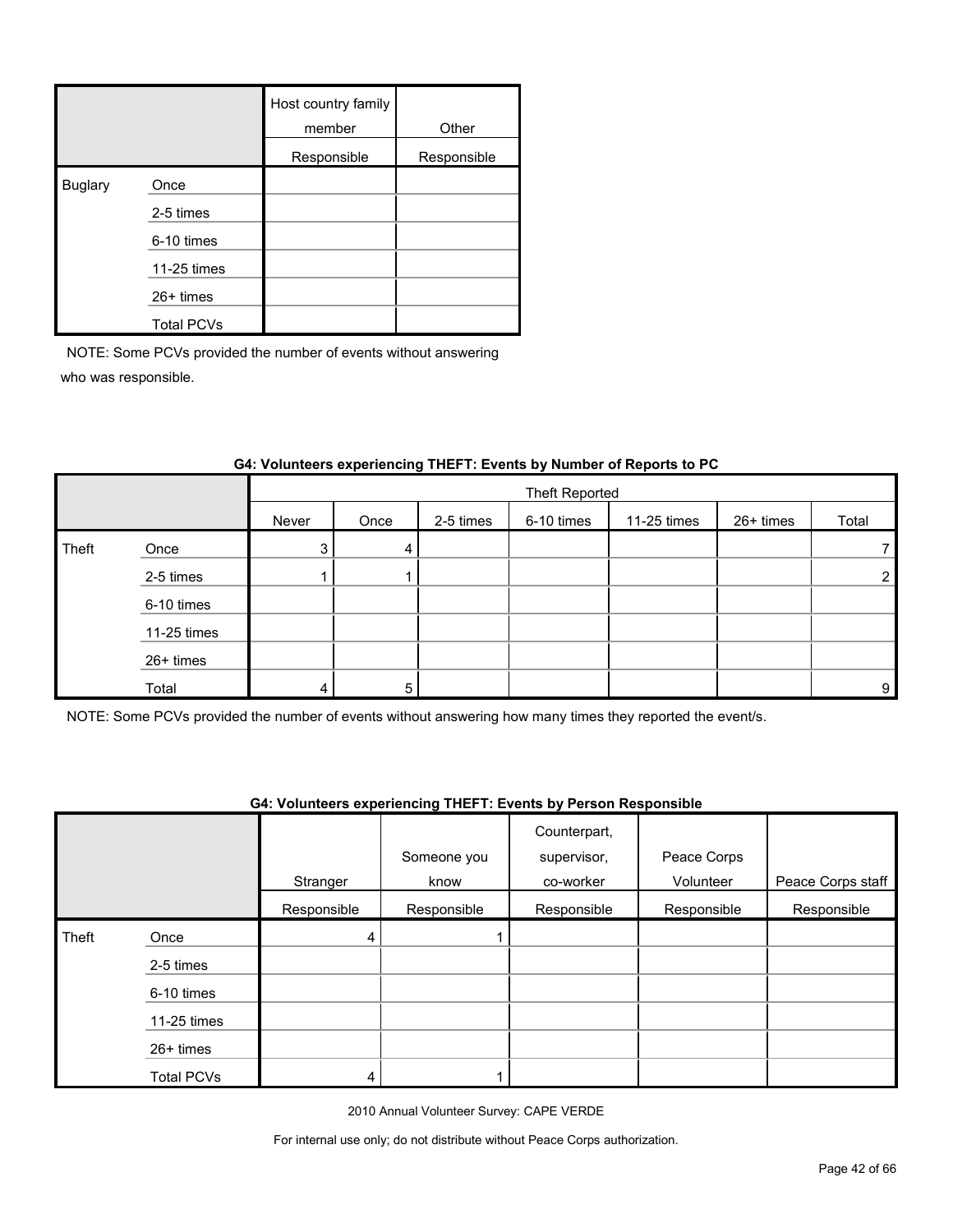| | | Host country family member | Other |
|---|---|---|---|
| | | Responsible | Responsible |
| Buglary | Once | | |
| | 2-5 times | | |
| | 6-10 times | | |
| | 11-25 times | | |
| | 26+ times | | |
| | Total PCVs | | |

NOTE: Some PCVs provided the number of events without answering who was responsible.

### G4: Volunteers experiencing THEFT: Events by Number of Reports to PC

| | | Theft Reported | | | | | | |
|---|---|---|---|---|---|---|---|---|
| | | Never | Once | 2-5 times | 6-10 times | 11-25 times | 26+ times | Total |
| Theft | Once | 3 | 4 | | | | | 7 |
| | 2-5 times | 1 | 1 | | | | | 2 |
| | 6-10 times | | | | | | | |
| | 11-25 times | | | | | | | |
| | 26+ times | | | | | | | |
| | Total | 4 | 5 | | | | | 9 |

NOTE: Some PCVs provided the number of events without answering how many times they reported the event/s.

### G4: Volunteers experiencing THEFT: Events by Person Responsible

| | | Stranger | Someone you know | Counterpart, supervisor, co-worker | Peace Corps Volunteer | Peace Corps staff |
|---|---|---|---|---|---|---|
| | | Responsible | Responsible | Responsible | Responsible | Responsible |
| Theft | Once | 4 | 1 | | | |
| | 2-5 times | | | | | |
| | 6-10 times | | | | | |
| | 11-25 times | | | | | |
| | 26+ times | | | | | |
| | Total PCVs | 4 | 1 | | | |

2010 Annual Volunteer Survey: CAPE VERDE

For internal use only; do not distribute without Peace Corps authorization.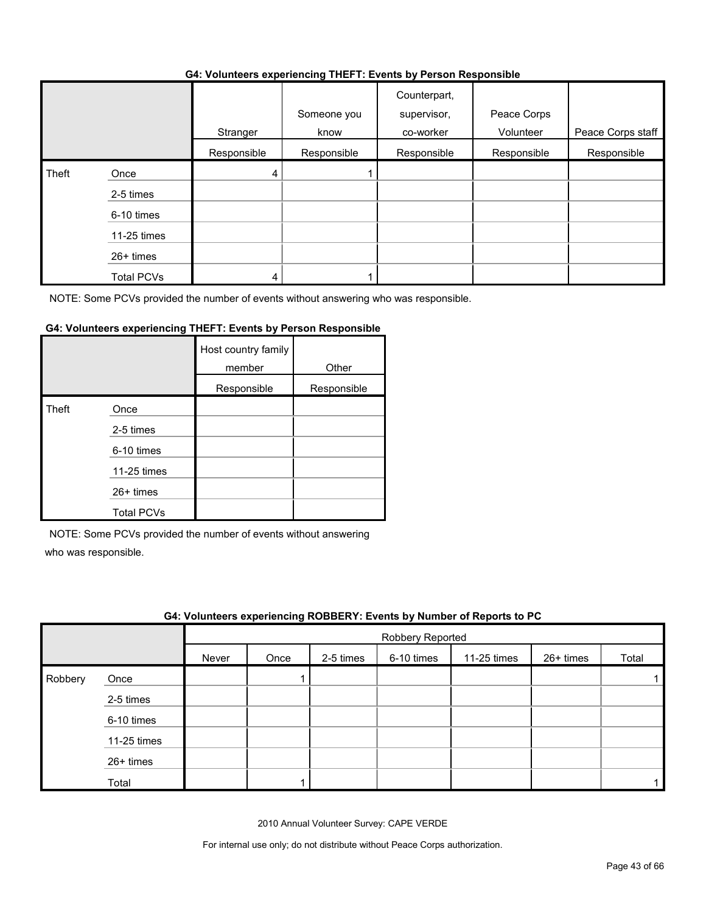### G4: Volunteers experiencing THEFT: Events by Person Responsible

| | | Stranger | Someone you know | Counterpart, supervisor, co-worker | Peace Corps Volunteer | Peace Corps staff |
|---|---|---|---|---|---|---|
| | | Responsible | Responsible | Responsible | Responsible | Responsible |
| Theft | Once | 4 | 1 | | | |
| | 2-5 times | | | | | |
| | 6-10 times | | | | | |
| | 11-25 times | | | | | |
| | 26+ times | | | | | |
| | Total PCVs | 4 | 1 | | | |

NOTE: Some PCVs provided the number of events without answering who was responsible.

### G4: Volunteers experiencing THEFT: Events by Person Responsible

| | | Host country family member | Other |
|---|---|---|---|
| | | Responsible | Responsible |
| Theft | Once | | |
| | 2-5 times | | |
| | 6-10 times | | |
| | 11-25 times | | |
| | 26+ times | | |
| | Total PCVs | | |

NOTE: Some PCVs provided the number of events without answering who was responsible.

### G4: Volunteers experiencing ROBBERY: Events by Number of Reports to PC

| | | Robbery Reported | | | | | | |
|---|---|---|---|---|---|---|---|---|
| | | Never | Once | 2-5 times | 6-10 times | 11-25 times | 26+ times | Total |
| Robbery | Once | | 1 | | | | | 1 |
| | 2-5 times | | | | | | | |
| | 6-10 times | | | | | | | |
| | 11-25 times | | | | | | | |
| | 26+ times | | | | | | | |
| | Total | | 1 | | | | | 1 |

2010 Annual Volunteer Survey: CAPE VERDE

For internal use only; do not distribute without Peace Corps authorization.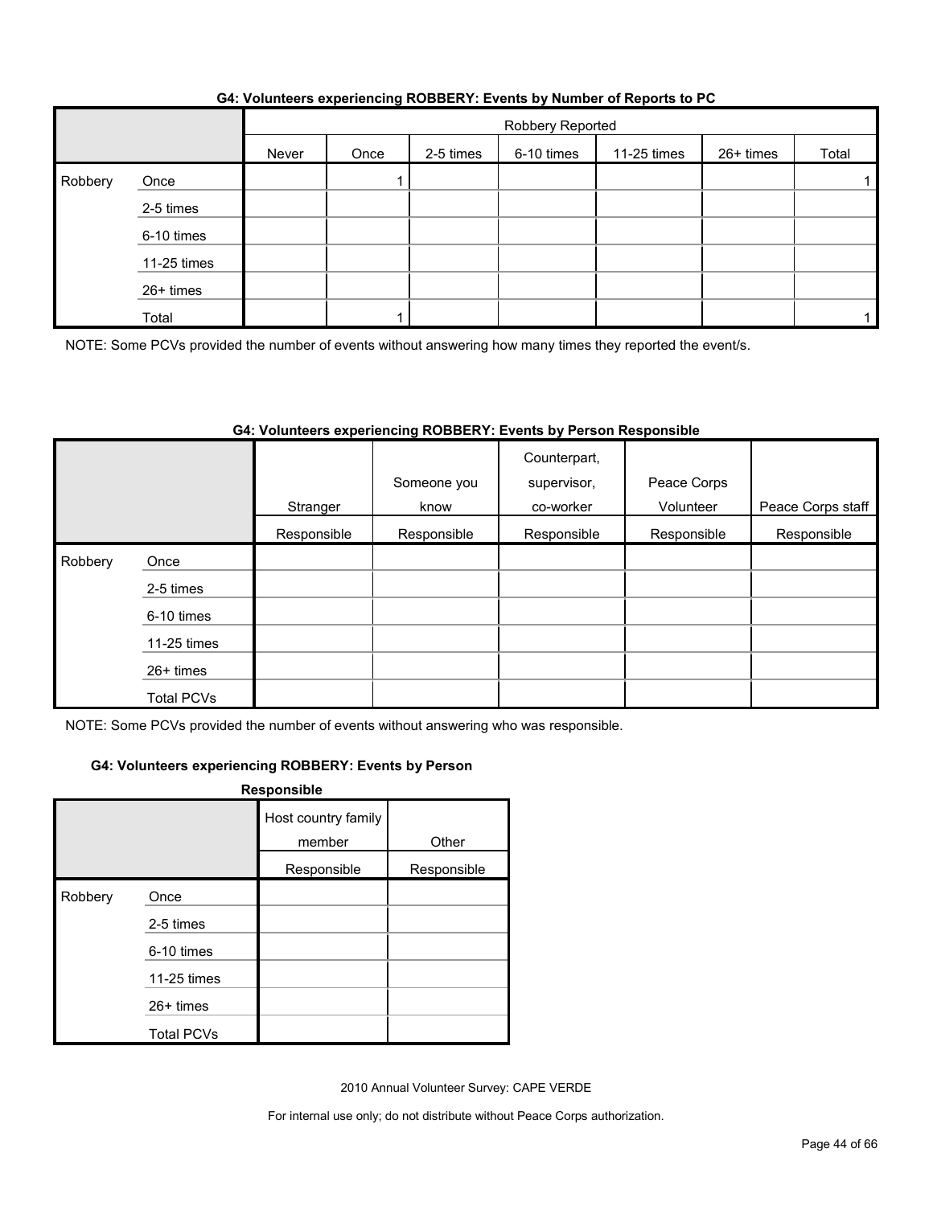### G4: Volunteers experiencing ROBBERY: Events by Number of Reports to PC

| | | Robbery Reported | | | | | | |
|---|---|---|---|---|---|---|---|---|
| | | Never | Once | 2-5 times | 6-10 times | 11-25 times | 26+ times | Total |
| Robbery | Once | | 1 | | | | | 1 |
| | 2-5 times | | | | | | | |
| | 6-10 times | | | | | | | |
| | 11-25 times | | | | | | | |
| | 26+ times | | | | | | | |
| | Total | | 1 | | | | | 1 |

NOTE: Some PCVs provided the number of events without answering how many times they reported the event/s.

### G4: Volunteers experiencing ROBBERY: Events by Person Responsible

| | | Stranger | Someone you know | Counterpart, supervisor, co-worker | Peace Corps Volunteer | Peace Corps staff |
|---|---|---|---|---|---|---|
| | | Responsible | Responsible | Responsible | Responsible | Responsible |
| Robbery | Once | | | | | |
| | 2-5 times | | | | | |
| | 6-10 times | | | | | |
| | 11-25 times | | | | | |
| | 26+ times | | | | | |
| | Total PCVs | | | | | |

NOTE: Some PCVs provided the number of events without answering who was responsible.

### G4: Volunteers experiencing ROBBERY: Events by Person Responsible

| | | Host country family member | Other |
|---|---|---|---|
| | | Responsible | Responsible |
| Robbery | Once | | |
| | 2-5 times | | |
| | 6-10 times | | |
| | 11-25 times | | |
| | 26+ times | | |
| | Total PCVs | | |

2010 Annual Volunteer Survey: CAPE VERDE

For internal use only; do not distribute without Peace Corps authorization.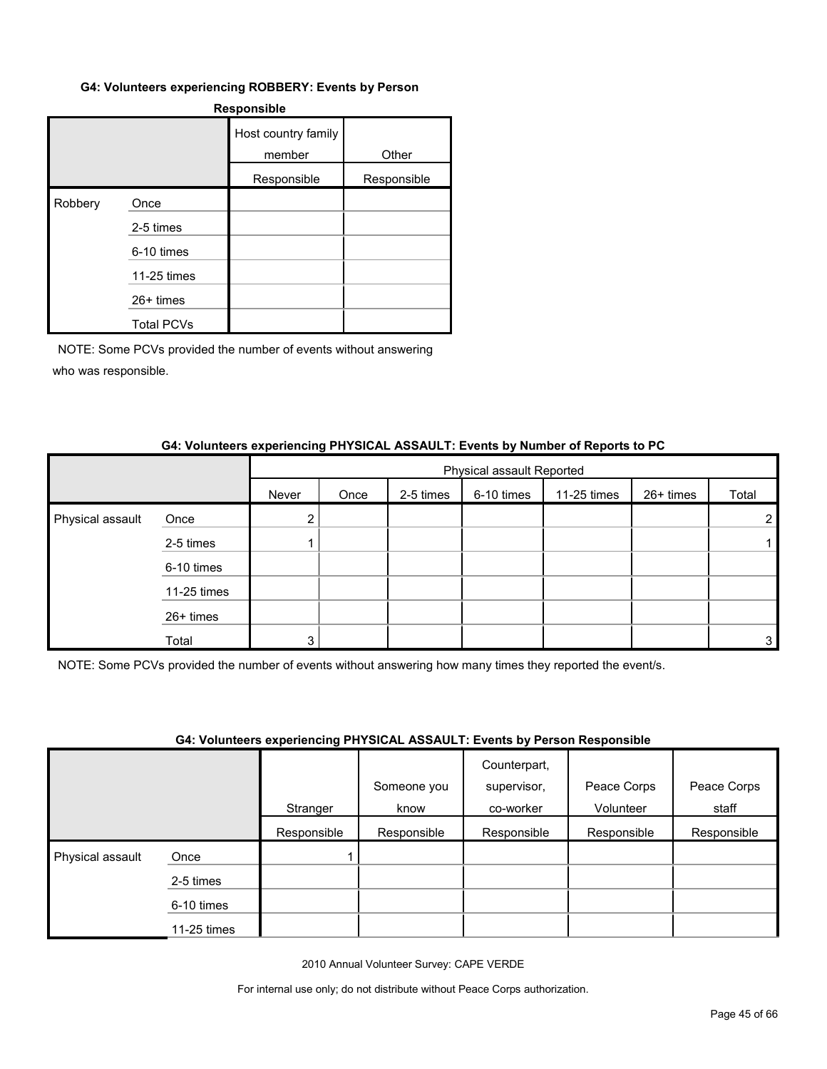#### G4: Volunteers experiencing ROBBERY: Events by Person Responsible

| | | Host country family member | Other |
|---|---|---|---|
| | | Responsible | Responsible |
| Robbery | Once | | |
| | 2-5 times | | |
| | 6-10 times | | |
| | 11-25 times | | |
| | 26+ times | | |
| | Total PCVs | | |

NOTE: Some PCVs provided the number of events without answering who was responsible.

#### G4: Volunteers experiencing PHYSICAL ASSAULT: Events by Number of Reports to PC

| | | Physical assault Reported | | | | | | |
|---|---|---|---|---|---|---|---|---|
| | | Never | Once | 2-5 times | 6-10 times | 11-25 times | 26+ times | Total |
| Physical assault | Once | 2 | | | | | | 2 |
| | 2-5 times | 1 | | | | | | 1 |
| | 6-10 times | | | | | | | |
| | 11-25 times | | | | | | | |
| | 26+ times | | | | | | | |
| | Total | 3 | | | | | | 3 |

NOTE: Some PCVs provided the number of events without answering how many times they reported the event/s.

#### G4: Volunteers experiencing PHYSICAL ASSAULT: Events by Person Responsible

| | | Stranger | Someone you know | Counterpart, supervisor, co-worker | Peace Corps Volunteer | Peace Corps staff |
|---|---|---|---|---|---|---|
| | | Responsible | Responsible | Responsible | Responsible | Responsible |
| Physical assault | Once | 1 | | | | |
| | 2-5 times | | | | | |
| | 6-10 times | | | | | |
| | 11-25 times | | | | | |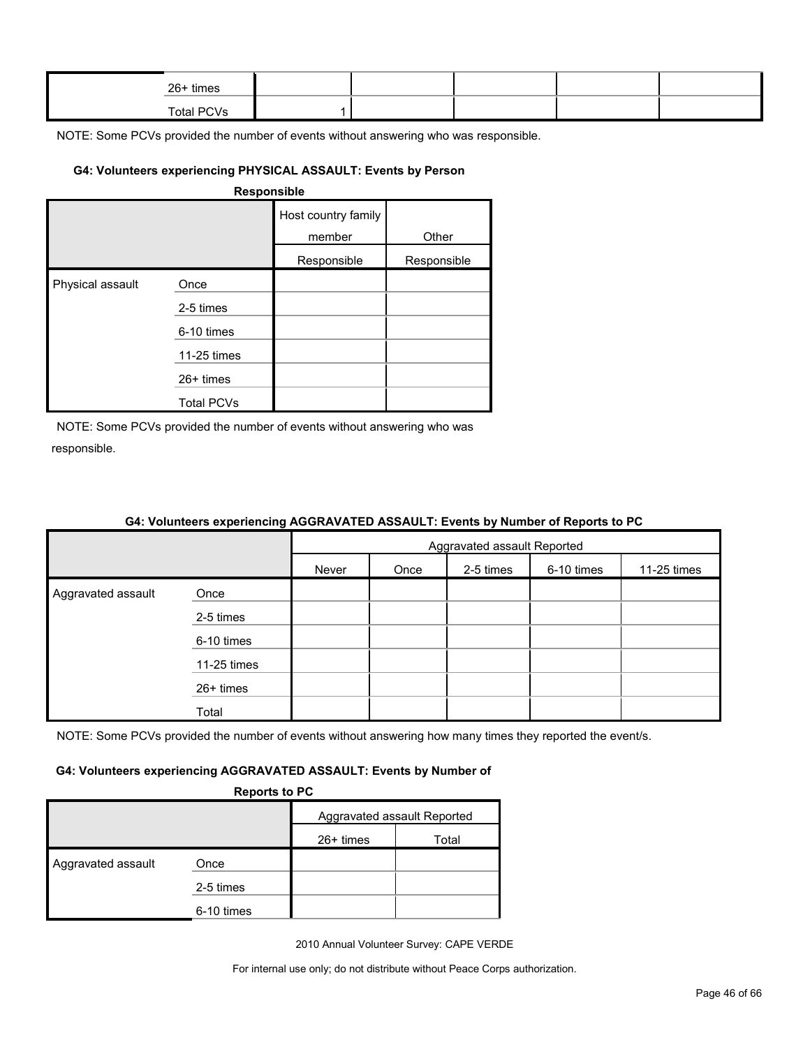| | | | | | | |
|---|---|---|---|---|---|---|
| | 26+ times | | | | | |
| | Total PCVs | 1 | | | | |

NOTE: Some PCVs provided the number of events without answering who was responsible.

#### G4: Volunteers experiencing PHYSICAL ASSAULT: Events by Person Responsible

| | | Host country family member | Other |
|---|---|---|---|
| | | Responsible | Responsible |
| Physical assault | Once | | |
| | 2-5 times | | |
| | 6-10 times | | |
| | 11-25 times | | |
| | 26+ times | | |
| | Total PCVs | | |

NOTE: Some PCVs provided the number of events without answering who was responsible.

#### G4: Volunteers experiencing AGGRAVATED ASSAULT: Events by Number of Reports to PC

| | | Aggravated assault Reported | | | | |
|---|---|---|---|---|---|---|
| | | Never | Once | 2-5 times | 6-10 times | 11-25 times |
| Aggravated assault | Once | | | | | |
| | 2-5 times | | | | | |
| | 6-10 times | | | | | |
| | 11-25 times | | | | | |
| | 26+ times | | | | | |
| | Total | | | | | |

NOTE: Some PCVs provided the number of events without answering how many times they reported the event/s.

#### G4: Volunteers experiencing AGGRAVATED ASSAULT: Events by Number of Reports to PC

| | | Aggravated assault Reported | |
|---|---|---|---|
| | | 26+ times | Total |
| Aggravated assault | Once | | |
| | 2-5 times | | |
| | 6-10 times | | |

2010 Annual Volunteer Survey: CAPE VERDE

For internal use only; do not distribute without Peace Corps authorization.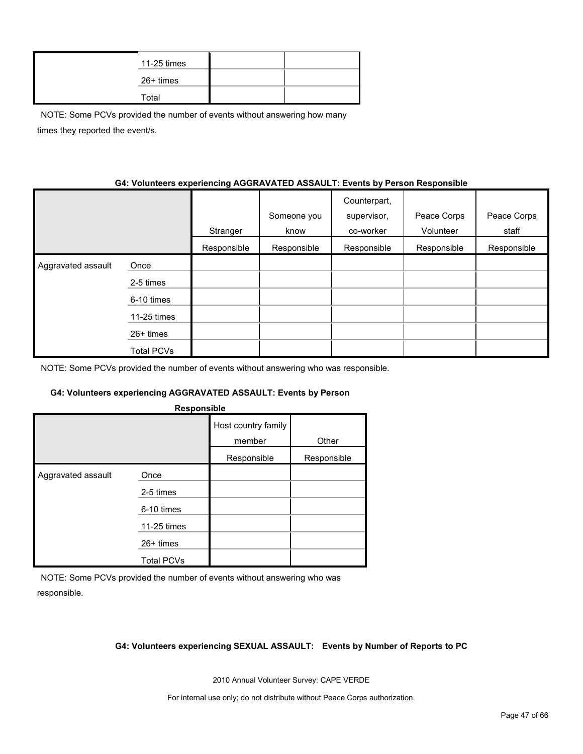| | | | |
|---|---|---|---|
| | 11-25 times | | |
| | 26+ times | | |
| | Total | | |

NOTE: Some PCVs provided the number of events without answering how many times they reported the event/s.

**G4: Volunteers experiencing AGGRAVATED ASSAULT: Events by Person Responsible**

| | | Stranger | Someone you know | Counterpart, supervisor, co-worker | Peace Corps Volunteer | Peace Corps staff |
|---|---|---|---|---|---|---|
| | | Responsible | Responsible | Responsible | Responsible | Responsible |
| Aggravated assault | Once | | | | | |
| | 2-5 times | | | | | |
| | 6-10 times | | | | | |
| | 11-25 times | | | | | |
| | 26+ times | | | | | |
| | Total PCVs | | | | | |

NOTE: Some PCVs provided the number of events without answering who was responsible.

**G4: Volunteers experiencing AGGRAVATED ASSAULT: Events by Person Responsible**

| | | Host country family member | Other |
|---|---|---|---|
| | | Responsible | Responsible |
| Aggravated assault | Once | | |
| | 2-5 times | | |
| | 6-10 times | | |
| | 11-25 times | | |
| | 26+ times | | |
| | Total PCVs | | |

NOTE: Some PCVs provided the number of events without answering who was responsible.

**G4: Volunteers experiencing SEXUAL ASSAULT: Events by Number of Reports to PC**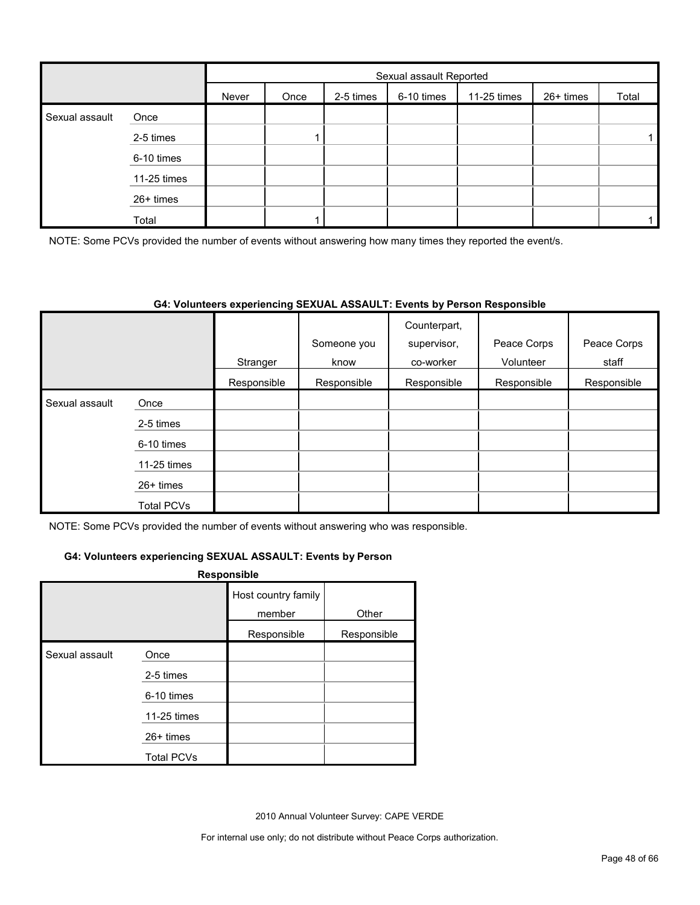| | | Sexual assault Reported | | | | | | |
|---|---|---|---|---|---|---|---|---|
| | | Never | Once | 2-5 times | 6-10 times | 11-25 times | 26+ times | Total |
| Sexual assault | Once | | | | | | | |
| | 2-5 times | | 1 | | | | | 1 |
| | 6-10 times | | | | | | | |
| | 11-25 times | | | | | | | |
| | 26+ times | | | | | | | |
| | Total | | 1 | | | | | 1 |

NOTE: Some PCVs provided the number of events without answering how many times they reported the event/s.

**G4: Volunteers experiencing SEXUAL ASSAULT: Events by Person Responsible**

| | | Stranger | Someone you know | Counterpart, supervisor, co-worker | Peace Corps Volunteer | Peace Corps staff |
|---|---|---|---|---|---|---|
| | | Responsible | Responsible | Responsible | Responsible | Responsible |
| Sexual assault | Once | | | | | |
| | 2-5 times | | | | | |
| | 6-10 times | | | | | |
| | 11-25 times | | | | | |
| | 26+ times | | | | | |
| | Total PCVs | | | | | |

NOTE: Some PCVs provided the number of events without answering who was responsible.

**G4: Volunteers experiencing SEXUAL ASSAULT: Events by Person Responsible**

| | | Host country family member | Other |
|---|---|---|---|
| | | Responsible | Responsible |
| Sexual assault | Once | | |
| | 2-5 times | | |
| | 6-10 times | | |
| | 11-25 times | | |
| | 26+ times | | |
| | Total PCVs | | |

2010 Annual Volunteer Survey: CAPE VERDE

For internal use only; do not distribute without Peace Corps authorization.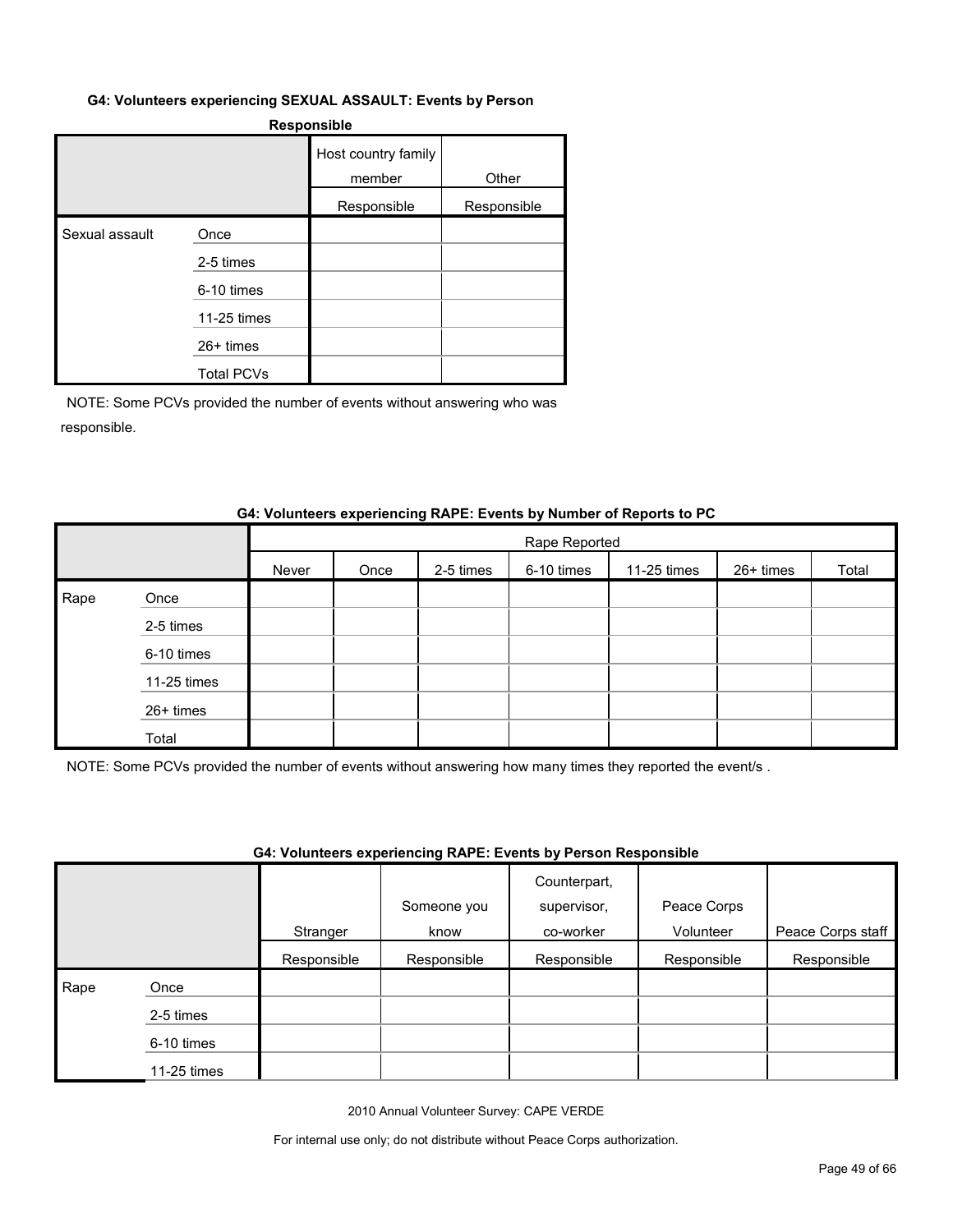**G4: Volunteers experiencing SEXUAL ASSAULT: Events by Person Responsible**

| | | Host country family member | Other |
|---|---|---|---|
| | | Responsible | Responsible |
| Sexual assault | Once | | |
| | 2-5 times | | |
| | 6-10 times | | |
| | 11-25 times | | |
| | 26+ times | | |
| | Total PCVs | | |

NOTE: Some PCVs provided the number of events without answering who was responsible.

**G4: Volunteers experiencing RAPE: Events by Number of Reports to PC**

| | | Rape Reported | | | | | | |
|---|---|---|---|---|---|---|---|---|
| | | Never | Once | 2-5 times | 6-10 times | 11-25 times | 26+ times | Total |
| Rape | Once | | | | | | | |
| | 2-5 times | | | | | | | |
| | 6-10 times | | | | | | | |
| | 11-25 times | | | | | | | |
| | 26+ times | | | | | | | |
| | Total | | | | | | | |

NOTE: Some PCVs provided the number of events without answering how many times they reported the event/s .

**G4: Volunteers experiencing RAPE: Events by Person Responsible**

| | | Stranger | Someone you know | Counterpart, supervisor, co-worker | Peace Corps Volunteer | Peace Corps staff |
|---|---|---|---|---|---|---|
| | | Responsible | Responsible | Responsible | Responsible | Responsible |
| Rape | Once | | | | | |
| | 2-5 times | | | | | |
| | 6-10 times | | | | | |
| | 11-25 times | | | | | |

2010 Annual Volunteer Survey: CAPE VERDE

For internal use only; do not distribute without Peace Corps authorization.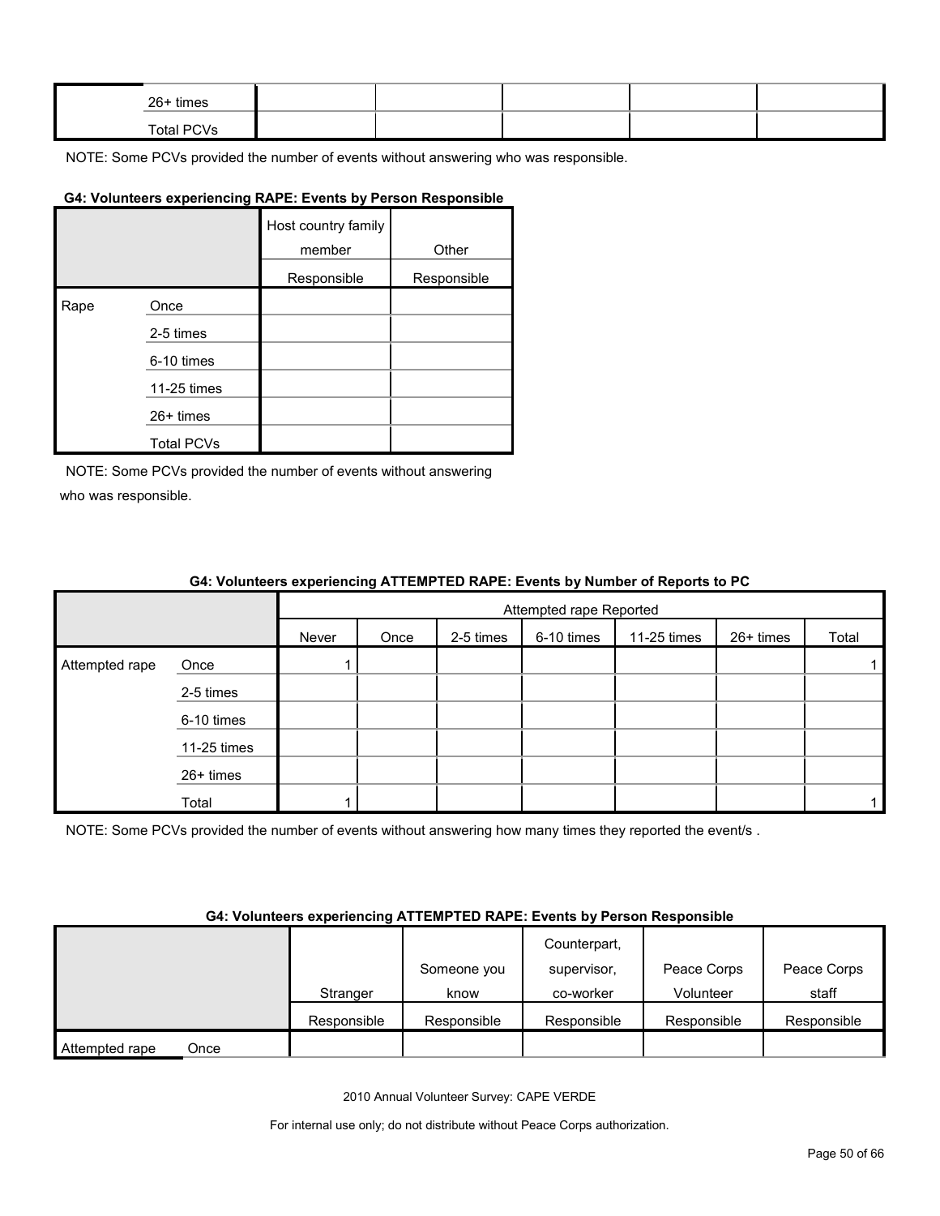| | | | | | | |
|---|---|---|---|---|---|---|
| | 26+ times | | | | | |
| | Total PCVs | | | | | |

NOTE: Some PCVs provided the number of events without answering who was responsible.

**G4: Volunteers experiencing RAPE: Events by Person Responsible**

| | | Host country family member | Other |
|---|---|---|---|
| | | Responsible | Responsible |
| Rape | Once | | |
| | 2-5 times | | |
| | 6-10 times | | |
| | 11-25 times | | |
| | 26+ times | | |
| | Total PCVs | | |

NOTE: Some PCVs provided the number of events without answering who was responsible.

**G4: Volunteers experiencing ATTEMPTED RAPE: Events by Number of Reports to PC**

| | | Attempted rape Reported | | | | | | |
|---|---|---|---|---|---|---|---|---|
| | | Never | Once | 2-5 times | 6-10 times | 11-25 times | 26+ times | Total |
| Attempted rape | Once | 1 | | | | | | 1 |
| | 2-5 times | | | | | | | |
| | 6-10 times | | | | | | | |
| | 11-25 times | | | | | | | |
| | 26+ times | | | | | | | |
| | Total | 1 | | | | | | 1 |

NOTE: Some PCVs provided the number of events without answering how many times they reported the event/s .

**G4: Volunteers experiencing ATTEMPTED RAPE: Events by Person Responsible**

| | | Stranger | Someone you know | Counterpart, supervisor, co-worker | Peace Corps Volunteer | Peace Corps staff |
|---|---|---|---|---|---|---|
| | | Responsible | Responsible | Responsible | Responsible | Responsible |
| Attempted rape | Once | | | | | |

2010 Annual Volunteer Survey: CAPE VERDE

For internal use only; do not distribute without Peace Corps authorization.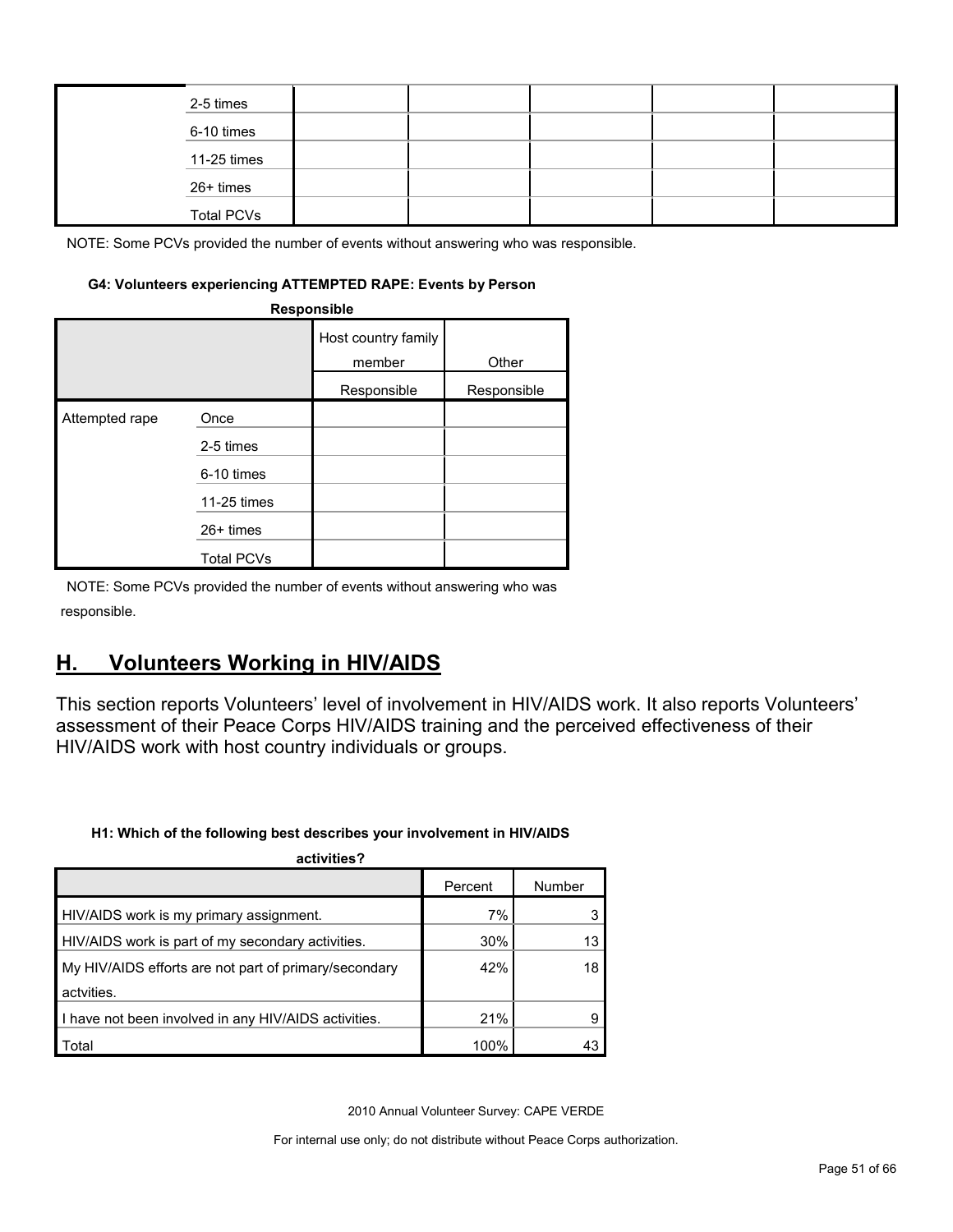| | | | | | | |
|---|---|---|---|---|---|---|
| | 2-5 times | | | | | |
| | 6-10 times | | | | | |
| | 11-25 times | | | | | |
| | 26+ times | | | | | |
| | Total PCVs | | | | | |

NOTE: Some PCVs provided the number of events without answering who was responsible.

#### G4: Volunteers experiencing ATTEMPTED RAPE: Events by Person Responsible

| | | Host country family member | Other |
|---|---|---|---|
| | | Responsible | Responsible |
| Attempted rape | Once | | |
| | 2-5 times | | |
| | 6-10 times | | |
| | 11-25 times | | |
| | 26+ times | | |
| | Total PCVs | | |

NOTE: Some PCVs provided the number of events without answering who was responsible.

## H. Volunteers Working in HIV/AIDS

This section reports Volunteers' level of involvement in HIV/AIDS work. It also reports Volunteers' assessment of their Peace Corps HIV/AIDS training and the perceived effectiveness of their HIV/AIDS work with host country individuals or groups.

#### H1: Which of the following best describes your involvement in HIV/AIDS activities?

| | Percent | Number |
|---|---|---|
| HIV/AIDS work is my primary assignment. | 7% | 3 |
| HIV/AIDS work is part of my secondary activities. | 30% | 13 |
| My HIV/AIDS efforts are not part of primary/secondary actvities. | 42% | 18 |
| I have not been involved in any HIV/AIDS activities. | 21% | 9 |
| Total | 100% | 43 |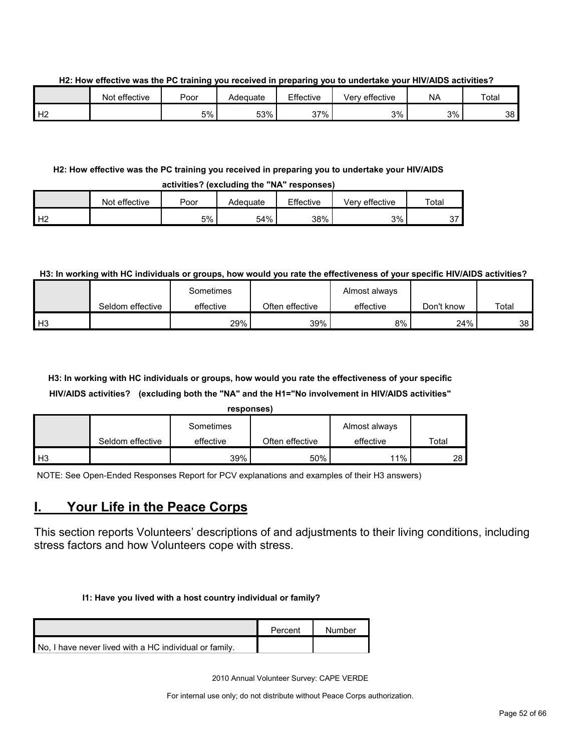**H2: How effective was the PC training you received in preparing you to undertake your HIV/AIDS activities?**

| | Not effective | Poor | Adequate | Effective | Very effective | NA | Total |
|---|---|---|---|---|---|---|---|
| H2 | | 5% | 53% | 37% | 3% | 3% | 38 |

**H2: How effective was the PC training you received in preparing you to undertake your HIV/AIDS activities? (excluding the "NA" responses)**

| | Not effective | Poor | Adequate | Effective | Very effective | Total |
|---|---|---|---|---|---|---|
| H2 | | 5% | 54% | 38% | 3% | 37 |

**H3: In working with HC individuals or groups, how would you rate the effectiveness of your specific HIV/AIDS activities?**

| | Seldom effective | Sometimes effective | Often effective | Almost always effective | Don't know | Total |
|---|---|---|---|---|---|---|
| H3 | | 29% | 39% | 8% | 24% | 38 |

**H3: In working with HC individuals or groups, how would you rate the effectiveness of your specific HIV/AIDS activities? (excluding both the "NA" and the H1="No involvement in HIV/AIDS activities" responses)**

| | Seldom effective | Sometimes effective | Often effective | Almost always effective | Total |
|---|---|---|---|---|---|
| H3 | | 39% | 50% | 11% | 28 |

NOTE: See Open-Ended Responses Report for PCV explanations and examples of their H3 answers)

## I. Your Life in the Peace Corps

This section reports Volunteers' descriptions of and adjustments to their living conditions, including stress factors and how Volunteers cope with stress.

**I1: Have you lived with a host country individual or family?**

| | Percent | Number |
|---|---|---|
| No, I have never lived with a HC individual or family. | | |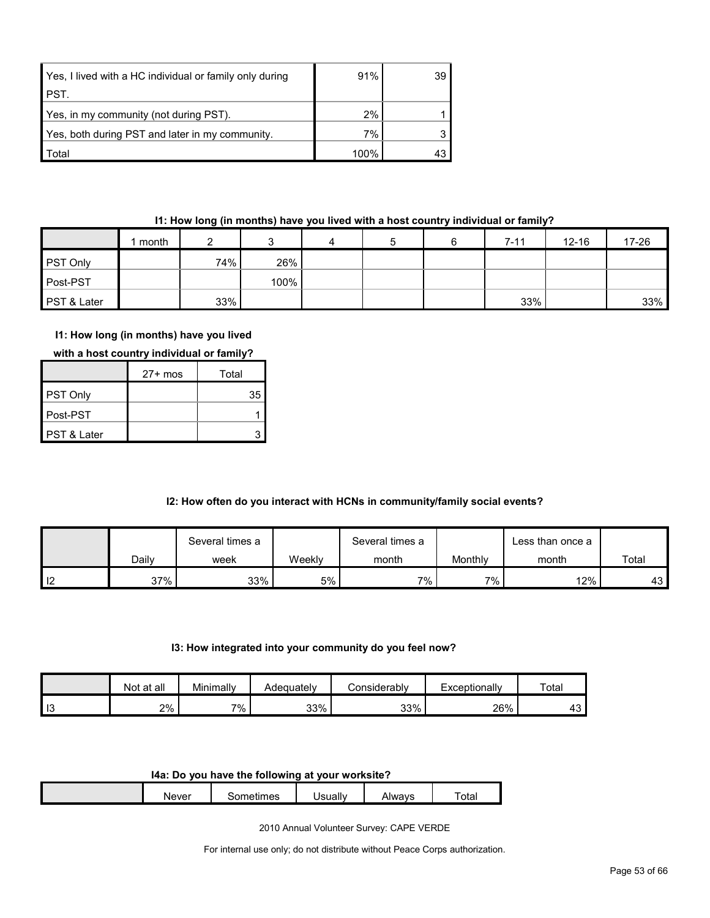| | | |
|---|---|---|
| Yes, I lived with a HC individual or family only during PST. | 91% | 39 |
| Yes, in my community (not during PST). | 2% | 1 |
| Yes, both during PST and later in my community. | 7% | 3 |
| Total | 100% | 43 |

**I1: How long (in months) have you lived with a host country individual or family?**

| | 1 month | 2 | 3 | 4 | 5 | 6 | 7-11 | 12-16 | 17-26 |
|---|---|---|---|---|---|---|---|---|---|
| PST Only | | 74% | 26% | | | | | | |
| Post-PST | | | 100% | | | | | | |
| PST & Later | | 33% | | | | | 33% | | 33% |

**I1: How long (in months) have you lived with a host country individual or family?**

| | 27+ mos | Total |
|---|---|---|
| PST Only | | 35 |
| Post-PST | | 1 |
| PST & Later | | 3 |

**I2: How often do you interact with HCNs in community/family social events?**

| | Daily | Several times a week | Weekly | Several times a month | Monthly | Less than once a month | Total |
|---|---|---|---|---|---|---|---|
| I2 | 37% | 33% | 5% | 7% | 7% | 12% | 43 |

**I3: How integrated into your community do you feel now?**

| | Not at all | Minimally | Adequately | Considerably | Exceptionally | Total |
|---|---|---|---|---|---|---|
| I3 | 2% | 7% | 33% | 33% | 26% | 43 |

**I4a: Do you have the following at your worksite?**

| | Never | Sometimes | Usually | Always | Total |
|---|---|---|---|---|---|

2010 Annual Volunteer Survey: CAPE VERDE

For internal use only; do not distribute without Peace Corps authorization.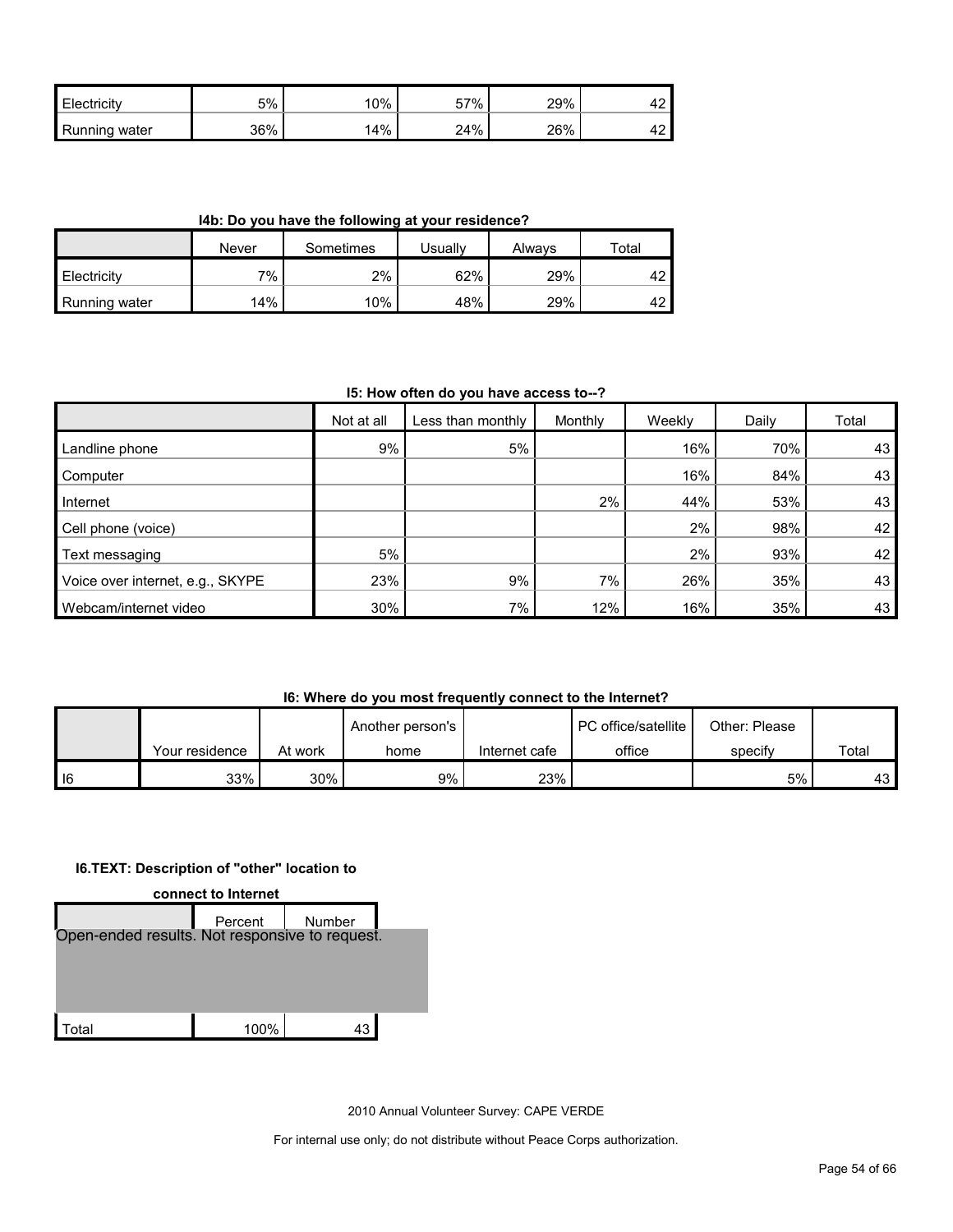| | | | | | |
|---|---|---|---|---|---|
| Electricity | 5% | 10% | 57% | 29% | 42 |
| Running water | 36% | 14% | 24% | 26% | 42 |

**I4b: Do you have the following at your residence?**

| | Never | Sometimes | Usually | Always | Total |
|---|---|---|---|---|---|
| Electricity | 7% | 2% | 62% | 29% | 42 |
| Running water | 14% | 10% | 48% | 29% | 42 |

**I5: How often do you have access to--?**

| | Not at all | Less than monthly | Monthly | Weekly | Daily | Total |
|---|---|---|---|---|---|---|
| Landline phone | 9% | 5% | | 16% | 70% | 43 |
| Computer | | | | 16% | 84% | 43 |
| Internet | | | 2% | 44% | 53% | 43 |
| Cell phone (voice) | | | | 2% | 98% | 42 |
| Text messaging | 5% | | | 2% | 93% | 42 |
| Voice over internet, e.g., SKYPE | 23% | 9% | 7% | 26% | 35% | 43 |
| Webcam/internet video | 30% | 7% | 12% | 16% | 35% | 43 |

**I6: Where do you most frequently connect to the Internet?**

| | Your residence | At work | Another person's home | Internet cafe | PC office/satellite office | Other: Please specify | Total |
|---|---|---|---|---|---|---|---|
| I6 | 33% | 30% | 9% | 23% | | 5% | 43 |

**I6.TEXT: Description of "other" location to connect to Internet**

| | Percent | Number |
|---|---|---|
| Open-ended results. Not responsive to request. | | |
| Total | 100% | 43 |

2010 Annual Volunteer Survey: CAPE VERDE

For internal use only; do not distribute without Peace Corps authorization.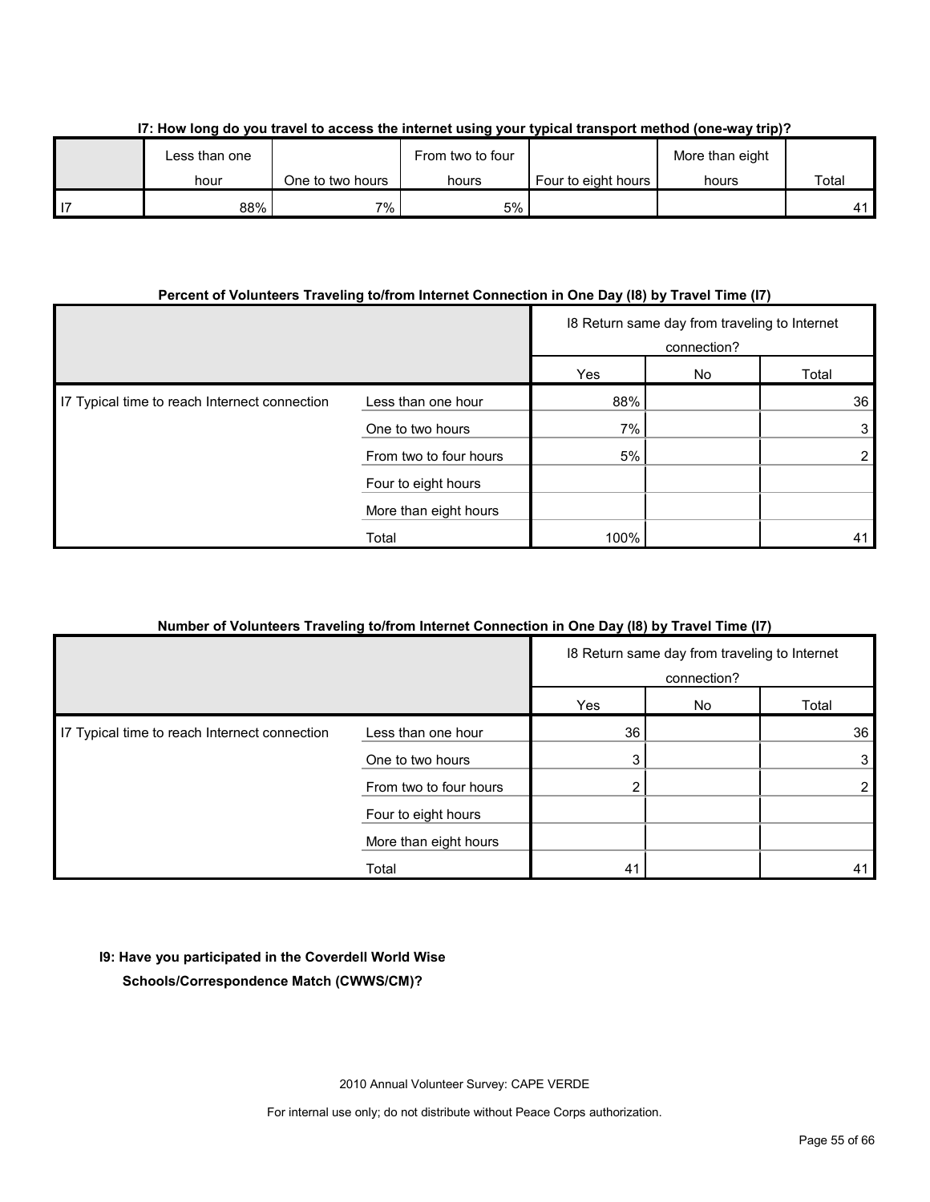**I7: How long do you travel to access the internet using your typical transport method (one-way trip)?**

| | Less than one hour | One to two hours | From two to four hours | Four to eight hours | More than eight hours | Total |
|---|---|---|---|---|---|---|
| I7 | 88% | 7% | 5% | | | 41 |

**Percent of Volunteers Traveling to/from Internet Connection in One Day (I8) by Travel Time (I7)**

| | | I8 Return same day from traveling to Internet connection? | | |
|---|---|---|---|---|
| | | Yes | No | Total |
| I7 Typical time to reach Internet connection | Less than one hour | 88% | | 36 |
| | One to two hours | 7% | | 3 |
| | From two to four hours | 5% | | 2 |
| | Four to eight hours | | | |
| | More than eight hours | | | |
| | Total | 100% | | 41 |

**Number of Volunteers Traveling to/from Internet Connection in One Day (I8) by Travel Time (I7)**

| | | I8 Return same day from traveling to Internet connection? | | |
|---|---|---|---|---|
| | | Yes | No | Total |
| I7 Typical time to reach Internet connection | Less than one hour | 36 | | 36 |
| | One to two hours | 3 | | 3 |
| | From two to four hours | 2 | | 2 |
| | Four to eight hours | | | |
| | More than eight hours | | | |
| | Total | 41 | | 41 |

**I9: Have you participated in the Coverdell World Wise Schools/Correspondence Match (CWWS/CM)?**

2010 Annual Volunteer Survey: CAPE VERDE

For internal use only; do not distribute without Peace Corps authorization.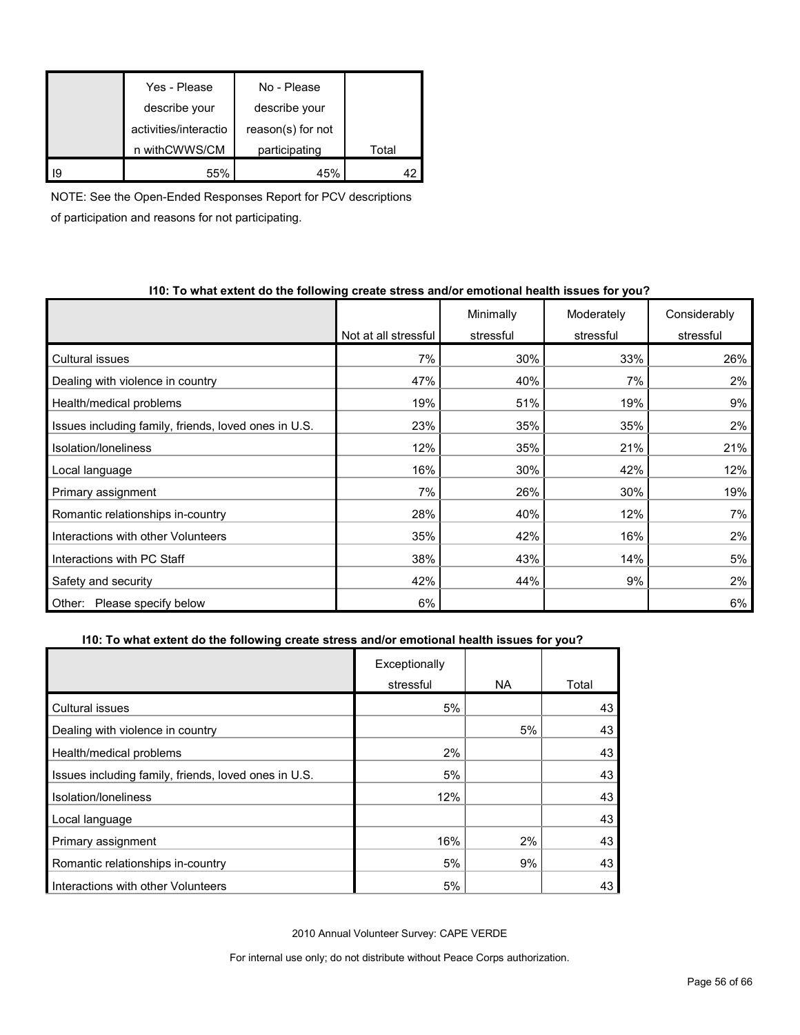| | Yes - Please describe your activities/interaction withCWWS/CM | No - Please describe your reason(s) for not participating | Total |
|---|---|---|---|
| I9 | 55% | 45% | 42 |

NOTE: See the Open-Ended Responses Report for PCV descriptions of participation and reasons for not participating.

**I10: To what extent do the following create stress and/or emotional health issues for you?**

| | Not at all stressful | Minimally stressful | Moderately stressful | Considerably stressful |
|---|---|---|---|---|
| Cultural issues | 7% | 30% | 33% | 26% |
| Dealing with violence in country | 47% | 40% | 7% | 2% |
| Health/medical problems | 19% | 51% | 19% | 9% |
| Issues including family, friends, loved ones in U.S. | 23% | 35% | 35% | 2% |
| Isolation/loneliness | 12% | 35% | 21% | 21% |
| Local language | 16% | 30% | 42% | 12% |
| Primary assignment | 7% | 26% | 30% | 19% |
| Romantic relationships in-country | 28% | 40% | 12% | 7% |
| Interactions with other Volunteers | 35% | 42% | 16% | 2% |
| Interactions with PC Staff | 38% | 43% | 14% | 5% |
| Safety and security | 42% | 44% | 9% | 2% |
| Other: Please specify below | 6% | | | 6% |

**I10: To what extent do the following create stress and/or emotional health issues for you?**

| | Exceptionally stressful | NA | Total |
|---|---|---|---|
| Cultural issues | 5% | | 43 |
| Dealing with violence in country | | 5% | 43 |
| Health/medical problems | 2% | | 43 |
| Issues including family, friends, loved ones in U.S. | 5% | | 43 |
| Isolation/loneliness | 12% | | 43 |
| Local language | | | 43 |
| Primary assignment | 16% | 2% | 43 |
| Romantic relationships in-country | 5% | 9% | 43 |
| Interactions with other Volunteers | 5% | | 43 |

2010 Annual Volunteer Survey: CAPE VERDE

For internal use only; do not distribute without Peace Corps authorization.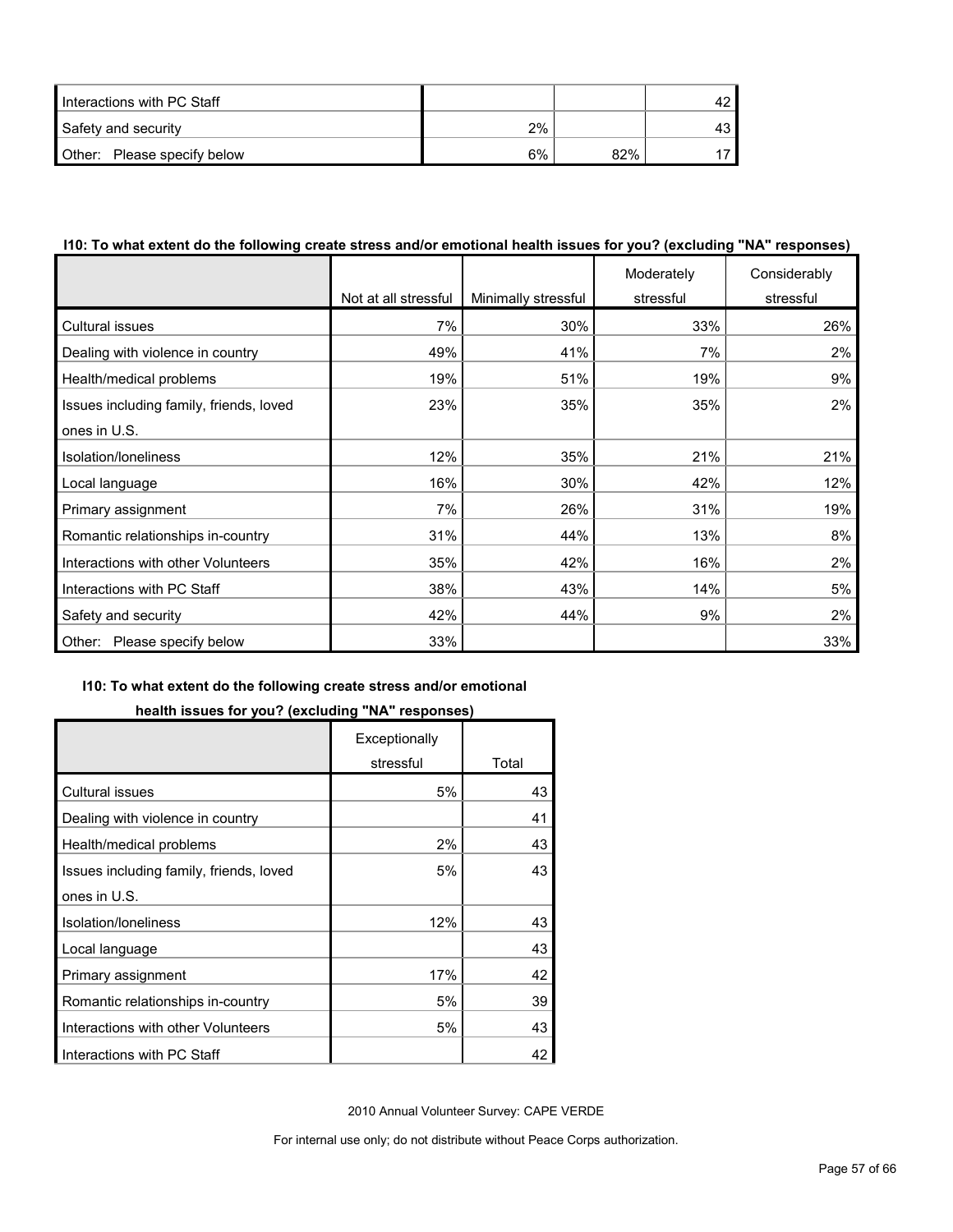| | | | |
|---|---|---|---|
| Interactions with PC Staff | | | 42 |
| Safety and security | 2% | | 43 |
| Other: Please specify below | 6% | 82% | 17 |

**I10: To what extent do the following create stress and/or emotional health issues for you? (excluding "NA" responses)**

| | Not at all stressful | Minimally stressful | Moderately stressful | Considerably stressful |
|---|---|---|---|---|
| Cultural issues | 7% | 30% | 33% | 26% |
| Dealing with violence in country | 49% | 41% | 7% | 2% |
| Health/medical problems | 19% | 51% | 19% | 9% |
| Issues including family, friends, loved ones in U.S. | 23% | 35% | 35% | 2% |
| Isolation/loneliness | 12% | 35% | 21% | 21% |
| Local language | 16% | 30% | 42% | 12% |
| Primary assignment | 7% | 26% | 31% | 19% |
| Romantic relationships in-country | 31% | 44% | 13% | 8% |
| Interactions with other Volunteers | 35% | 42% | 16% | 2% |
| Interactions with PC Staff | 38% | 43% | 14% | 5% |
| Safety and security | 42% | 44% | 9% | 2% |
| Other: Please specify below | 33% | | | 33% |

**I10: To what extent do the following create stress and/or emotional health issues for you? (excluding "NA" responses)**

| | Exceptionally stressful | Total |
|---|---|---|
| Cultural issues | 5% | 43 |
| Dealing with violence in country | | 41 |
| Health/medical problems | 2% | 43 |
| Issues including family, friends, loved ones in U.S. | 5% | 43 |
| Isolation/loneliness | 12% | 43 |
| Local language | | 43 |
| Primary assignment | 17% | 42 |
| Romantic relationships in-country | 5% | 39 |
| Interactions with other Volunteers | 5% | 43 |
| Interactions with PC Staff | | 42 |

2010 Annual Volunteer Survey: CAPE VERDE

For internal use only; do not distribute without Peace Corps authorization.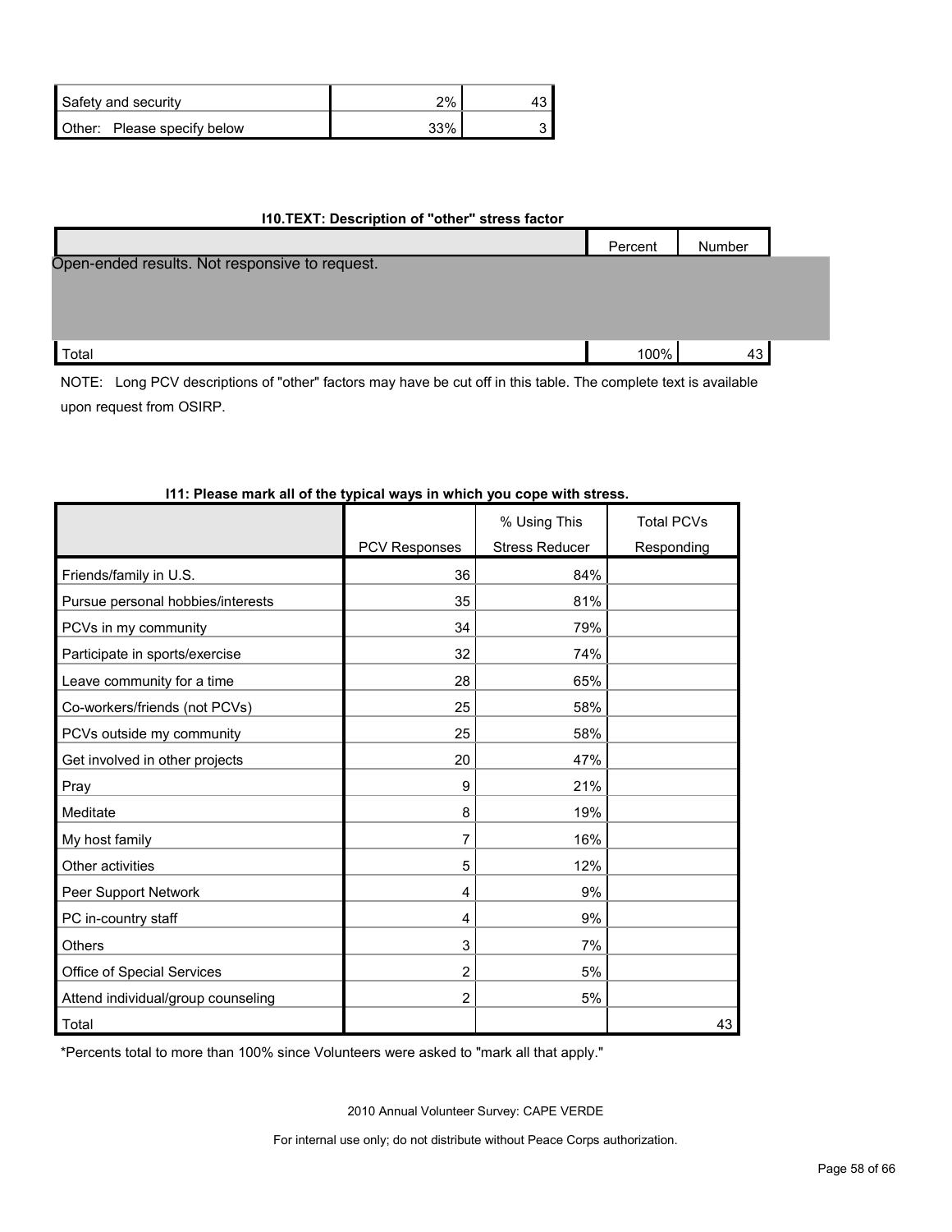| | | |
|---|---|---|
| Safety and security | 2% | 43 |
| Other: Please specify below | 33% | 3 |

**I10.TEXT: Description of "other" stress factor**

| | Percent | Number |
|---|---|---|
| Open-ended results. Not responsive to request. | | |
| Total | 100% | 43 |

NOTE: Long PCV descriptions of "other" factors may have be cut off in this table. The complete text is available upon request from OSIRP.

**I11: Please mark all of the typical ways in which you cope with stress.**

| | PCV Responses | % Using This Stress Reducer | Total PCVs Responding |
|---|---|---|---|
| Friends/family in U.S. | 36 | 84% | |
| Pursue personal hobbies/interests | 35 | 81% | |
| PCVs in my community | 34 | 79% | |
| Participate in sports/exercise | 32 | 74% | |
| Leave community for a time | 28 | 65% | |
| Co-workers/friends (not PCVs) | 25 | 58% | |
| PCVs outside my community | 25 | 58% | |
| Get involved in other projects | 20 | 47% | |
| Pray | 9 | 21% | |
| Meditate | 8 | 19% | |
| My host family | 7 | 16% | |
| Other activities | 5 | 12% | |
| Peer Support Network | 4 | 9% | |
| PC in-country staff | 4 | 9% | |
| Others | 3 | 7% | |
| Office of Special Services | 2 | 5% | |
| Attend individual/group counseling | 2 | 5% | |
| Total | | | 43 |

*Percents total to more than 100% since Volunteers were asked to "mark all that apply."

2010 Annual Volunteer Survey: CAPE VERDE

For internal use only; do not distribute without Peace Corps authorization.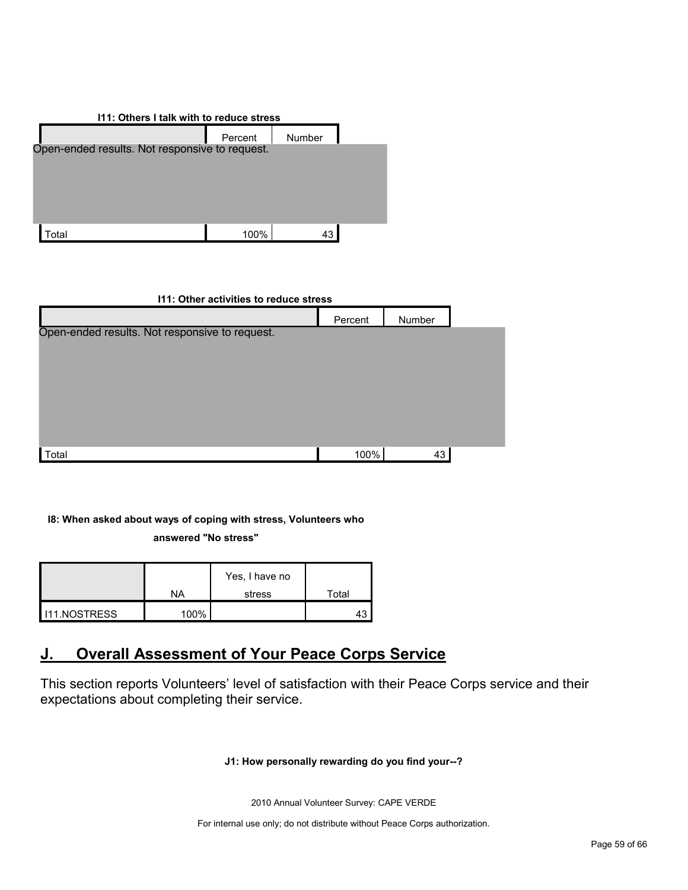**I11: Others I talk with to reduce stress**

| | Percent | Number |
|---|---|---|
| Open-ended results. Not responsive to request. | | |
| Total | 100% | 43 |

**I11: Other activities to reduce stress**

| | Percent | Number |
|---|---|---|
| Open-ended results. Not responsive to request. | | |
| Total | 100% | 43 |

**I8: When asked about ways of coping with stress, Volunteers who answered "No stress"**

| | NA | Yes, I have no stress | Total |
|---|---|---|---|
| I11.NOSTRESS | 100% | | 43 |

## J. Overall Assessment of Your Peace Corps Service

This section reports Volunteers' level of satisfaction with their Peace Corps service and their expectations about completing their service.

**J1: How personally rewarding do you find your--?**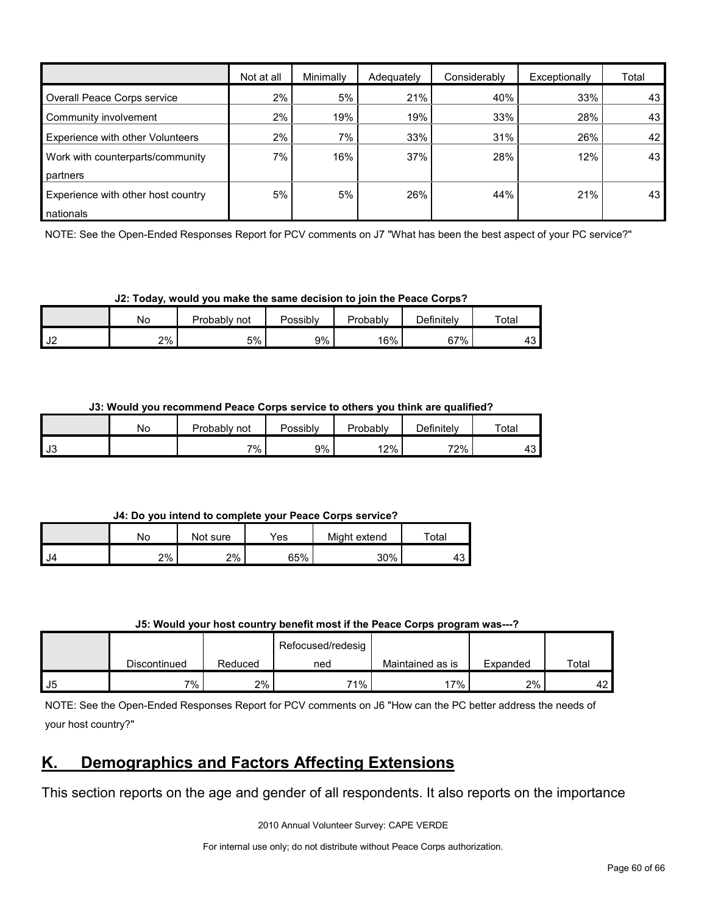| | Not at all | Minimally | Adequately | Considerably | Exceptionally | Total |
|---|---|---|---|---|---|---|
| Overall Peace Corps service | 2% | 5% | 21% | 40% | 33% | 43 |
| Community involvement | 2% | 19% | 19% | 33% | 28% | 43 |
| Experience with other Volunteers | 2% | 7% | 33% | 31% | 26% | 42 |
| Work with counterparts/community partners | 7% | 16% | 37% | 28% | 12% | 43 |
| Experience with other host country nationals | 5% | 5% | 26% | 44% | 21% | 43 |

NOTE: See the Open-Ended Responses Report for PCV comments on J7 "What has been the best aspect of your PC service?"

**J2: Today, would you make the same decision to join the Peace Corps?**

| | No | Probably not | Possibly | Probably | Definitely | Total |
|---|---|---|---|---|---|---|
| J2 | 2% | 5% | 9% | 16% | 67% | 43 |

**J3: Would you recommend Peace Corps service to others you think are qualified?**

| | No | Probably not | Possibly | Probably | Definitely | Total |
|---|---|---|---|---|---|---|
| J3 | | 7% | 9% | 12% | 72% | 43 |

**J4: Do you intend to complete your Peace Corps service?**

| | No | Not sure | Yes | Might extend | Total |
|---|---|---|---|---|---|
| J4 | 2% | 2% | 65% | 30% | 43 |

**J5: Would your host country benefit most if the Peace Corps program was---?**

| | Discontinued | Reduced | Refocused/redesigned | Maintained as is | Expanded | Total |
|---|---|---|---|---|---|---|
| J5 | 7% | 2% | 71% | 17% | 2% | 42 |

NOTE: See the Open-Ended Responses Report for PCV comments on J6 "How can the PC better address the needs of your host country?"

## K. Demographics and Factors Affecting Extensions

This section reports on the age and gender of all respondents. It also reports on the importance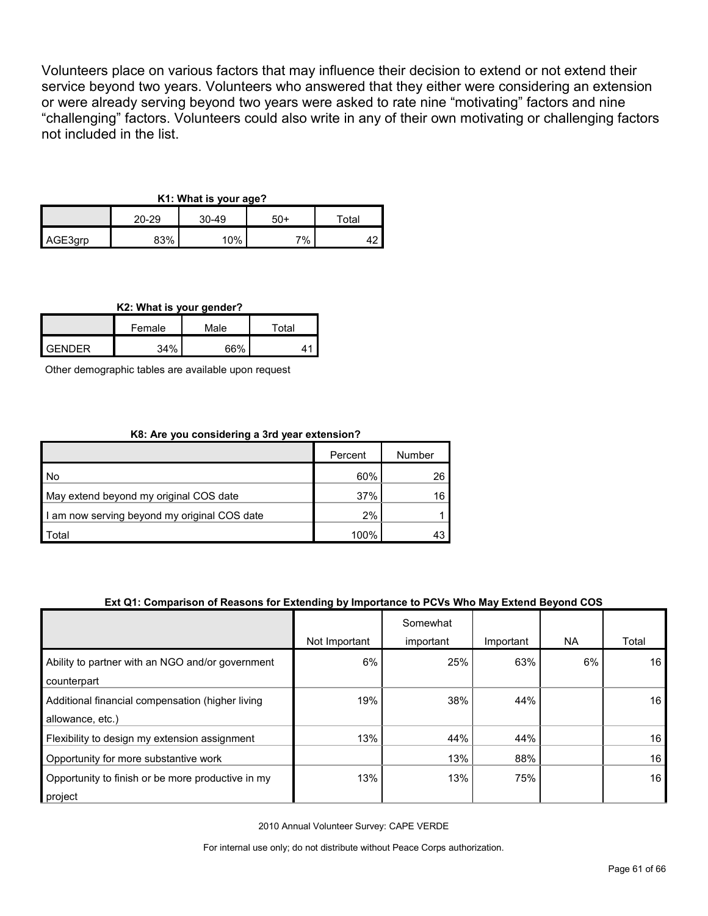Volunteers place on various factors that may influence their decision to extend or not extend their service beyond two years. Volunteers who answered that they either were considering an extension or were already serving beyond two years were asked to rate nine "motivating" factors and nine "challenging" factors. Volunteers could also write in any of their own motivating or challenging factors not included in the list.

**K1: What is your age?**

| | 20-29 | 30-49 | 50+ | Total |
|---|---|---|---|---|
| AGE3grp | 83% | 10% | 7% | 42 |

**K2: What is your gender?**

| | Female | Male | Total |
|---|---|---|---|
| GENDER | 34% | 66% | 41 |

Other demographic tables are available upon request

**K8: Are you considering a 3rd year extension?**

| | Percent | Number |
|---|---|---|
| No | 60% | 26 |
| May extend beyond my original COS date | 37% | 16 |
| I am now serving beyond my original COS date | 2% | 1 |
| Total | 100% | 43 |

**Ext Q1: Comparison of Reasons for Extending by Importance to PCVs Who May Extend Beyond COS**

| | Not Important | Somewhat important | Important | NA | Total |
|---|---|---|---|---|---|
| Ability to partner with an NGO and/or government counterpart | 6% | 25% | 63% | 6% | 16 |
| Additional financial compensation (higher living allowance, etc.) | 19% | 38% | 44% | | 16 |
| Flexibility to design my extension assignment | 13% | 44% | 44% | | 16 |
| Opportunity for more substantive work | | 13% | 88% | | 16 |
| Opportunity to finish or be more productive in my project | 13% | 13% | 75% | | 16 |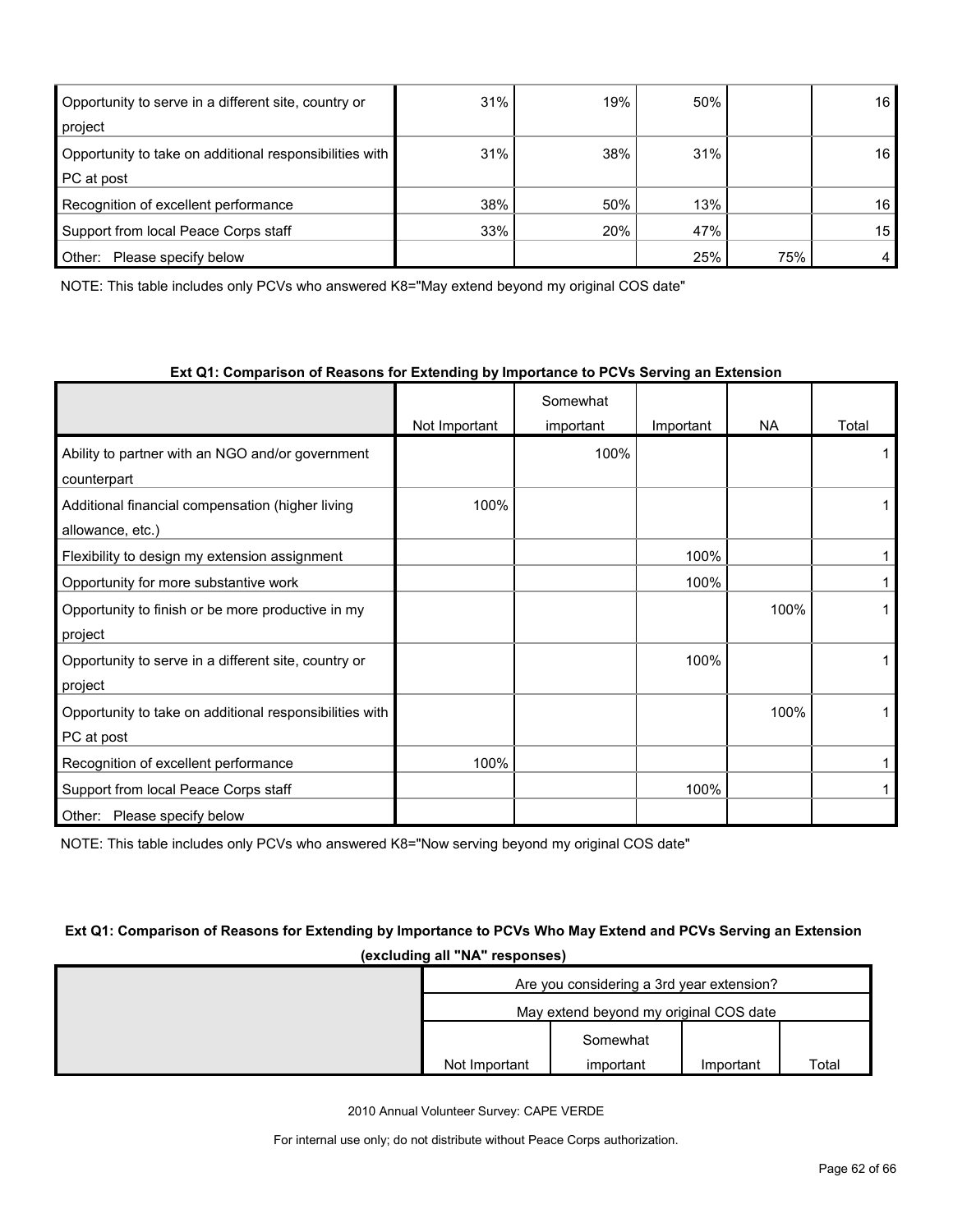| | | | | | |
|---|---|---|---|---|---|
| Opportunity to serve in a different site, country or project | 31% | 19% | 50% | | 16 |
| Opportunity to take on additional responsibilities with PC at post | 31% | 38% | 31% | | 16 |
| Recognition of excellent performance | 38% | 50% | 13% | | 16 |
| Support from local Peace Corps staff | 33% | 20% | 47% | | 15 |
| Other: Please specify below | | | 25% | 75% | 4 |

NOTE: This table includes only PCVs who answered K8="May extend beyond my original COS date"

**Ext Q1: Comparison of Reasons for Extending by Importance to PCVs Serving an Extension**

| | Not Important | Somewhat important | Important | NA | Total |
|---|---|---|---|---|---|
| Ability to partner with an NGO and/or government counterpart | | 100% | | | 1 |
| Additional financial compensation (higher living allowance, etc.) | 100% | | | | 1 |
| Flexibility to design my extension assignment | | | 100% | | 1 |
| Opportunity for more substantive work | | | 100% | | 1 |
| Opportunity to finish or be more productive in my project | | | | 100% | 1 |
| Opportunity to serve in a different site, country or project | | | 100% | | 1 |
| Opportunity to take on additional responsibilities with PC at post | | | | 100% | 1 |
| Recognition of excellent performance | 100% | | | | 1 |
| Support from local Peace Corps staff | | | 100% | | 1 |
| Other: Please specify below | | | | | |

NOTE: This table includes only PCVs who answered K8="Now serving beyond my original COS date"

**Ext Q1: Comparison of Reasons for Extending by Importance to PCVs Who May Extend and PCVs Serving an Extension (excluding all "NA" responses)**

| | Are you considering a 3rd year extension? | | | |
|---|---|---|---|---|
| | May extend beyond my original COS date | | | |
| | Not Important | Somewhat important | Important | Total |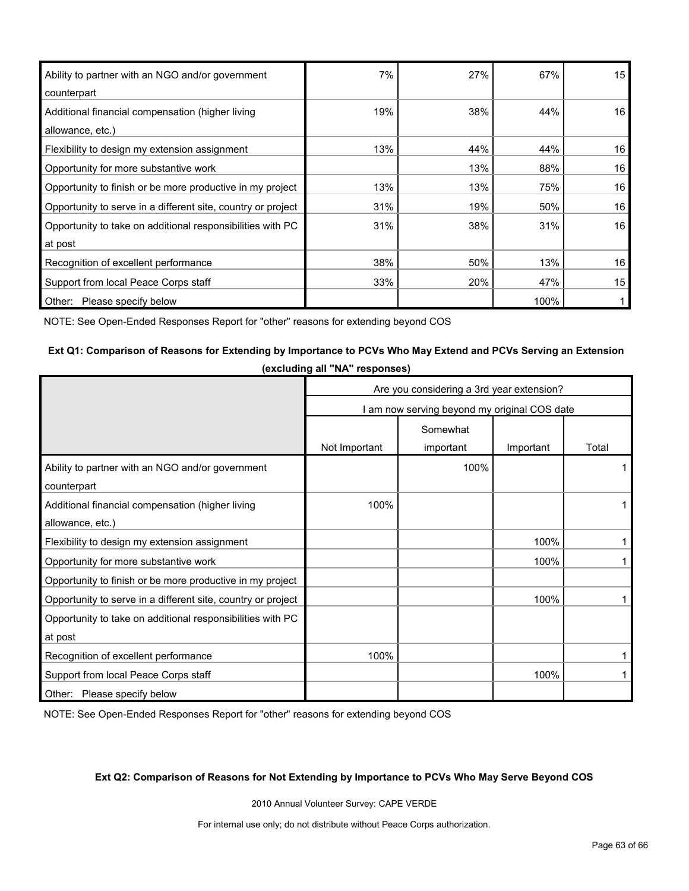| | | | | |
|---|---|---|---|---|
| Ability to partner with an NGO and/or government counterpart | 7% | 27% | 67% | 15 |
| Additional financial compensation (higher living allowance, etc.) | 19% | 38% | 44% | 16 |
| Flexibility to design my extension assignment | 13% | 44% | 44% | 16 |
| Opportunity for more substantive work | | 13% | 88% | 16 |
| Opportunity to finish or be more productive in my project | 13% | 13% | 75% | 16 |
| Opportunity to serve in a different site, country or project | 31% | 19% | 50% | 16 |
| Opportunity to take on additional responsibilities with PC at post | 31% | 38% | 31% | 16 |
| Recognition of excellent performance | 38% | 50% | 13% | 16 |
| Support from local Peace Corps staff | 33% | 20% | 47% | 15 |
| Other: Please specify below | | | 100% | 1 |

NOTE: See Open-Ended Responses Report for "other" reasons for extending beyond COS

**Ext Q1: Comparison of Reasons for Extending by Importance to PCVs Who May Extend and PCVs Serving an Extension (excluding all "NA" responses)**

| | Are you considering a 3rd year extension? | | | |
|---|---|---|---|---|
| | I am now serving beyond my original COS date | | | |
| | Not Important | Somewhat important | Important | Total |
| Ability to partner with an NGO and/or government counterpart | | 100% | | 1 |
| Additional financial compensation (higher living allowance, etc.) | 100% | | | 1 |
| Flexibility to design my extension assignment | | | 100% | 1 |
| Opportunity for more substantive work | | | 100% | 1 |
| Opportunity to finish or be more productive in my project | | | | |
| Opportunity to serve in a different site, country or project | | | 100% | 1 |
| Opportunity to take on additional responsibilities with PC at post | | | | |
| Recognition of excellent performance | 100% | | | 1 |
| Support from local Peace Corps staff | | | 100% | 1 |
| Other: Please specify below | | | | |

NOTE: See Open-Ended Responses Report for "other" reasons for extending beyond COS

**Ext Q2: Comparison of Reasons for Not Extending by Importance to PCVs Who May Serve Beyond COS**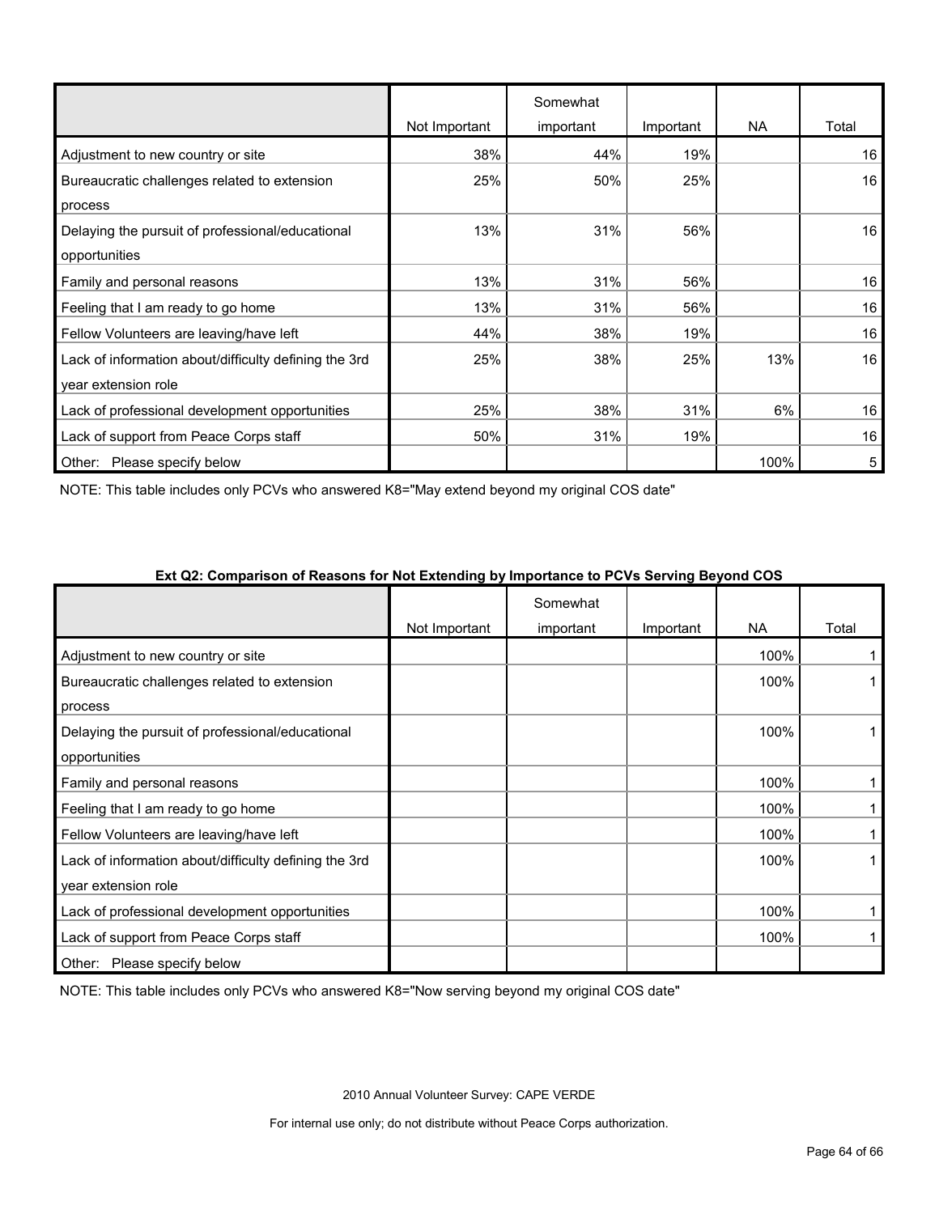| | Not Important | Somewhat important | Important | NA | Total |
|---|---|---|---|---|---|
| Adjustment to new country or site | 38% | 44% | 19% | | 16 |
| Bureaucratic challenges related to extension process | 25% | 50% | 25% | | 16 |
| Delaying the pursuit of professional/educational opportunities | 13% | 31% | 56% | | 16 |
| Family and personal reasons | 13% | 31% | 56% | | 16 |
| Feeling that I am ready to go home | 13% | 31% | 56% | | 16 |
| Fellow Volunteers are leaving/have left | 44% | 38% | 19% | | 16 |
| Lack of information about/difficulty defining the 3rd year extension role | 25% | 38% | 25% | 13% | 16 |
| Lack of professional development opportunities | 25% | 38% | 31% | 6% | 16 |
| Lack of support from Peace Corps staff | 50% | 31% | 19% | | 16 |
| Other: Please specify below | | | | 100% | 5 |

NOTE: This table includes only PCVs who answered K8="May extend beyond my original COS date"

**Ext Q2: Comparison of Reasons for Not Extending by Importance to PCVs Serving Beyond COS**

| | Not Important | Somewhat important | Important | NA | Total |
|---|---|---|---|---|---|
| Adjustment to new country or site | | | | 100% | 1 |
| Bureaucratic challenges related to extension process | | | | 100% | 1 |
| Delaying the pursuit of professional/educational opportunities | | | | 100% | 1 |
| Family and personal reasons | | | | 100% | 1 |
| Feeling that I am ready to go home | | | | 100% | 1 |
| Fellow Volunteers are leaving/have left | | | | 100% | 1 |
| Lack of information about/difficulty defining the 3rd year extension role | | | | 100% | 1 |
| Lack of professional development opportunities | | | | 100% | 1 |
| Lack of support from Peace Corps staff | | | | 100% | 1 |
| Other: Please specify below | | | | | |

NOTE: This table includes only PCVs who answered K8="Now serving beyond my original COS date"

2010 Annual Volunteer Survey: CAPE VERDE

For internal use only; do not distribute without Peace Corps authorization.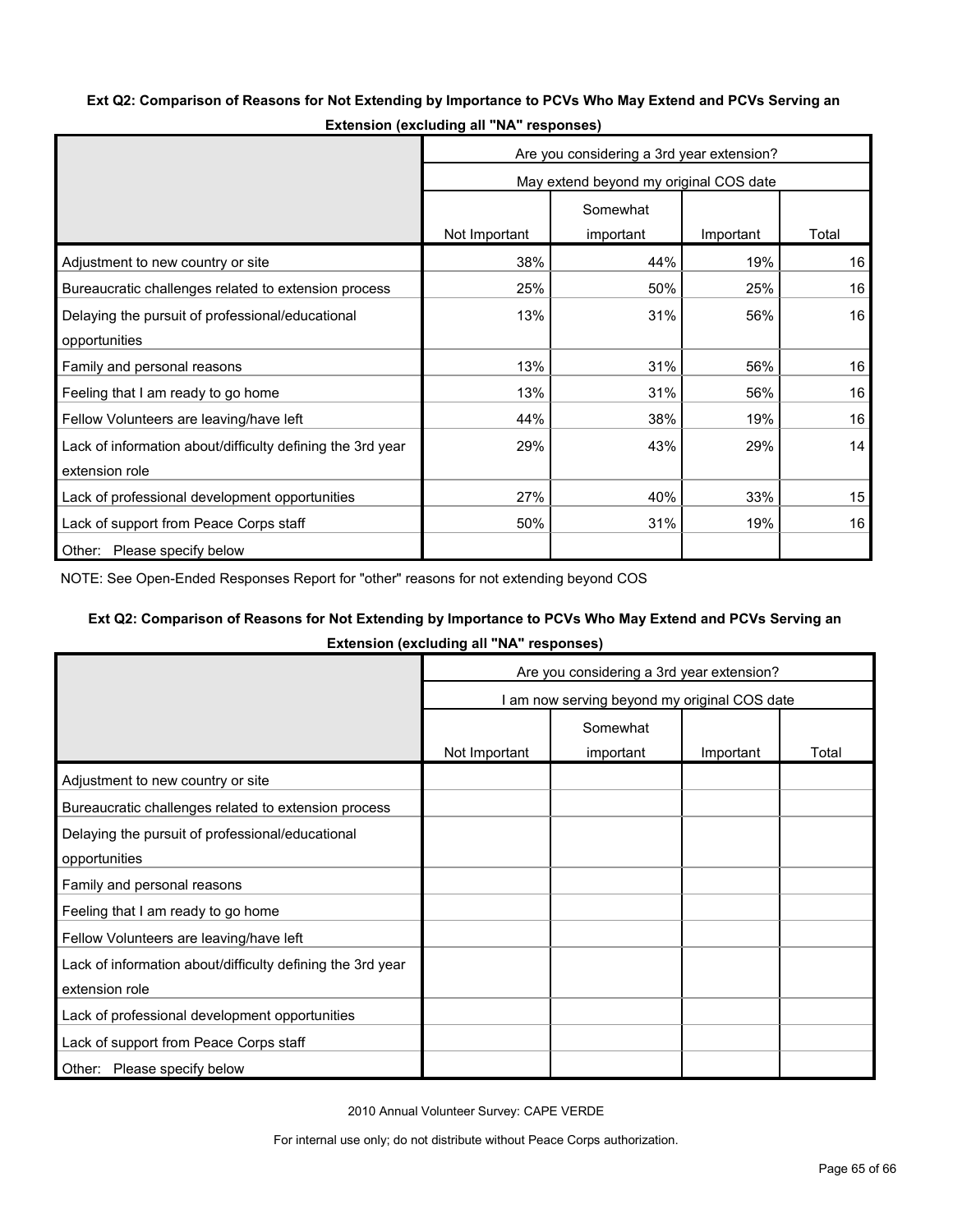### Ext Q2: Comparison of Reasons for Not Extending by Importance to PCVs Who May Extend and PCVs Serving an Extension (excluding all "NA" responses)

| | Are you considering a 3rd year extension? | | | |
|---|---|---|---|---|
| | May extend beyond my original COS date | | | |
| | Not Important | Somewhat important | Important | Total |
| Adjustment to new country or site | 38% | 44% | 19% | 16 |
| Bureaucratic challenges related to extension process | 25% | 50% | 25% | 16 |
| Delaying the pursuit of professional/educational opportunities | 13% | 31% | 56% | 16 |
| Family and personal reasons | 13% | 31% | 56% | 16 |
| Feeling that I am ready to go home | 13% | 31% | 56% | 16 |
| Fellow Volunteers are leaving/have left | 44% | 38% | 19% | 16 |
| Lack of information about/difficulty defining the 3rd year extension role | 29% | 43% | 29% | 14 |
| Lack of professional development opportunities | 27% | 40% | 33% | 15 |
| Lack of support from Peace Corps staff | 50% | 31% | 19% | 16 |
| Other: Please specify below | | | | |

NOTE: See Open-Ended Responses Report for "other" reasons for not extending beyond COS

### Ext Q2: Comparison of Reasons for Not Extending by Importance to PCVs Who May Extend and PCVs Serving an Extension (excluding all "NA" responses)

| | Are you considering a 3rd year extension? | | | |
|---|---|---|---|---|
| | I am now serving beyond my original COS date | | | |
| | Not Important | Somewhat important | Important | Total |
| Adjustment to new country or site | | | | |
| Bureaucratic challenges related to extension process | | | | |
| Delaying the pursuit of professional/educational opportunities | | | | |
| Family and personal reasons | | | | |
| Feeling that I am ready to go home | | | | |
| Fellow Volunteers are leaving/have left | | | | |
| Lack of information about/difficulty defining the 3rd year extension role | | | | |
| Lack of professional development opportunities | | | | |
| Lack of support from Peace Corps staff | | | | |
| Other: Please specify below | | | | |

2010 Annual Volunteer Survey: CAPE VERDE

For internal use only; do not distribute without Peace Corps authorization.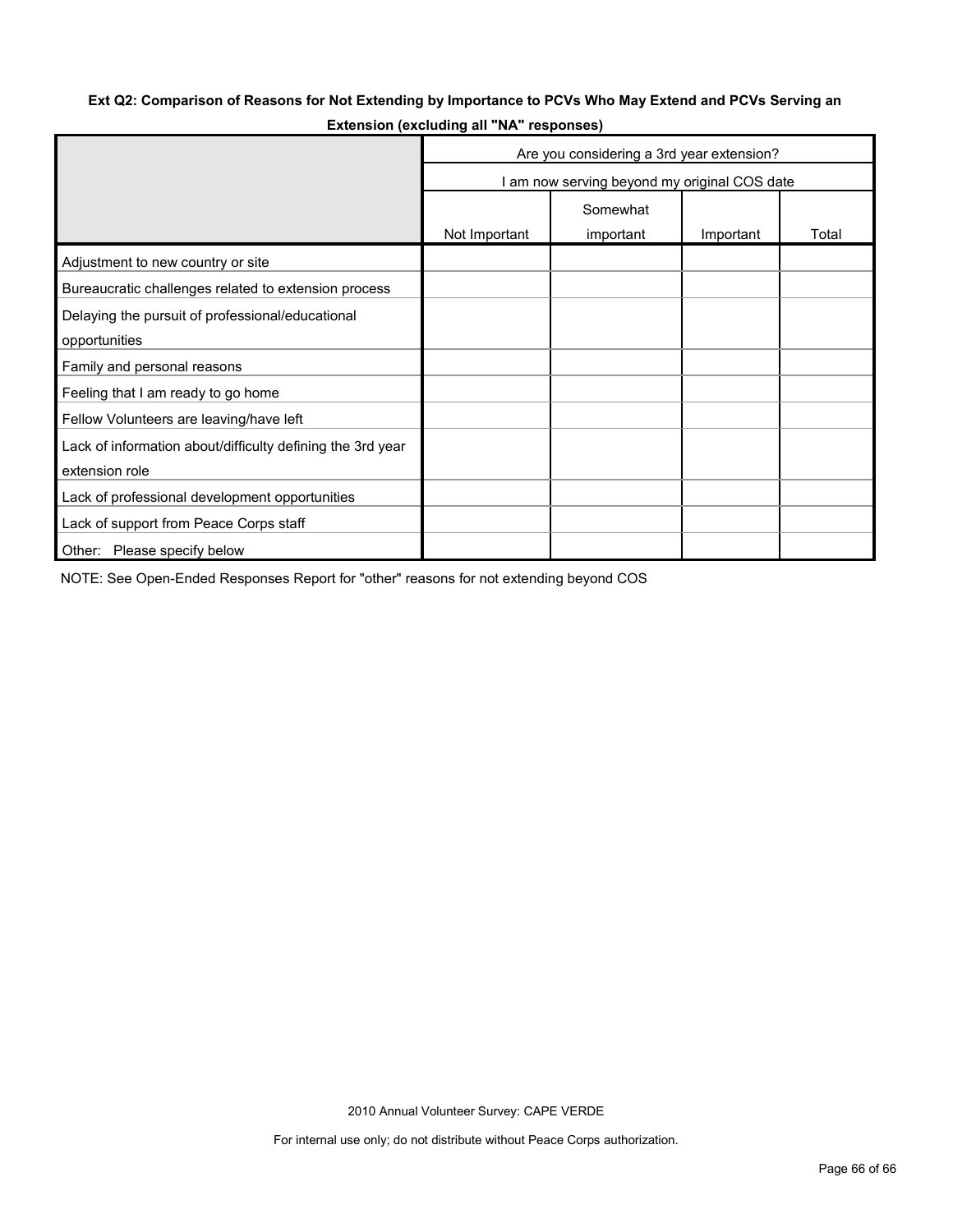**Ext Q2: Comparison of Reasons for Not Extending by Importance to PCVs Who May Extend and PCVs Serving an Extension (excluding all "NA" responses)**

| | Are you considering a 3rd year extension? | | | |
|---|---|---|---|---|
| | I am now serving beyond my original COS date | | | |
| | Not Important | Somewhat important | Important | Total |
| Adjustment to new country or site | | | | |
| Bureaucratic challenges related to extension process | | | | |
| Delaying the pursuit of professional/educational opportunities | | | | |
| Family and personal reasons | | | | |
| Feeling that I am ready to go home | | | | |
| Fellow Volunteers are leaving/have left | | | | |
| Lack of information about/difficulty defining the 3rd year extension role | | | | |
| Lack of professional development opportunities | | | | |
| Lack of support from Peace Corps staff | | | | |
| Other: Please specify below | | | | |

NOTE: See Open-Ended Responses Report for "other" reasons for not extending beyond COS

2010 Annual Volunteer Survey: CAPE VERDE

For internal use only; do not distribute without Peace Corps authorization.